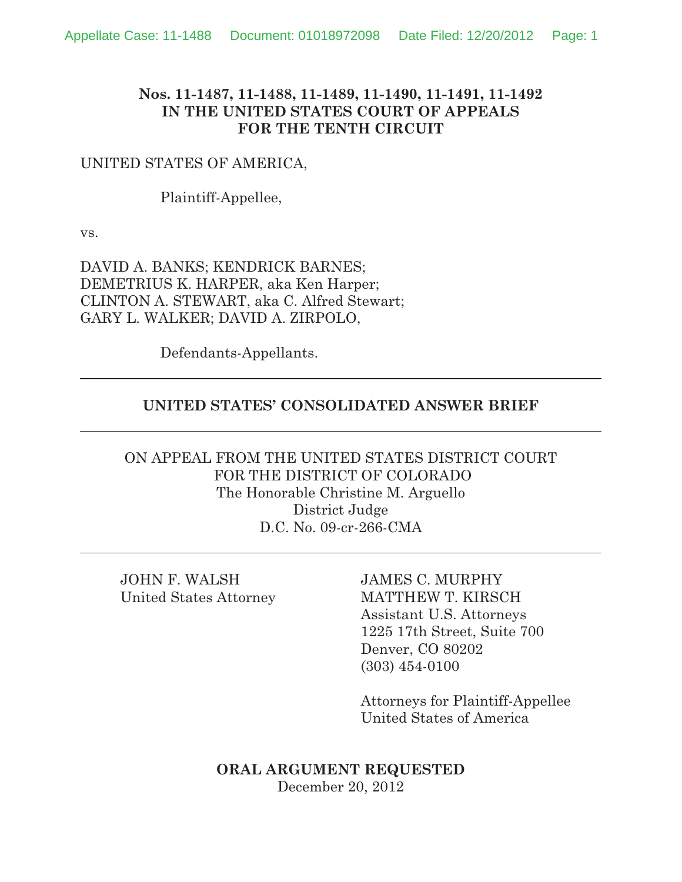**Nos. 11-1487, 11-1488, 11-1489, 11-1490, 11-1491, 11-1492**
**IN THE UNITED STATES COURT OF APPEALS**
**FOR THE TENTH CIRCUIT**

UNITED STATES OF AMERICA,

Plaintiff-Appellee,

vs.

DAVID A. BANKS; KENDRICK BARNES;
DEMETRIUS K. HARPER, aka Ken Harper;
CLINTON A. STEWART, aka C. Alfred Stewart;
GARY L. WALKER; DAVID A. ZIRPOLO,

Defendants-Appellants.

---

**UNITED STATES' CONSOLIDATED ANSWER BRIEF**

---

ON APPEAL FROM THE UNITED STATES DISTRICT COURT
FOR THE DISTRICT OF COLORADO
The Honorable Christine M. Arguello
District Judge
D.C. No. 09-cr-266-CMA

---

JOHN F. WALSH
United States Attorney

JAMES C. MURPHY
MATTHEW T. KIRSCH
Assistant U.S. Attorneys
1225 17th Street, Suite 700
Denver, CO 80202
(303) 454-0100

Attorneys for Plaintiff-Appellee
United States of America

**ORAL ARGUMENT REQUESTED**
December 20, 2012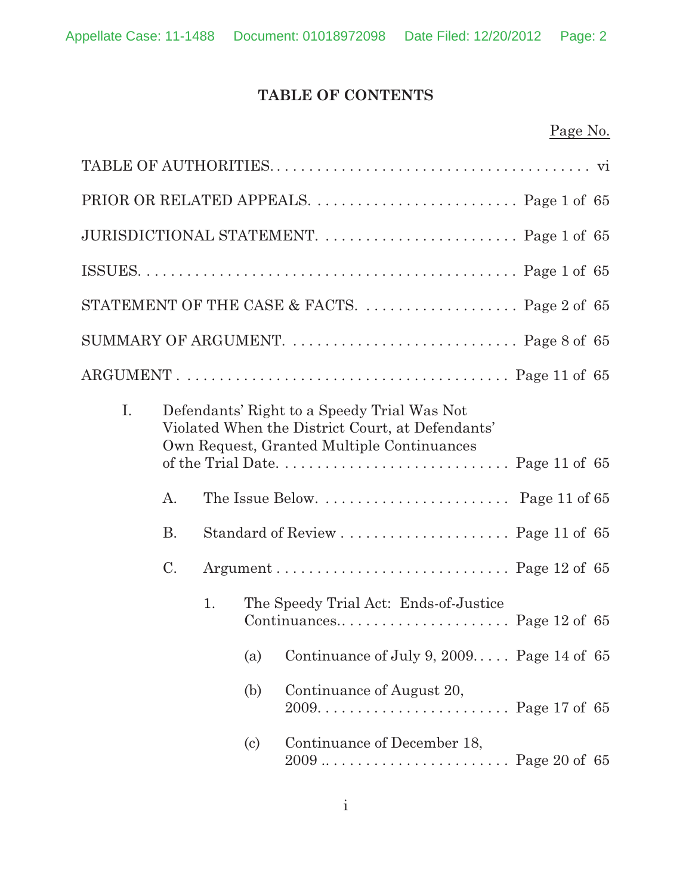# TABLE OF CONTENTS

Page No.

TABLE OF AUTHORITIES. . . . . . . . . . . . . . . . . . . . . . . . . . . . . . . . . . . . . . . . vi

PRIOR OR RELATED APPEALS. . . . . . . . . . . . . . . . . . . . . . . . . . Page 1 of 65

JURISDICTIONAL STATEMENT. . . . . . . . . . . . . . . . . . . . . . . . . Page 1 of 65

ISSUES. . . . . . . . . . . . . . . . . . . . . . . . . . . . . . . . . . . . . . . . . . . . . . Page 1 of 65

STATEMENT OF THE CASE & FACTS. . . . . . . . . . . . . . . . . . . . Page 2 of 65

SUMMARY OF ARGUMENT. . . . . . . . . . . . . . . . . . . . . . . . . . . . Page 8 of 65

ARGUMENT . . . . . . . . . . . . . . . . . . . . . . . . . . . . . . . . . . . . . . . . Page 11 of 65

I. Defendants' Right to a Speedy Trial Was Not Violated When the District Court, at Defendants' Own Request, Granted Multiple Continuances of the Trial Date. . . . . . . . . . . . . . . . . . . . . . . . . . . . Page 11 of 65

A. The Issue Below. . . . . . . . . . . . . . . . . . . . . . . . Page 11 of 65

B. Standard of Review . . . . . . . . . . . . . . . . . . . . . Page 11 of 65

C. Argument . . . . . . . . . . . . . . . . . . . . . . . . . . . . Page 12 of 65

1. The Speedy Trial Act: Ends-of-Justice Continuances.. . . . . . . . . . . . . . . . . . . . . Page 12 of 65

(a) Continuance of July 9, 2009. . . . . Page 14 of 65

(b) Continuance of August 20, 2009. . . . . . . . . . . . . . . . . . . . . . . . Page 17 of 65

(c) Continuance of December 18, 2009 . . . . . . . . . . . . . . . . . . . . . . . . Page 20 of 65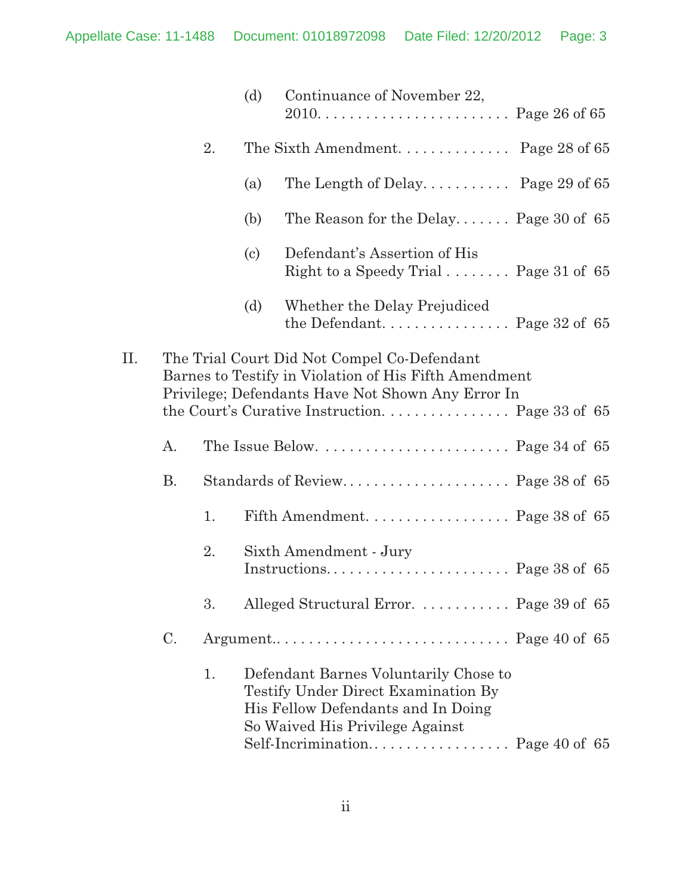(d) Continuance of November 22, 2010. . . . . . . . . . . . . . . . . . . . . . . . Page 26 of 65

2. The Sixth Amendment. . . . . . . . . . . . . . Page 28 of 65

(a) The Length of Delay. . . . . . . . . . . Page 29 of 65

(b) The Reason for the Delay. . . . . . . Page 30 of 65

(c) Defendant's Assertion of His Right to a Speedy Trial . . . . . . . . Page 31 of 65

(d) Whether the Delay Prejudiced the Defendant. . . . . . . . . . . . . . . . Page 32 of 65

II. The Trial Court Did Not Compel Co-Defendant Barnes to Testify in Violation of His Fifth Amendment Privilege; Defendants Have Not Shown Any Error In the Court's Curative Instruction. . . . . . . . . . . . . . . . Page 33 of 65

A. The Issue Below. . . . . . . . . . . . . . . . . . . . . . . . Page 34 of 65

B. Standards of Review. . . . . . . . . . . . . . . . . . . . . . Page 38 of 65

1. Fifth Amendment. . . . . . . . . . . . . . . . . . Page 38 of 65

2. Sixth Amendment - Jury Instructions. . . . . . . . . . . . . . . . . . . . . . . Page 38 of 65

3. Alleged Structural Error. . . . . . . . . . . . Page 39 of 65

C. Argument.. . . . . . . . . . . . . . . . . . . . . . . . . . . . Page 40 of 65

1. Defendant Barnes Voluntarily Chose to Testify Under Direct Examination By His Fellow Defendants and In Doing So Waived His Privilege Against Self-Incrimination. . . . . . . . . . . . . . . . . . Page 40 of 65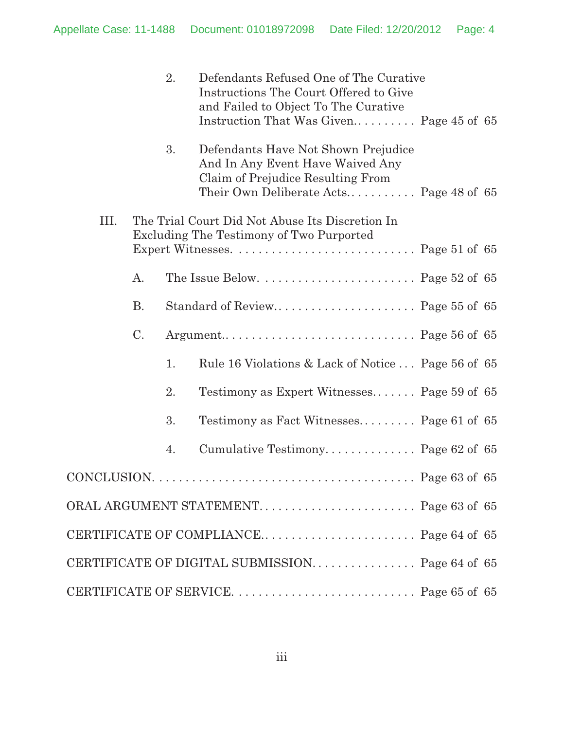2. Defendants Refused One of The Curative Instructions The Court Offered to Give and Failed to Object To The Curative Instruction That Was Given.......... Page 45 of 65

3. Defendants Have Not Shown Prejudice And In Any Event Have Waived Any Claim of Prejudice Resulting From Their Own Deliberate Acts........... Page 48 of 65

III. The Trial Court Did Not Abuse Its Discretion In Excluding The Testimony of Two Purported Expert Witnesses. ........................... Page 51 of 65

A. The Issue Below. ....................... Page 52 of 65

B. Standard of Review...................... Page 55 of 65

C. Argument.. ............................ Page 56 of 65

1. Rule 16 Violations & Lack of Notice ... Page 56 of 65

2. Testimony as Expert Witnesses....... Page 59 of 65

3. Testimony as Fact Witnesses......... Page 61 of 65

4. Cumulative Testimony.............. Page 62 of 65

CONCLUSION. ....................................... Page 63 of 65

ORAL ARGUMENT STATEMENT. ........................ Page 63 of 65

CERTIFICATE OF COMPLIANCE. ....................... Page 64 of 65

CERTIFICATE OF DIGITAL SUBMISSION. ................ Page 64 of 65

CERTIFICATE OF SERVICE. ........................... Page 65 of 65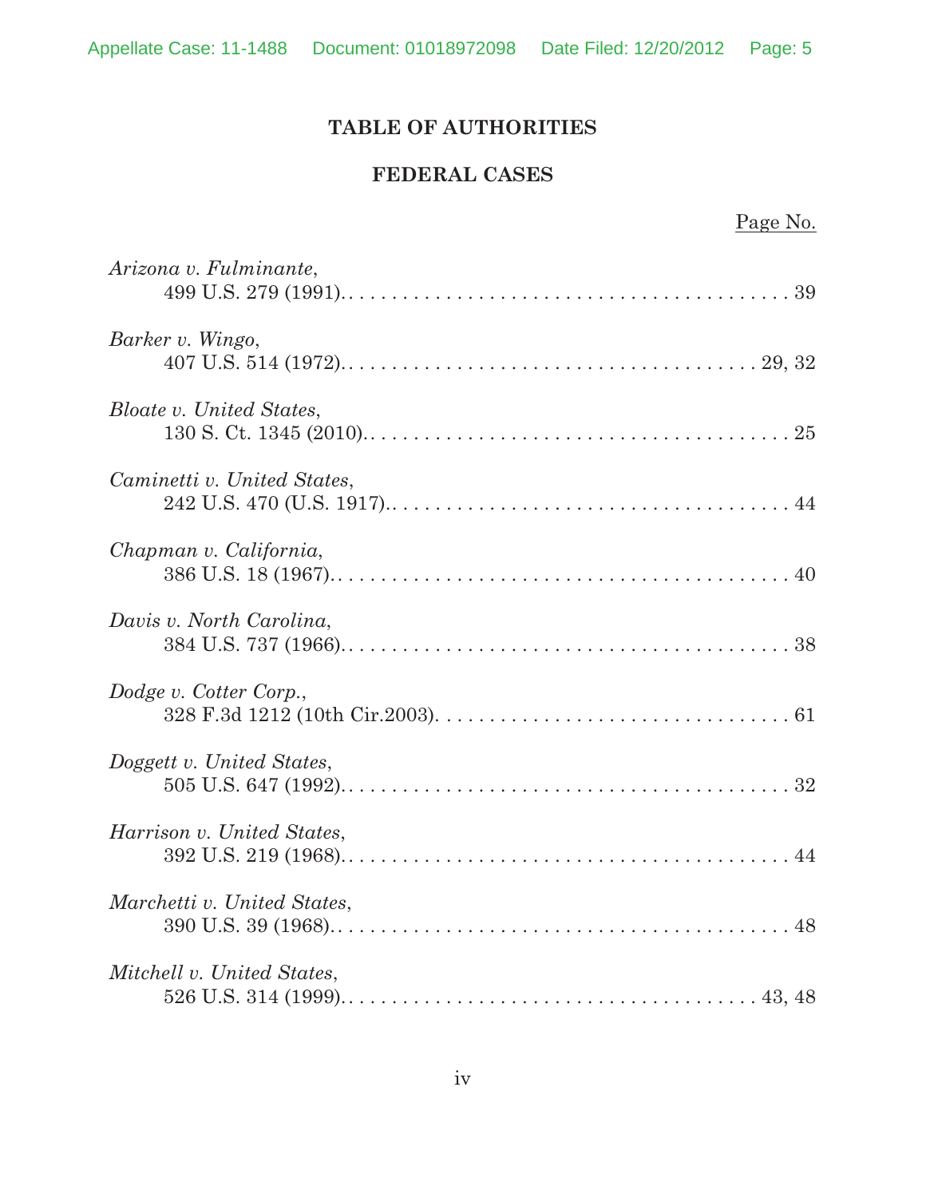# TABLE OF AUTHORITIES

## FEDERAL CASES

Page No.

*Arizona v. Fulminante*,
499 U.S. 279 (1991). . . . . . . . . . . . . . . . . . . . . . . . . . . . . . . . . . . . . . . . . 39

*Barker v. Wingo*,
407 U.S. 514 (1972). . . . . . . . . . . . . . . . . . . . . . . . . . . . . . . . . . . . . . . 29, 32

*Bloate v. United States*,
130 S. Ct. 1345 (2010). . . . . . . . . . . . . . . . . . . . . . . . . . . . . . . . . . . . . . 25

*Caminetti v. United States*,
242 U.S. 470 (U.S. 1917). . . . . . . . . . . . . . . . . . . . . . . . . . . . . . . . . . . . 44

*Chapman v. California*,
386 U.S. 18 (1967). . . . . . . . . . . . . . . . . . . . . . . . . . . . . . . . . . . . . . . . . 40

*Davis v. North Carolina*,
384 U.S. 737 (1966). . . . . . . . . . . . . . . . . . . . . . . . . . . . . . . . . . . . . . . . 38

*Dodge v. Cotter Corp.*,
328 F.3d 1212 (10th Cir.2003). . . . . . . . . . . . . . . . . . . . . . . . . . . . . . . . 61

*Doggett v. United States*,
505 U.S. 647 (1992). . . . . . . . . . . . . . . . . . . . . . . . . . . . . . . . . . . . . . . . 32

*Harrison v. United States*,
392 U.S. 219 (1968). . . . . . . . . . . . . . . . . . . . . . . . . . . . . . . . . . . . . . . . 44

*Marchetti v. United States*,
390 U.S. 39 (1968). . . . . . . . . . . . . . . . . . . . . . . . . . . . . . . . . . . . . . . . . 48

*Mitchell v. United States*,
526 U.S. 314 (1999). . . . . . . . . . . . . . . . . . . . . . . . . . . . . . . . . . . . . . 43, 48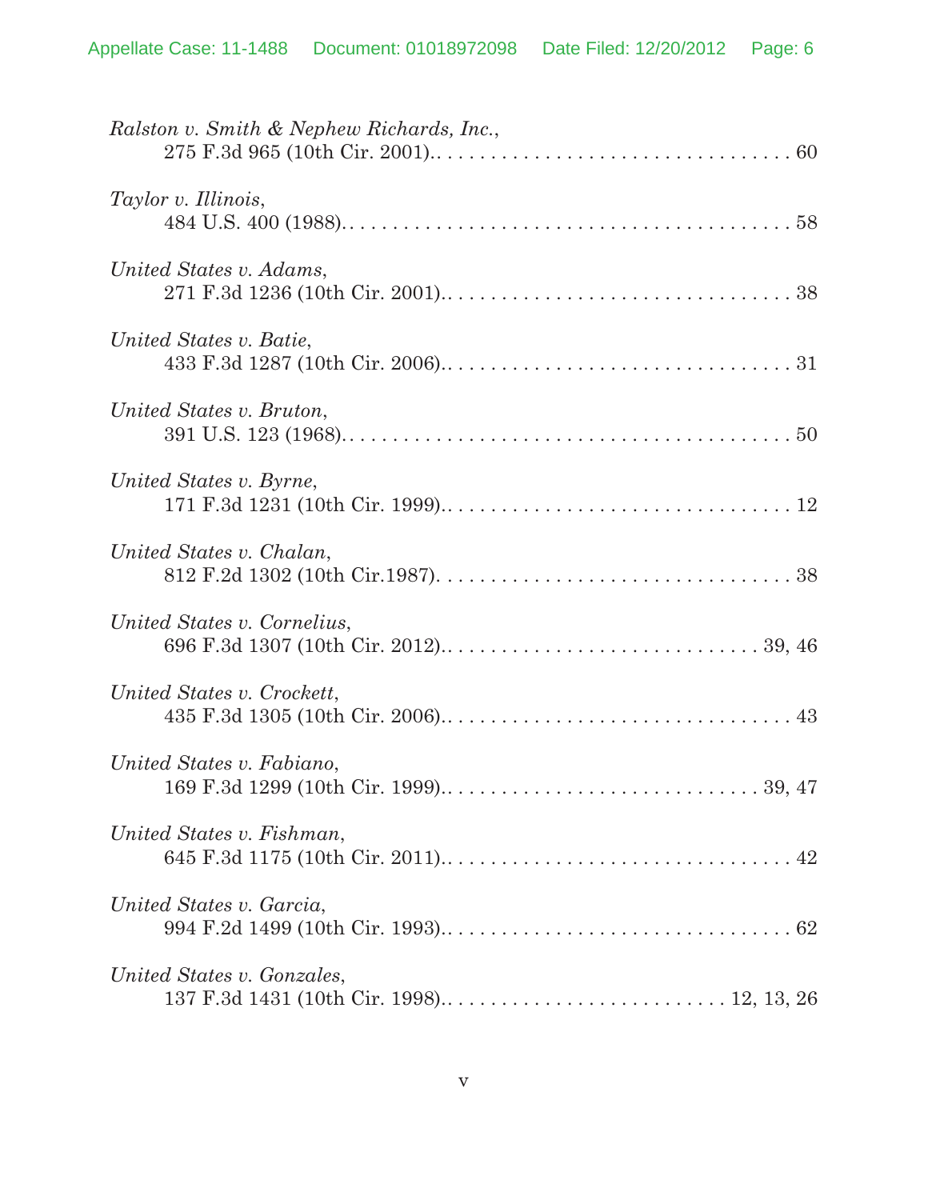*Ralston v. Smith & Nephew Richards, Inc.*,
275 F.3d 965 (10th Cir. 2001). . . . . . . . . . . . . . . . . . . . . . . . . . . . . . . . . . 60

*Taylor v. Illinois*,
484 U.S. 400 (1988). . . . . . . . . . . . . . . . . . . . . . . . . . . . . . . . . . . . . . . . . . 58

*United States v. Adams*,
271 F.3d 1236 (10th Cir. 2001). . . . . . . . . . . . . . . . . . . . . . . . . . . . . . . . 38

*United States v. Batie*,
433 F.3d 1287 (10th Cir. 2006). . . . . . . . . . . . . . . . . . . . . . . . . . . . . . . . 31

*United States v. Bruton*,
391 U.S. 123 (1968). . . . . . . . . . . . . . . . . . . . . . . . . . . . . . . . . . . . . . . . . 50

*United States v. Byrne*,
171 F.3d 1231 (10th Cir. 1999). . . . . . . . . . . . . . . . . . . . . . . . . . . . . . . . 12

*United States v. Chalan*,
812 F.2d 1302 (10th Cir.1987). . . . . . . . . . . . . . . . . . . . . . . . . . . . . . . . . 38

*United States v. Cornelius*,
696 F.3d 1307 (10th Cir. 2012). . . . . . . . . . . . . . . . . . . . . . . . . . . . . 39, 46

*United States v. Crockett*,
435 F.3d 1305 (10th Cir. 2006). . . . . . . . . . . . . . . . . . . . . . . . . . . . . . . . 43

*United States v. Fabiano*,
169 F.3d 1299 (10th Cir. 1999). . . . . . . . . . . . . . . . . . . . . . . . . . . . . 39, 47

*United States v. Fishman*,
645 F.3d 1175 (10th Cir. 2011). . . . . . . . . . . . . . . . . . . . . . . . . . . . . . . . 42

*United States v. Garcia*,
994 F.2d 1499 (10th Cir. 1993). . . . . . . . . . . . . . . . . . . . . . . . . . . . . . . . 62

*United States v. Gonzales*,
137 F.3d 1431 (10th Cir. 1998). . . . . . . . . . . . . . . . . . . . . . . . . . 12, 13, 26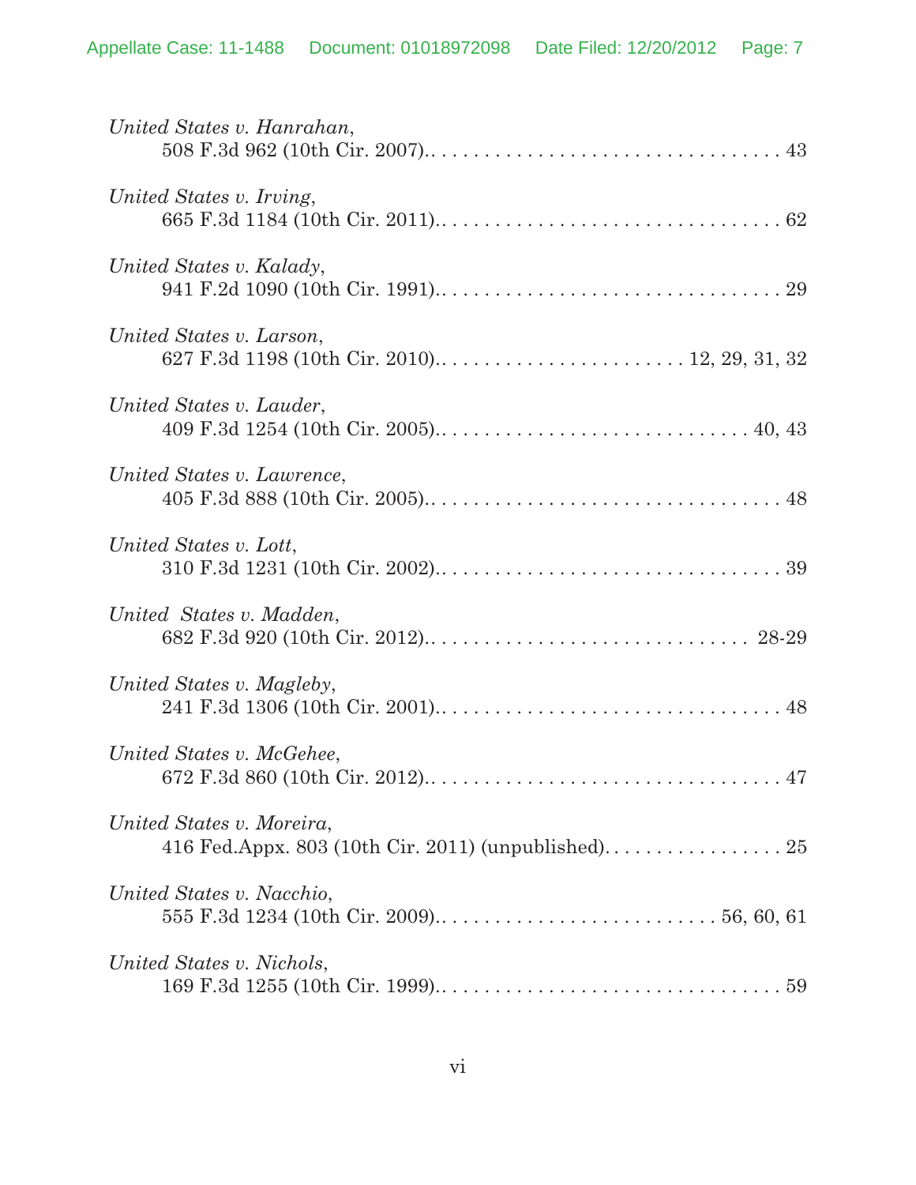*United States v. Hanrahan*,
508 F.3d 962 (10th Cir. 2007).................................. 43

*United States v. Irving*,
665 F.3d 1184 (10th Cir. 2011)................................ 62

*United States v. Kalady*,
941 F.2d 1090 (10th Cir. 1991)................................ 29

*United States v. Larson*,
627 F.3d 1198 (10th Cir. 2010)........................ 12, 29, 31, 32

*United States v. Lauder*,
409 F.3d 1254 (10th Cir. 2005)............................ 40, 43

*United States v. Lawrence*,
405 F.3d 888 (10th Cir. 2005).................................. 48

*United States v. Lott*,
310 F.3d 1231 (10th Cir. 2002)................................ 39

*United States v. Madden*,
682 F.3d 920 (10th Cir. 2012).............................. 28-29

*United States v. Magleby*,
241 F.3d 1306 (10th Cir. 2001)................................ 48

*United States v. McGehee*,
672 F.3d 860 (10th Cir. 2012).................................. 47

*United States v. Moreira*,
416 Fed.Appx. 803 (10th Cir. 2011) (unpublished)................. 25

*United States v. Nacchio*,
555 F.3d 1234 (10th Cir. 2009).......................... 56, 60, 61

*United States v. Nichols*,
169 F.3d 1255 (10th Cir. 1999)................................ 59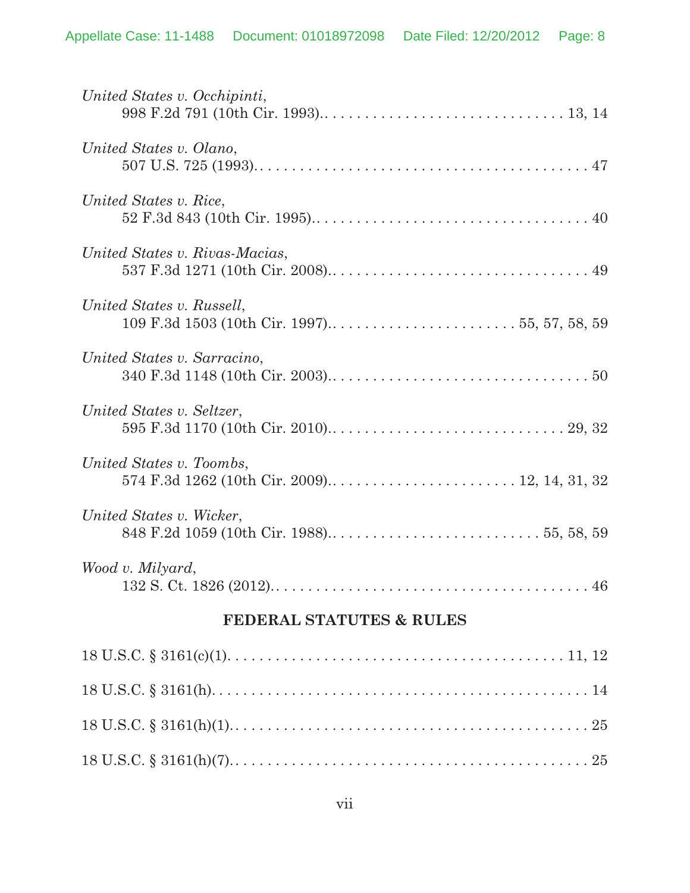*United States v. Occhipinti*,
998 F.2d 791 (10th Cir. 1993). . . . . . . . . . . . . . . . . . . . . . . . . . . . . . . 13, 14

*United States v. Olano*,
507 U.S. 725 (1993). . . . . . . . . . . . . . . . . . . . . . . . . . . . . . . . . . . . . . . . . 47

*United States v. Rice*,
52 F.3d 843 (10th Cir. 1995). . . . . . . . . . . . . . . . . . . . . . . . . . . . . . . . . . 40

*United States v. Rivas-Macias*,
537 F.3d 1271 (10th Cir. 2008). . . . . . . . . . . . . . . . . . . . . . . . . . . . . . . . 49

*United States v. Russell*,
109 F.3d 1503 (10th Cir. 1997). . . . . . . . . . . . . . . . . . . . . . . 55, 57, 58, 59

*United States v. Sarracino*,
340 F.3d 1148 (10th Cir. 2003). . . . . . . . . . . . . . . . . . . . . . . . . . . . . . . . 50

*United States v. Seltzer*,
595 F.3d 1170 (10th Cir. 2010). . . . . . . . . . . . . . . . . . . . . . . . . . . . . 29, 32

*United States v. Toombs*,
574 F.3d 1262 (10th Cir. 2009). . . . . . . . . . . . . . . . . . . . . . . 12, 14, 31, 32

*United States v. Wicker*,
848 F.2d 1059 (10th Cir. 1988). . . . . . . . . . . . . . . . . . . . . . . . . . 55, 58, 59

*Wood v. Milyard*,
132 S. Ct. 1826 (2012). . . . . . . . . . . . . . . . . . . . . . . . . . . . . . . . . . . . . . 46

## FEDERAL STATUTES & RULES

18 U.S.C. § 3161(c)(1). . . . . . . . . . . . . . . . . . . . . . . . . . . . . . . . . . . . . . . 11, 12

18 U.S.C. § 3161(h). . . . . . . . . . . . . . . . . . . . . . . . . . . . . . . . . . . . . . . . . . . 14

18 U.S.C. § 3161(h)(1). . . . . . . . . . . . . . . . . . . . . . . . . . . . . . . . . . . . . . . . . 25

18 U.S.C. § 3161(h)(7). . . . . . . . . . . . . . . . . . . . . . . . . . . . . . . . . . . . . . . . . 25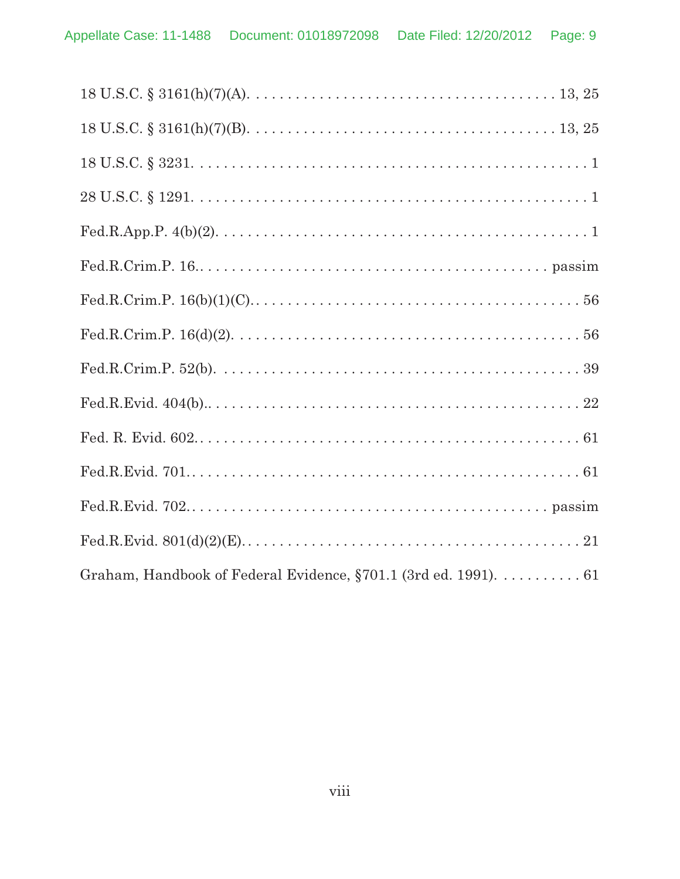18 U.S.C. § 3161(h)(7)(A). . . . . . . . . . . . . . . . . . . . . . . . . . . . . . . . . . . . . 13, 25

18 U.S.C. § 3161(h)(7)(B). . . . . . . . . . . . . . . . . . . . . . . . . . . . . . . . . . . . . 13, 25

18 U.S.C. § 3231. . . . . . . . . . . . . . . . . . . . . . . . . . . . . . . . . . . . . . . . . . . . . . 1

28 U.S.C. § 1291. . . . . . . . . . . . . . . . . . . . . . . . . . . . . . . . . . . . . . . . . . . . . . 1

Fed.R.App.P. 4(b)(2). . . . . . . . . . . . . . . . . . . . . . . . . . . . . . . . . . . . . . . . . . . 1

Fed.R.Crim.P. 16.. . . . . . . . . . . . . . . . . . . . . . . . . . . . . . . . . . . . . . . . . passim

Fed.R.Crim.P. 16(b)(1)(C).. . . . . . . . . . . . . . . . . . . . . . . . . . . . . . . . . . . . . . 56

Fed.R.Crim.P. 16(d)(2). . . . . . . . . . . . . . . . . . . . . . . . . . . . . . . . . . . . . . . . . 56

Fed.R.Crim.P. 52(b). . . . . . . . . . . . . . . . . . . . . . . . . . . . . . . . . . . . . . . . . . . 39

Fed.R.Evid. 404(b).. . . . . . . . . . . . . . . . . . . . . . . . . . . . . . . . . . . . . . . . . . . 22

Fed. R. Evid. 602.. . . . . . . . . . . . . . . . . . . . . . . . . . . . . . . . . . . . . . . . . . . . 61

Fed.R.Evid. 701.. . . . . . . . . . . . . . . . . . . . . . . . . . . . . . . . . . . . . . . . . . . . . 61

Fed.R.Evid. 702.. . . . . . . . . . . . . . . . . . . . . . . . . . . . . . . . . . . . . . . . . . passim

Fed.R.Evid. 801(d)(2)(E).. . . . . . . . . . . . . . . . . . . . . . . . . . . . . . . . . . . . . . . 21

Graham, Handbook of Federal Evidence, §701.1 (3rd ed. 1991). . . . . . . . . . . 61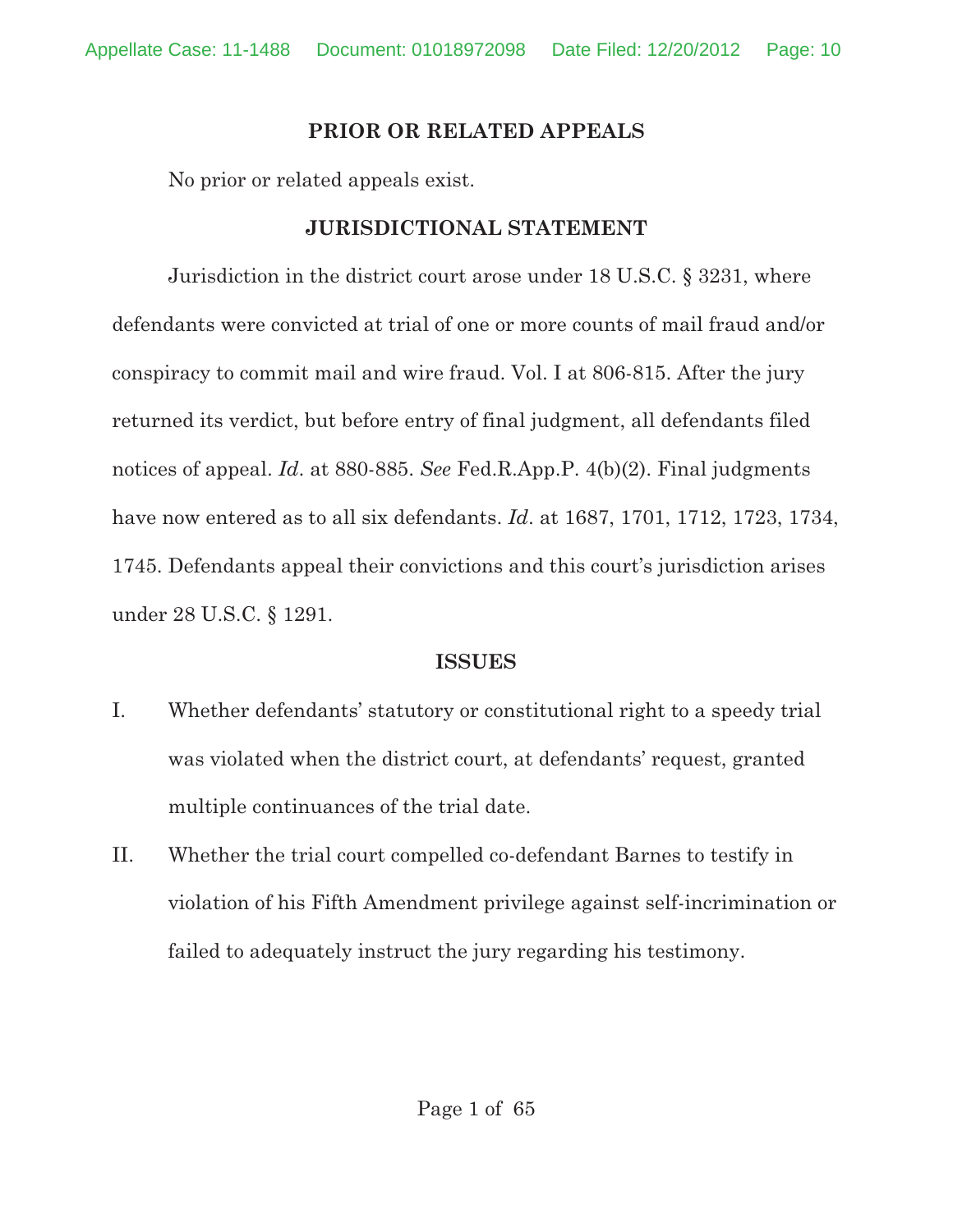## PRIOR OR RELATED APPEALS

No prior or related appeals exist.

## JURISDICTIONAL STATEMENT

Jurisdiction in the district court arose under 18 U.S.C. § 3231, where defendants were convicted at trial of one or more counts of mail fraud and/or conspiracy to commit mail and wire fraud. Vol. I at 806-815. After the jury returned its verdict, but before entry of final judgment, all defendants filed notices of appeal. *Id*. at 880-885. *See* Fed.R.App.P. 4(b)(2). Final judgments have now entered as to all six defendants. *Id*. at 1687, 1701, 1712, 1723, 1734, 1745. Defendants appeal their convictions and this court's jurisdiction arises under 28 U.S.C. § 1291.

## ISSUES

I. Whether defendants' statutory or constitutional right to a speedy trial was violated when the district court, at defendants' request, granted multiple continuances of the trial date.

II. Whether the trial court compelled co-defendant Barnes to testify in violation of his Fifth Amendment privilege against self-incrimination or failed to adequately instruct the jury regarding his testimony.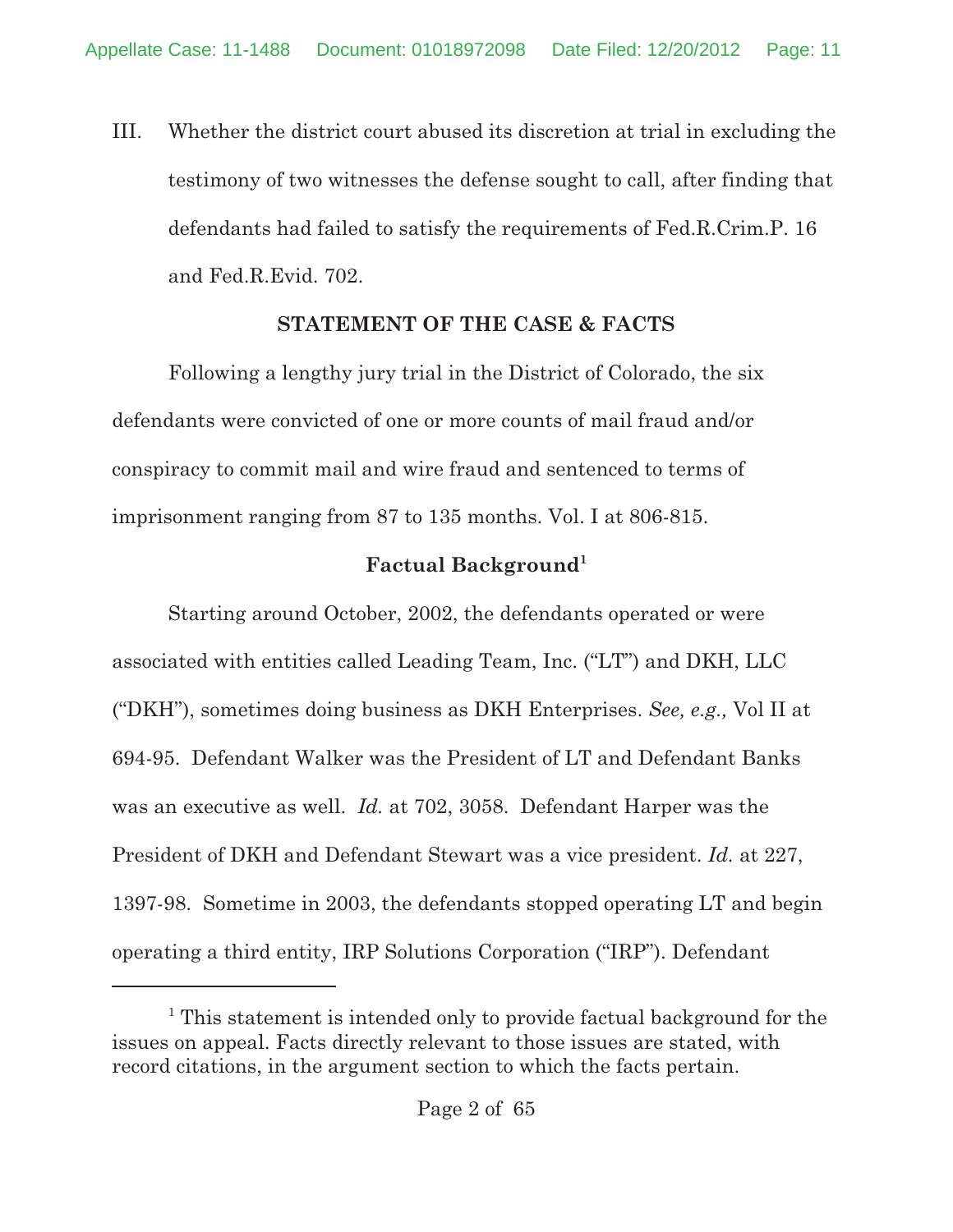III. Whether the district court abused its discretion at trial in excluding the testimony of two witnesses the defense sought to call, after finding that defendants had failed to satisfy the requirements of Fed.R.Crim.P. 16 and Fed.R.Evid. 702.

## STATEMENT OF THE CASE & FACTS

Following a lengthy jury trial in the District of Colorado, the six defendants were convicted of one or more counts of mail fraud and/or conspiracy to commit mail and wire fraud and sentenced to terms of imprisonment ranging from 87 to 135 months. Vol. I at 806-815.

### Factual Background[1]

Starting around October, 2002, the defendants operated or were associated with entities called Leading Team, Inc. ("LT") and DKH, LLC ("DKH"), sometimes doing business as DKH Enterprises. *See, e.g.,* Vol II at 694-95. Defendant Walker was the President of LT and Defendant Banks was an executive as well. *Id.* at 702, 3058. Defendant Harper was the President of DKH and Defendant Stewart was a vice president. *Id.* at 227, 1397-98. Sometime in 2003, the defendants stopped operating LT and begin operating a third entity, IRP Solutions Corporation ("IRP"). Defendant

[1] This statement is intended only to provide factual background for the issues on appeal. Facts directly relevant to those issues are stated, with record citations, in the argument section to which the facts pertain.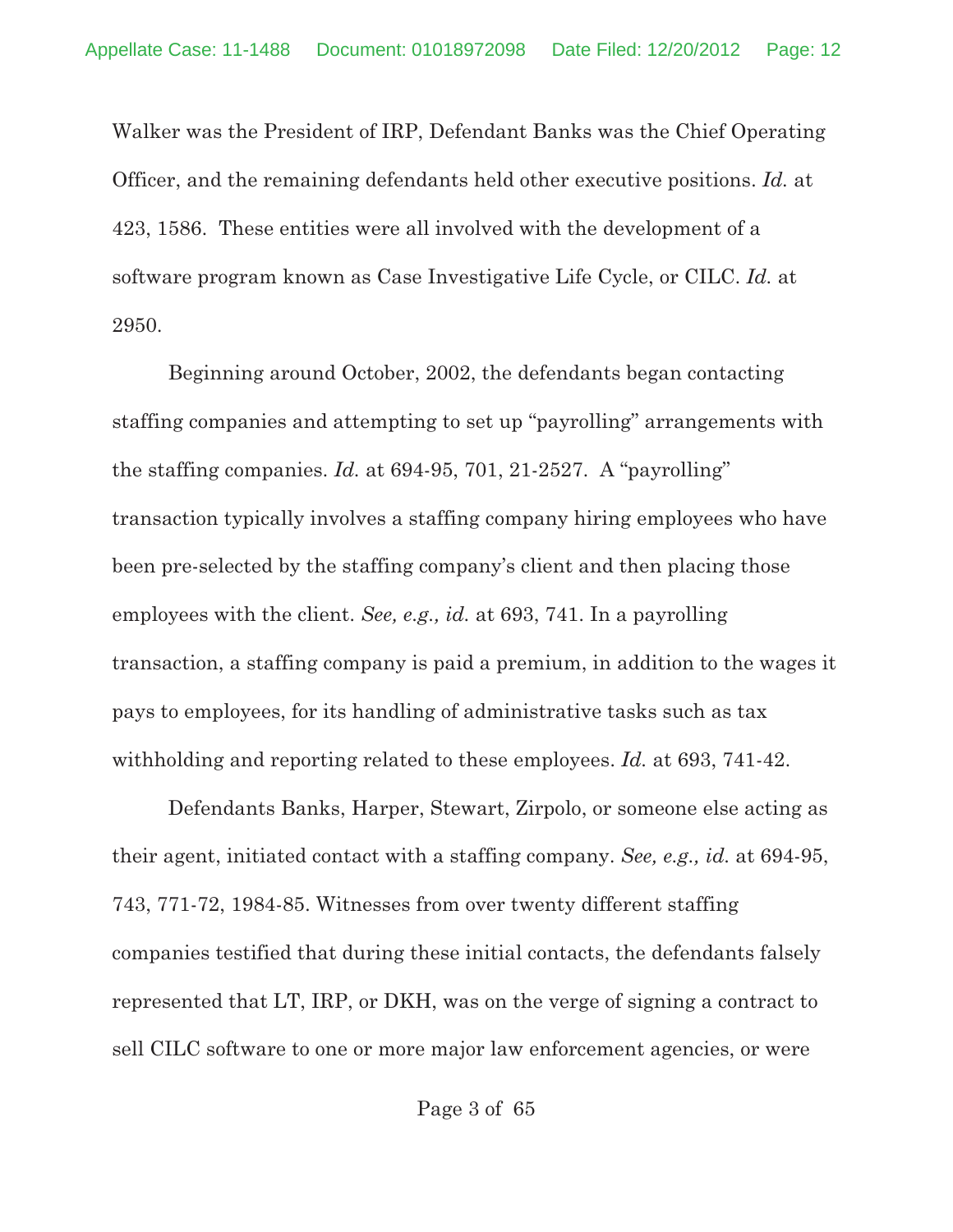Walker was the President of IRP, Defendant Banks was the Chief Operating Officer, and the remaining defendants held other executive positions. *Id.* at 423, 1586. These entities were all involved with the development of a software program known as Case Investigative Life Cycle, or CILC. *Id.* at 2950.

Beginning around October, 2002, the defendants began contacting staffing companies and attempting to set up "payrolling" arrangements with the staffing companies. *Id.* at 694-95, 701, 21-2527. A "payrolling" transaction typically involves a staffing company hiring employees who have been pre-selected by the staffing company's client and then placing those employees with the client. *See, e.g., id.* at 693, 741. In a payrolling transaction, a staffing company is paid a premium, in addition to the wages it pays to employees, for its handling of administrative tasks such as tax withholding and reporting related to these employees. *Id.* at 693, 741-42.

Defendants Banks, Harper, Stewart, Zirpolo, or someone else acting as their agent, initiated contact with a staffing company. *See, e.g., id.* at 694-95, 743, 771-72, 1984-85. Witnesses from over twenty different staffing companies testified that during these initial contacts, the defendants falsely represented that LT, IRP, or DKH, was on the verge of signing a contract to sell CILC software to one or more major law enforcement agencies, or were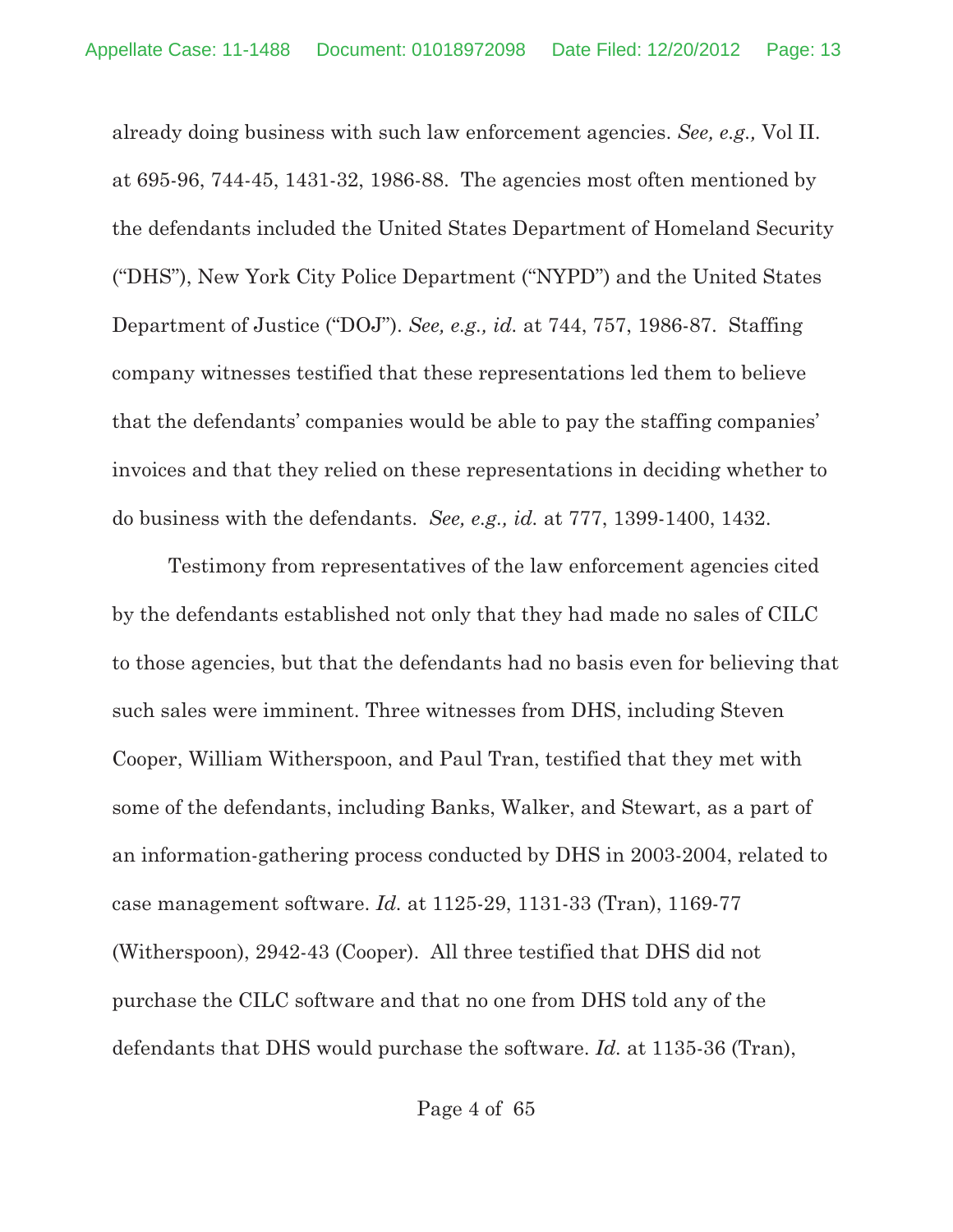already doing business with such law enforcement agencies. *See, e.g.,* Vol II. at 695-96, 744-45, 1431-32, 1986-88. The agencies most often mentioned by the defendants included the United States Department of Homeland Security ("DHS"), New York City Police Department ("NYPD") and the United States Department of Justice ("DOJ"). *See, e.g., id.* at 744, 757, 1986-87. Staffing company witnesses testified that these representations led them to believe that the defendants' companies would be able to pay the staffing companies' invoices and that they relied on these representations in deciding whether to do business with the defendants. *See, e.g., id.* at 777, 1399-1400, 1432.

Testimony from representatives of the law enforcement agencies cited by the defendants established not only that they had made no sales of CILC to those agencies, but that the defendants had no basis even for believing that such sales were imminent. Three witnesses from DHS, including Steven Cooper, William Witherspoon, and Paul Tran, testified that they met with some of the defendants, including Banks, Walker, and Stewart, as a part of an information-gathering process conducted by DHS in 2003-2004, related to case management software. *Id.* at 1125-29, 1131-33 (Tran), 1169-77 (Witherspoon), 2942-43 (Cooper). All three testified that DHS did not purchase the CILC software and that no one from DHS told any of the defendants that DHS would purchase the software. *Id.* at 1135-36 (Tran),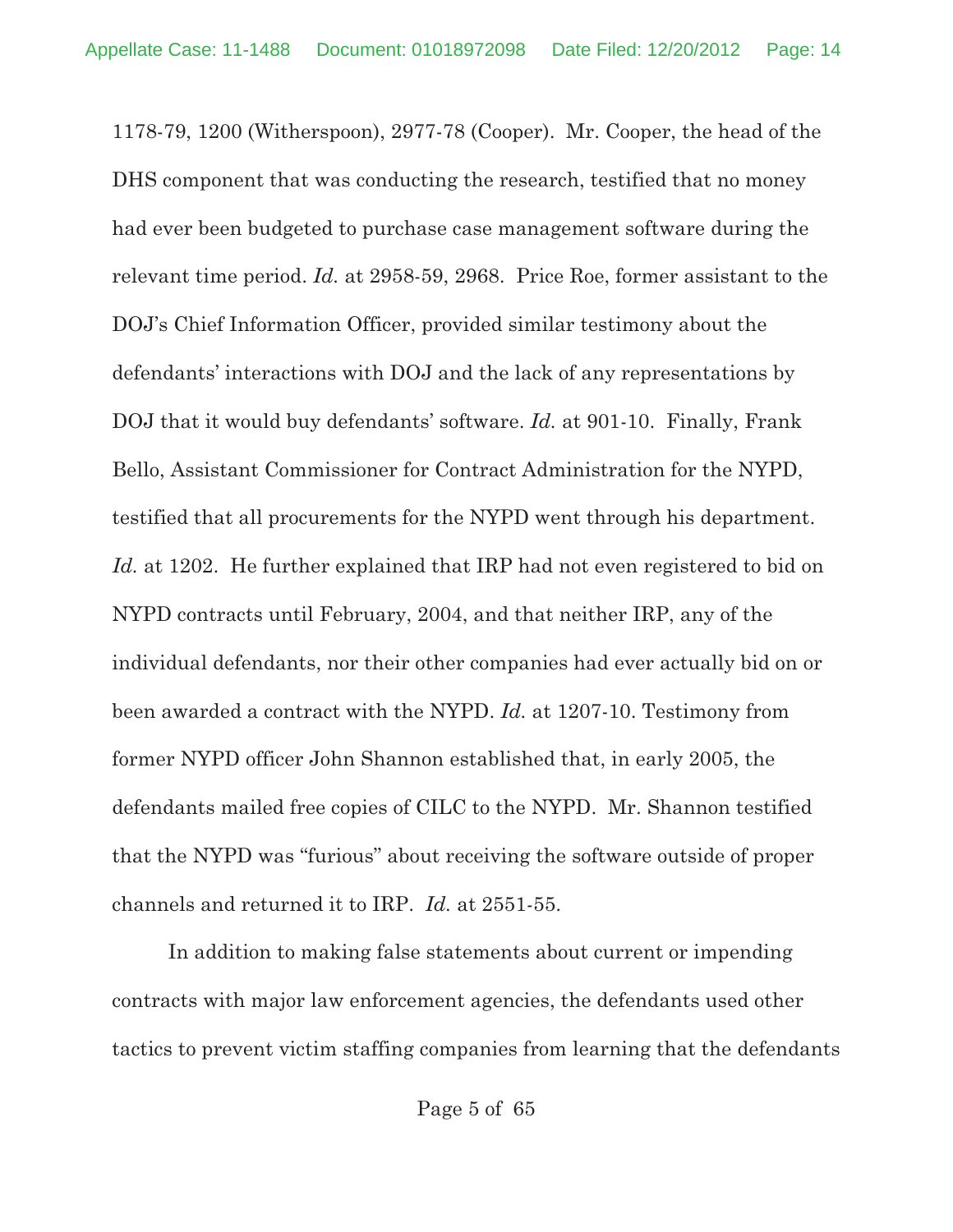1178-79, 1200 (Witherspoon), 2977-78 (Cooper). Mr. Cooper, the head of the DHS component that was conducting the research, testified that no money had ever been budgeted to purchase case management software during the relevant time period. *Id.* at 2958-59, 2968. Price Roe, former assistant to the DOJ's Chief Information Officer, provided similar testimony about the defendants' interactions with DOJ and the lack of any representations by DOJ that it would buy defendants' software. *Id.* at 901-10. Finally, Frank Bello, Assistant Commissioner for Contract Administration for the NYPD, testified that all procurements for the NYPD went through his department. *Id.* at 1202. He further explained that IRP had not even registered to bid on NYPD contracts until February, 2004, and that neither IRP, any of the individual defendants, nor their other companies had ever actually bid on or been awarded a contract with the NYPD. *Id.* at 1207-10. Testimony from former NYPD officer John Shannon established that, in early 2005, the defendants mailed free copies of CILC to the NYPD. Mr. Shannon testified that the NYPD was "furious" about receiving the software outside of proper channels and returned it to IRP. *Id.* at 2551-55.

In addition to making false statements about current or impending contracts with major law enforcement agencies, the defendants used other tactics to prevent victim staffing companies from learning that the defendants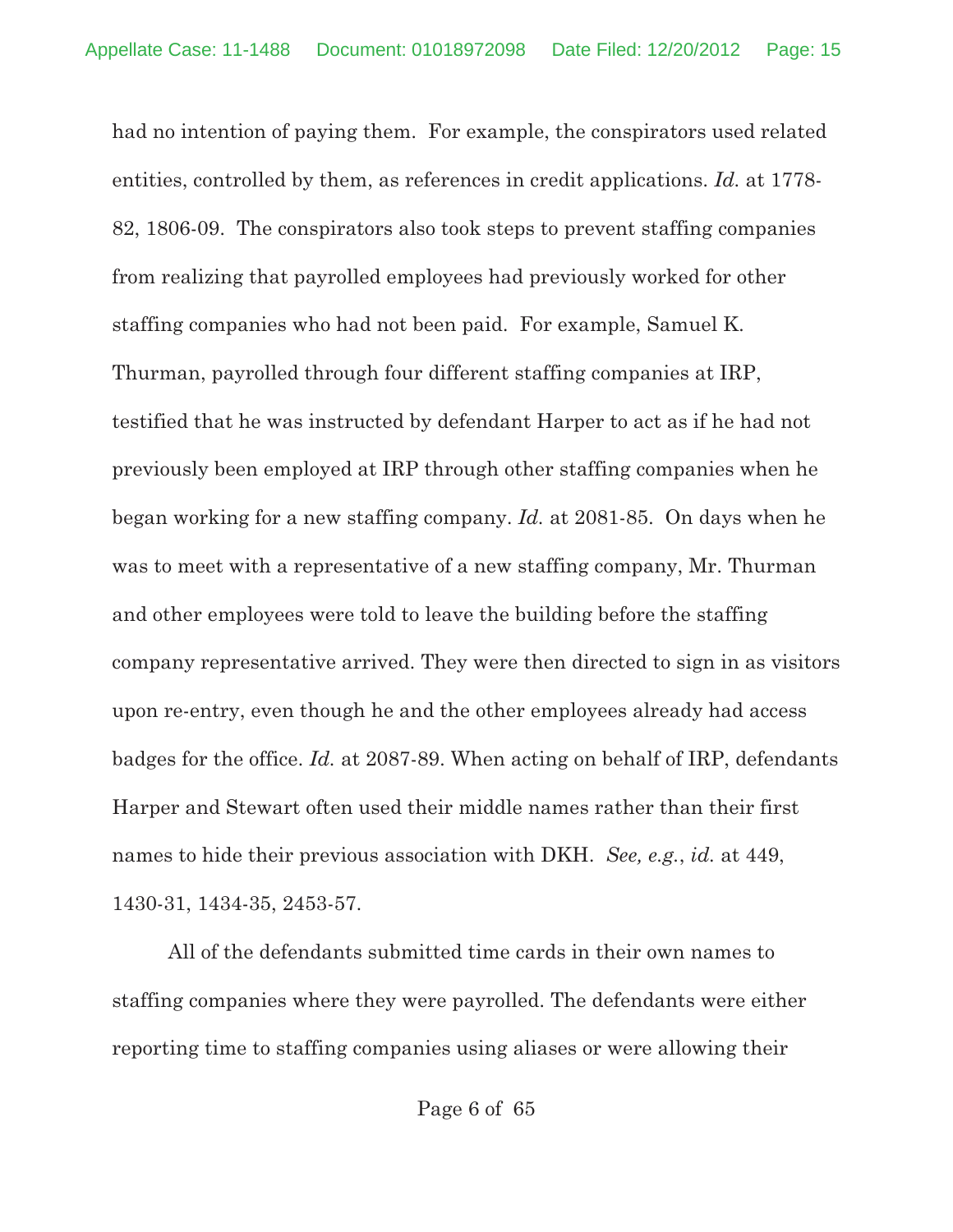had no intention of paying them. For example, the conspirators used related entities, controlled by them, as references in credit applications. *Id.* at 1778-82, 1806-09. The conspirators also took steps to prevent staffing companies from realizing that payrolled employees had previously worked for other staffing companies who had not been paid. For example, Samuel K. Thurman, payrolled through four different staffing companies at IRP, testified that he was instructed by defendant Harper to act as if he had not previously been employed at IRP through other staffing companies when he began working for a new staffing company. *Id.* at 2081-85. On days when he was to meet with a representative of a new staffing company, Mr. Thurman and other employees were told to leave the building before the staffing company representative arrived. They were then directed to sign in as visitors upon re-entry, even though he and the other employees already had access badges for the office. *Id.* at 2087-89. When acting on behalf of IRP, defendants Harper and Stewart often used their middle names rather than their first names to hide their previous association with DKH. *See, e.g.*, *id.* at 449, 1430-31, 1434-35, 2453-57.

All of the defendants submitted time cards in their own names to staffing companies where they were payrolled. The defendants were either reporting time to staffing companies using aliases or were allowing their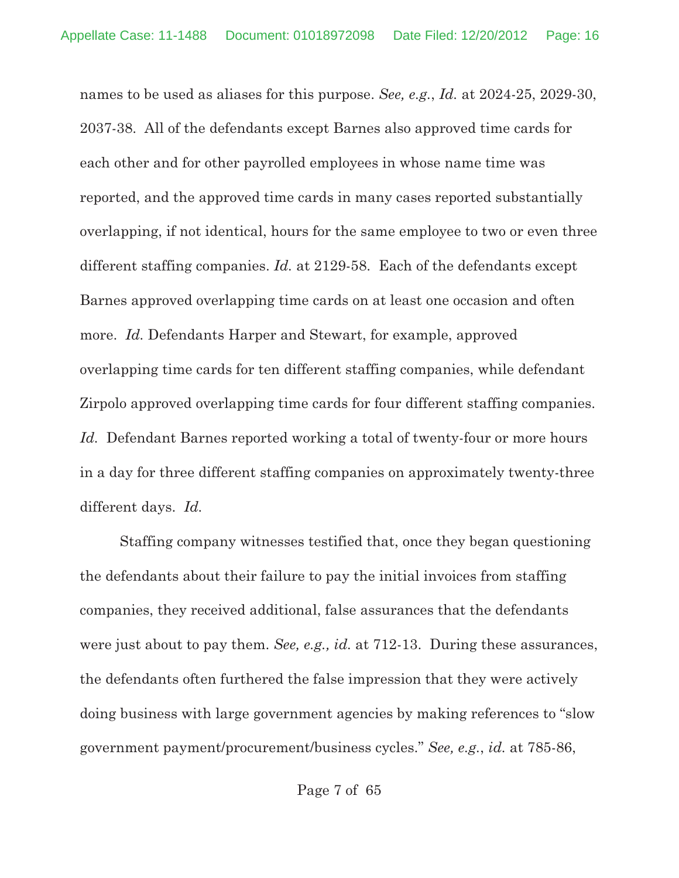names to be used as aliases for this purpose. *See, e.g.*, *Id.* at 2024-25, 2029-30, 2037-38. All of the defendants except Barnes also approved time cards for each other and for other payrolled employees in whose name time was reported, and the approved time cards in many cases reported substantially overlapping, if not identical, hours for the same employee to two or even three different staffing companies. *Id.* at 2129-58. Each of the defendants except Barnes approved overlapping time cards on at least one occasion and often more. *Id.* Defendants Harper and Stewart, for example, approved overlapping time cards for ten different staffing companies, while defendant Zirpolo approved overlapping time cards for four different staffing companies. *Id.* Defendant Barnes reported working a total of twenty-four or more hours in a day for three different staffing companies on approximately twenty-three different days. *Id.*

Staffing company witnesses testified that, once they began questioning the defendants about their failure to pay the initial invoices from staffing companies, they received additional, false assurances that the defendants were just about to pay them. *See, e.g., id.* at 712-13. During these assurances, the defendants often furthered the false impression that they were actively doing business with large government agencies by making references to "slow government payment/procurement/business cycles." *See, e.g.*, *id.* at 785-86,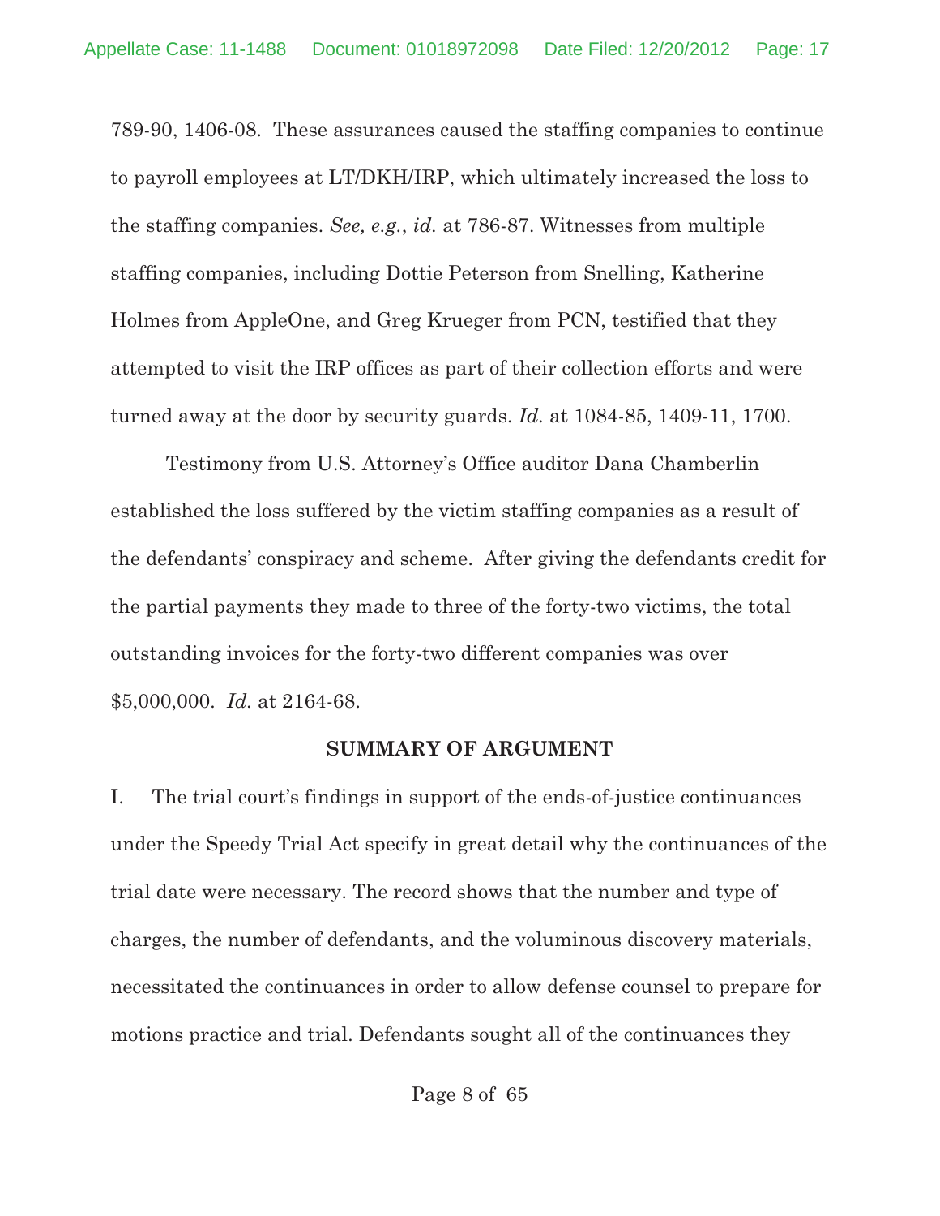789-90, 1406-08. These assurances caused the staffing companies to continue to payroll employees at LT/DKH/IRP, which ultimately increased the loss to the staffing companies. *See, e.g.*, *id.* at 786-87. Witnesses from multiple staffing companies, including Dottie Peterson from Snelling, Katherine Holmes from AppleOne, and Greg Krueger from PCN, testified that they attempted to visit the IRP offices as part of their collection efforts and were turned away at the door by security guards. *Id.* at 1084-85, 1409-11, 1700.

Testimony from U.S. Attorney's Office auditor Dana Chamberlin established the loss suffered by the victim staffing companies as a result of the defendants' conspiracy and scheme. After giving the defendants credit for the partial payments they made to three of the forty-two victims, the total outstanding invoices for the forty-two different companies was over $5,000,000. *Id.* at 2164-68.

## SUMMARY OF ARGUMENT

I. The trial court's findings in support of the ends-of-justice continuances under the Speedy Trial Act specify in great detail why the continuances of the trial date were necessary. The record shows that the number and type of charges, the number of defendants, and the voluminous discovery materials, necessitated the continuances in order to allow defense counsel to prepare for motions practice and trial. Defendants sought all of the continuances they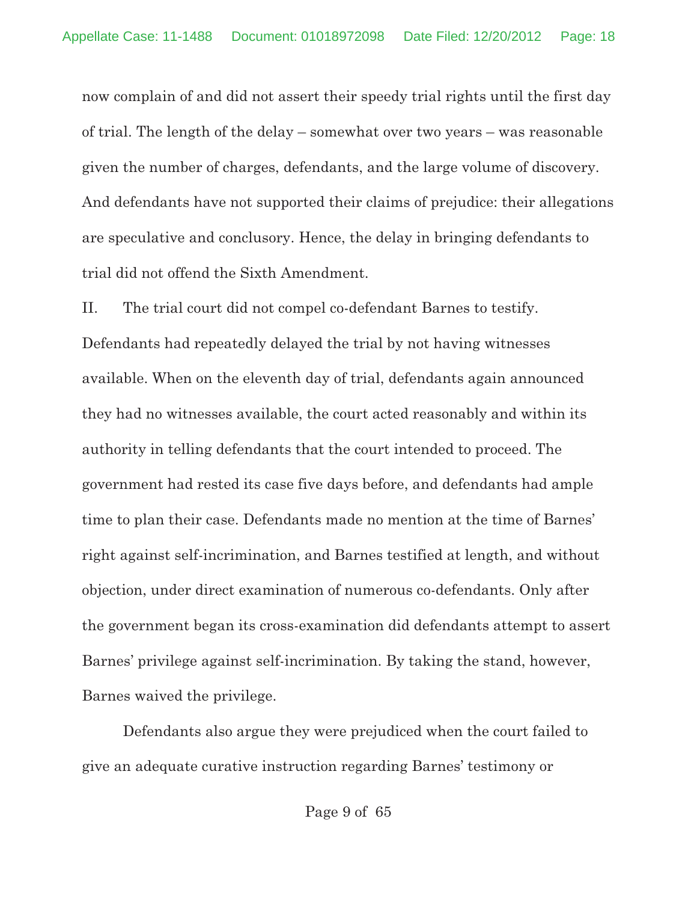now complain of and did not assert their speedy trial rights until the first day of trial. The length of the delay – somewhat over two years – was reasonable given the number of charges, defendants, and the large volume of discovery. And defendants have not supported their claims of prejudice: their allegations are speculative and conclusory. Hence, the delay in bringing defendants to trial did not offend the Sixth Amendment.

II. The trial court did not compel co-defendant Barnes to testify. Defendants had repeatedly delayed the trial by not having witnesses available. When on the eleventh day of trial, defendants again announced they had no witnesses available, the court acted reasonably and within its authority in telling defendants that the court intended to proceed. The government had rested its case five days before, and defendants had ample time to plan their case. Defendants made no mention at the time of Barnes' right against self-incrimination, and Barnes testified at length, and without objection, under direct examination of numerous co-defendants. Only after the government began its cross-examination did defendants attempt to assert Barnes' privilege against self-incrimination. By taking the stand, however, Barnes waived the privilege.

Defendants also argue they were prejudiced when the court failed to give an adequate curative instruction regarding Barnes' testimony or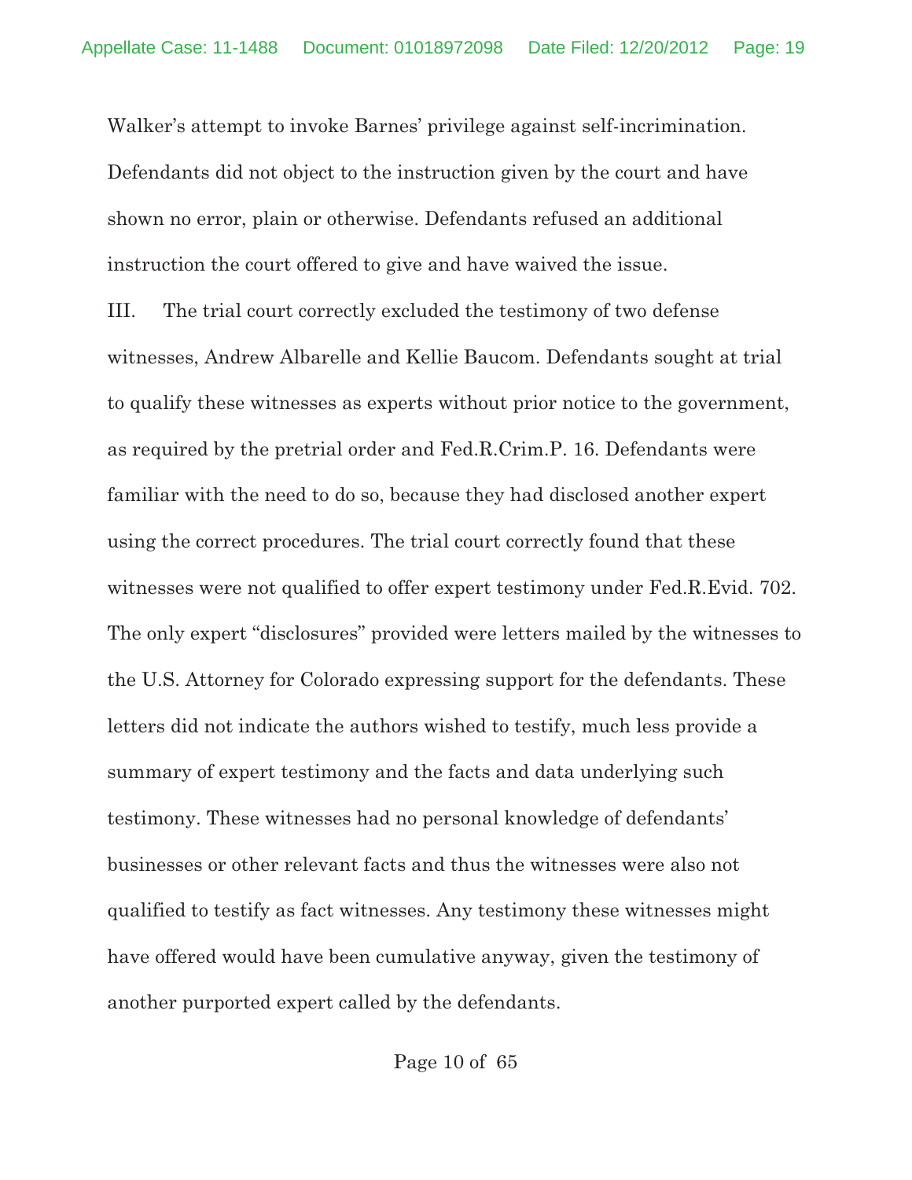Walker's attempt to invoke Barnes' privilege against self-incrimination. Defendants did not object to the instruction given by the court and have shown no error, plain or otherwise. Defendants refused an additional instruction the court offered to give and have waived the issue.

III. The trial court correctly excluded the testimony of two defense witnesses, Andrew Albarelle and Kellie Baucom. Defendants sought at trial to qualify these witnesses as experts without prior notice to the government, as required by the pretrial order and Fed.R.Crim.P. 16. Defendants were familiar with the need to do so, because they had disclosed another expert using the correct procedures. The trial court correctly found that these witnesses were not qualified to offer expert testimony under Fed.R.Evid. 702. The only expert "disclosures" provided were letters mailed by the witnesses to the U.S. Attorney for Colorado expressing support for the defendants. These letters did not indicate the authors wished to testify, much less provide a summary of expert testimony and the facts and data underlying such testimony. These witnesses had no personal knowledge of defendants' businesses or other relevant facts and thus the witnesses were also not qualified to testify as fact witnesses. Any testimony these witnesses might have offered would have been cumulative anyway, given the testimony of another purported expert called by the defendants.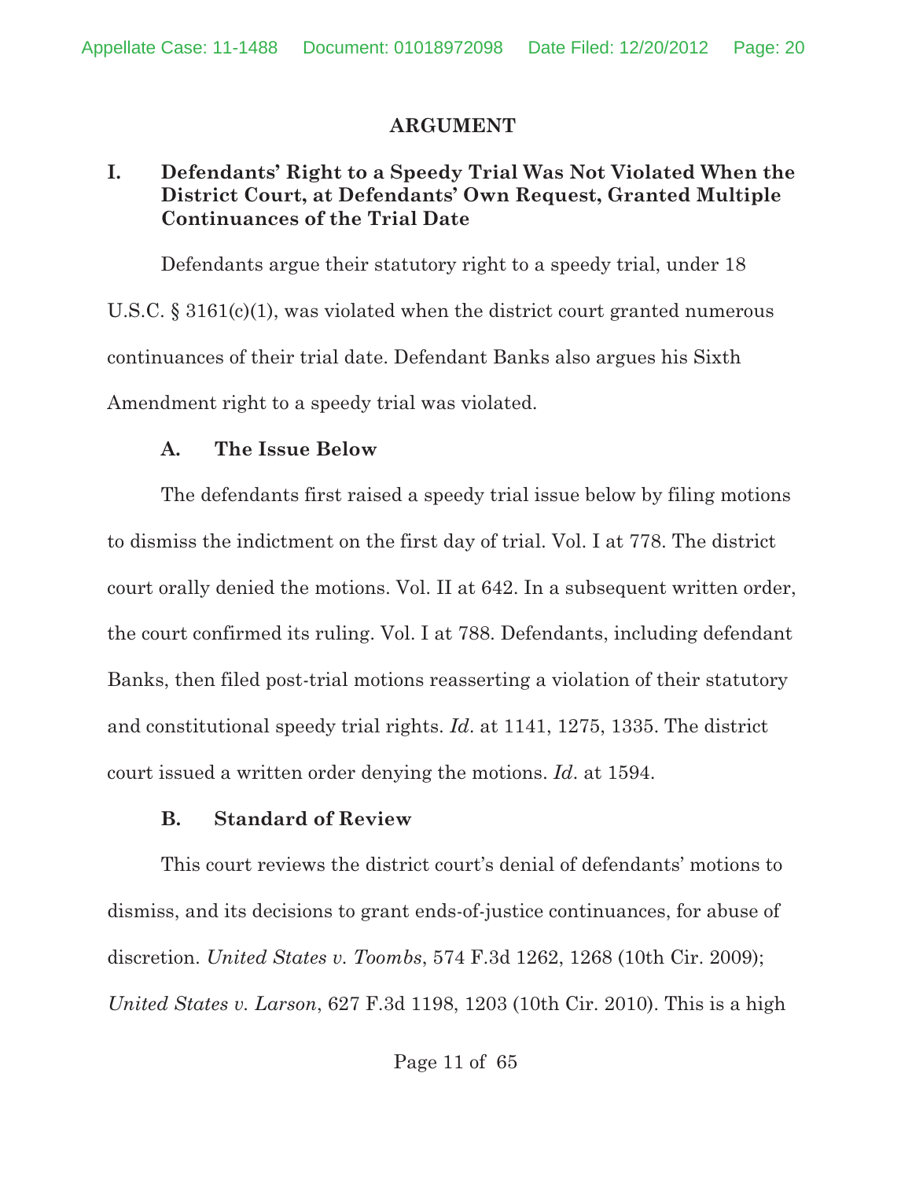## ARGUMENT

### I. Defendants' Right to a Speedy Trial Was Not Violated When the District Court, at Defendants' Own Request, Granted Multiple Continuances of the Trial Date

Defendants argue their statutory right to a speedy trial, under 18 U.S.C. § 3161(c)(1), was violated when the district court granted numerous continuances of their trial date. Defendant Banks also argues his Sixth Amendment right to a speedy trial was violated.

#### A. The Issue Below

The defendants first raised a speedy trial issue below by filing motions to dismiss the indictment on the first day of trial. Vol. I at 778. The district court orally denied the motions. Vol. II at 642. In a subsequent written order, the court confirmed its ruling. Vol. I at 788. Defendants, including defendant Banks, then filed post-trial motions reasserting a violation of their statutory and constitutional speedy trial rights. *Id*. at 1141, 1275, 1335. The district court issued a written order denying the motions. *Id*. at 1594.

#### B. Standard of Review

This court reviews the district court's denial of defendants' motions to dismiss, and its decisions to grant ends-of-justice continuances, for abuse of discretion. *United States v. Toombs*, 574 F.3d 1262, 1268 (10th Cir. 2009); *United States v. Larson*, 627 F.3d 1198, 1203 (10th Cir. 2010). This is a high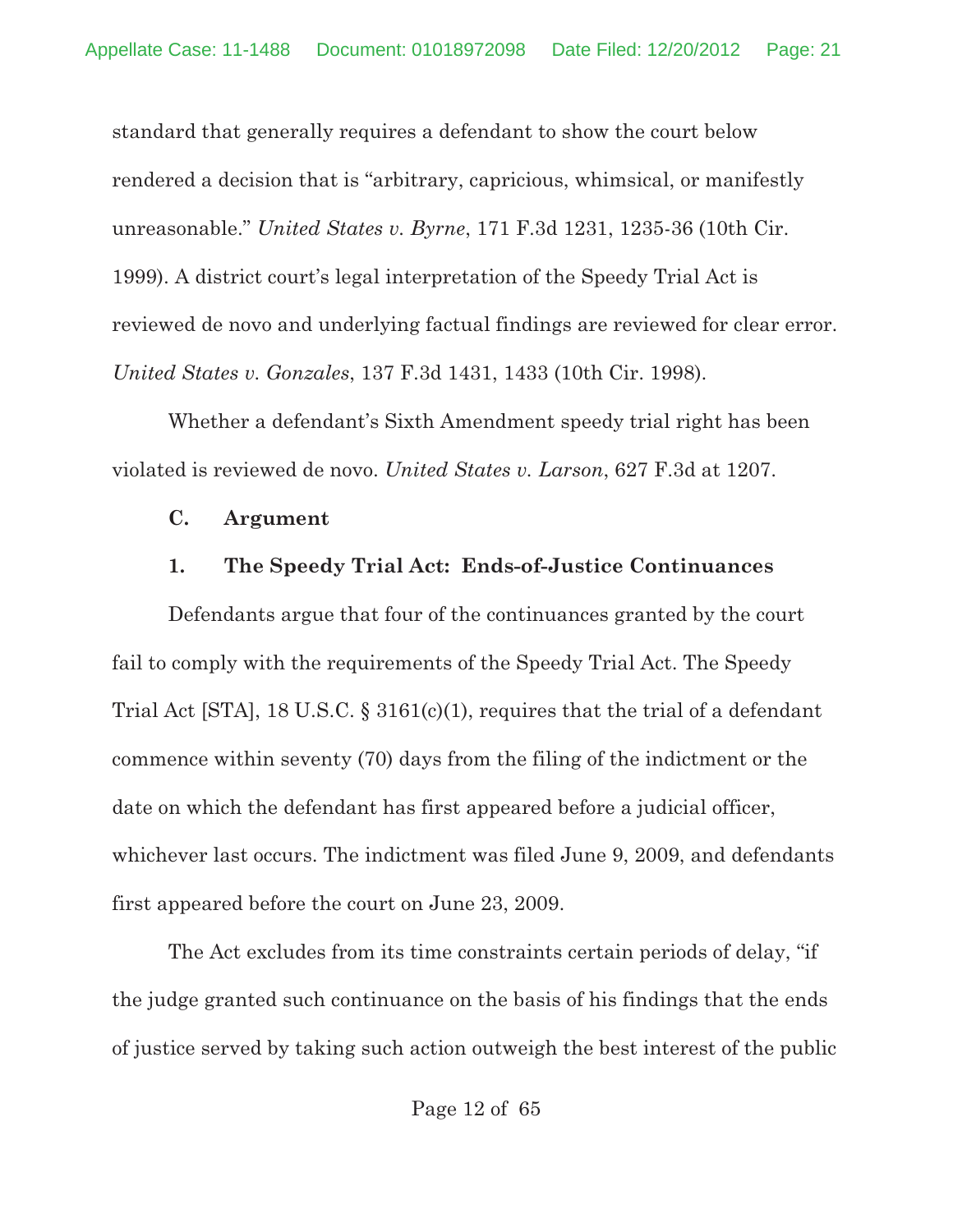standard that generally requires a defendant to show the court below rendered a decision that is "arbitrary, capricious, whimsical, or manifestly unreasonable." *United States v. Byrne*, 171 F.3d 1231, 1235-36 (10th Cir. 1999). A district court's legal interpretation of the Speedy Trial Act is reviewed de novo and underlying factual findings are reviewed for clear error. *United States v. Gonzales*, 137 F.3d 1431, 1433 (10th Cir. 1998).

Whether a defendant's Sixth Amendment speedy trial right has been violated is reviewed de novo. *United States v. Larson*, 627 F.3d at 1207.

### C. Argument

#### 1. The Speedy Trial Act: Ends-of-Justice Continuances

Defendants argue that four of the continuances granted by the court fail to comply with the requirements of the Speedy Trial Act. The Speedy Trial Act [STA], 18 U.S.C. § 3161(c)(1), requires that the trial of a defendant commence within seventy (70) days from the filing of the indictment or the date on which the defendant has first appeared before a judicial officer, whichever last occurs. The indictment was filed June 9, 2009, and defendants first appeared before the court on June 23, 2009.

The Act excludes from its time constraints certain periods of delay, "if the judge granted such continuance on the basis of his findings that the ends of justice served by taking such action outweigh the best interest of the public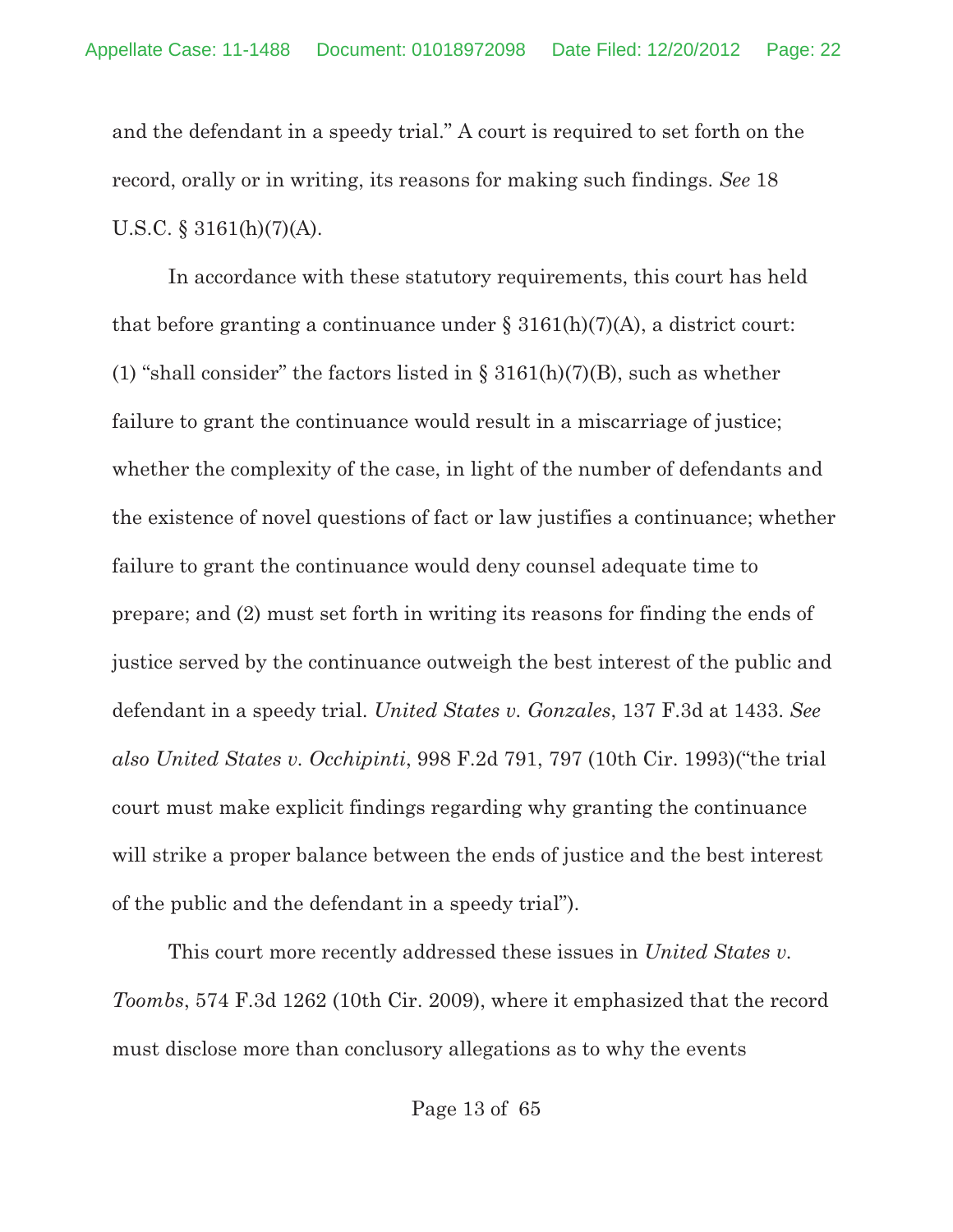and the defendant in a speedy trial." A court is required to set forth on the record, orally or in writing, its reasons for making such findings. *See* 18 U.S.C. § 3161(h)(7)(A).

In accordance with these statutory requirements, this court has held that before granting a continuance under § 3161(h)(7)(A), a district court: (1) "shall consider" the factors listed in § 3161(h)(7)(B), such as whether failure to grant the continuance would result in a miscarriage of justice; whether the complexity of the case, in light of the number of defendants and the existence of novel questions of fact or law justifies a continuance; whether failure to grant the continuance would deny counsel adequate time to prepare; and (2) must set forth in writing its reasons for finding the ends of justice served by the continuance outweigh the best interest of the public and defendant in a speedy trial. *United States v. Gonzales*, 137 F.3d at 1433. *See also United States v. Occhipinti*, 998 F.2d 791, 797 (10th Cir. 1993)("the trial court must make explicit findings regarding why granting the continuance will strike a proper balance between the ends of justice and the best interest of the public and the defendant in a speedy trial").

This court more recently addressed these issues in *United States v. Toombs*, 574 F.3d 1262 (10th Cir. 2009), where it emphasized that the record must disclose more than conclusory allegations as to why the events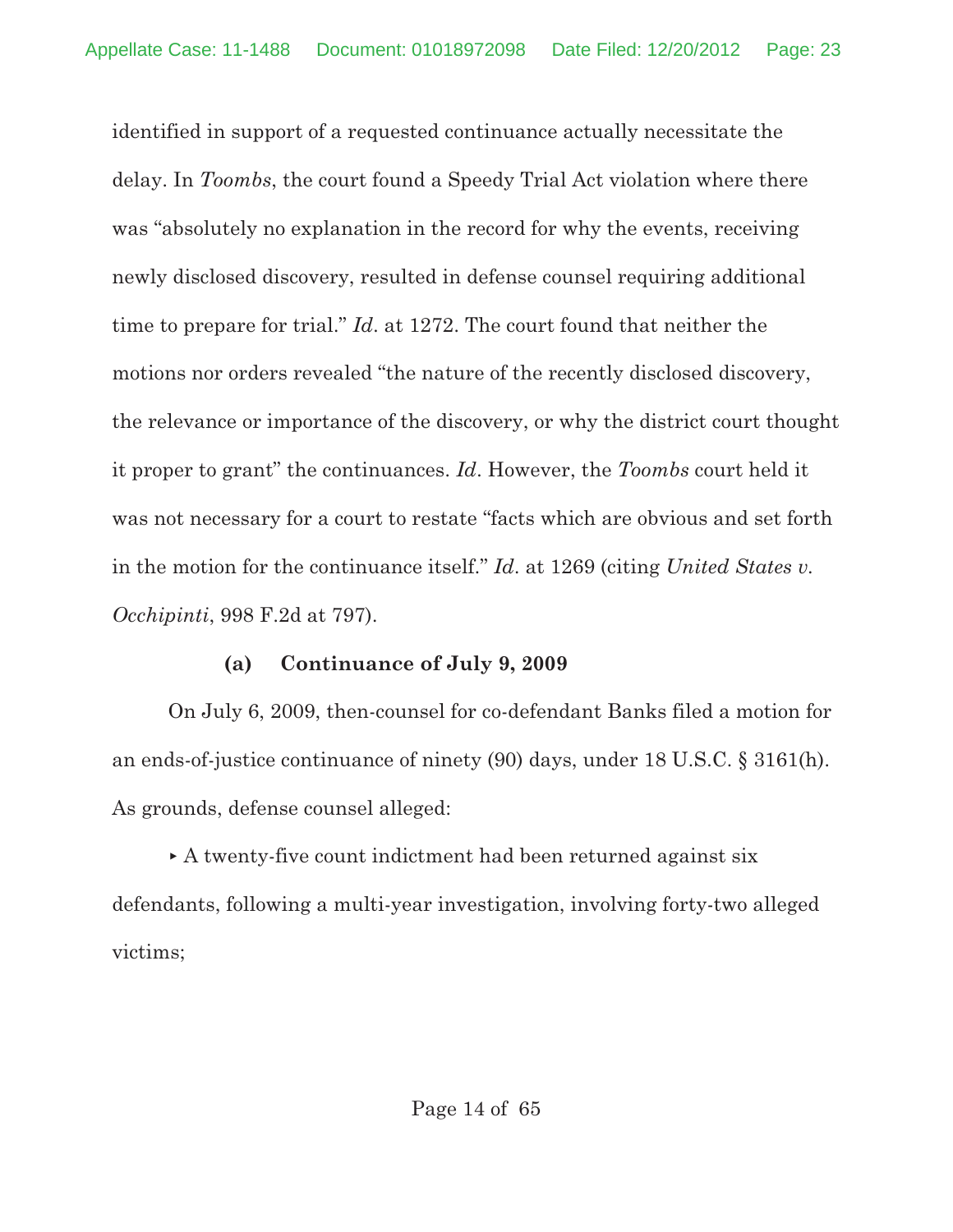identified in support of a requested continuance actually necessitate the delay. In *Toombs*, the court found a Speedy Trial Act violation where there was "absolutely no explanation in the record for why the events, receiving newly disclosed discovery, resulted in defense counsel requiring additional time to prepare for trial." *Id*. at 1272. The court found that neither the motions nor orders revealed "the nature of the recently disclosed discovery, the relevance or importance of the discovery, or why the district court thought it proper to grant" the continuances. *Id*. However, the *Toombs* court held it was not necessary for a court to restate "facts which are obvious and set forth in the motion for the continuance itself." *Id*. at 1269 (citing *United States v. Occhipinti*, 998 F.2d at 797).

**(a) Continuance of July 9, 2009**

On July 6, 2009, then-counsel for co-defendant Banks filed a motion for an ends-of-justice continuance of ninety (90) days, under 18 U.S.C. § 3161(h). As grounds, defense counsel alleged:

- A twenty-five count indictment had been returned against six defendants, following a multi-year investigation, involving forty-two alleged victims;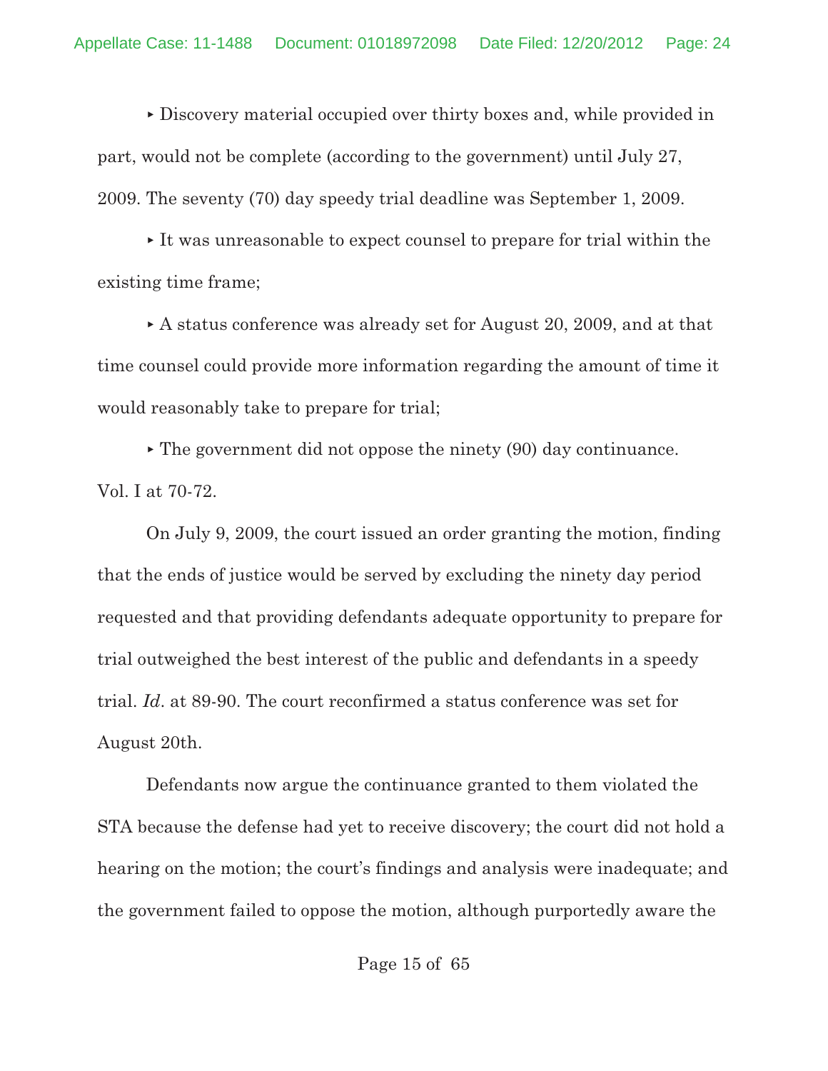- Discovery material occupied over thirty boxes and, while provided in part, would not be complete (according to the government) until July 27, 2009. The seventy (70) day speedy trial deadline was September 1, 2009.

- It was unreasonable to expect counsel to prepare for trial within the existing time frame;

- A status conference was already set for August 20, 2009, and at that time counsel could provide more information regarding the amount of time it would reasonably take to prepare for trial;

- The government did not oppose the ninety (90) day continuance.

Vol. I at 70-72.

On July 9, 2009, the court issued an order granting the motion, finding that the ends of justice would be served by excluding the ninety day period requested and that providing defendants adequate opportunity to prepare for trial outweighed the best interest of the public and defendants in a speedy trial. *Id*. at 89-90. The court reconfirmed a status conference was set for August 20th.

Defendants now argue the continuance granted to them violated the STA because the defense had yet to receive discovery; the court did not hold a hearing on the motion; the court's findings and analysis were inadequate; and the government failed to oppose the motion, although purportedly aware the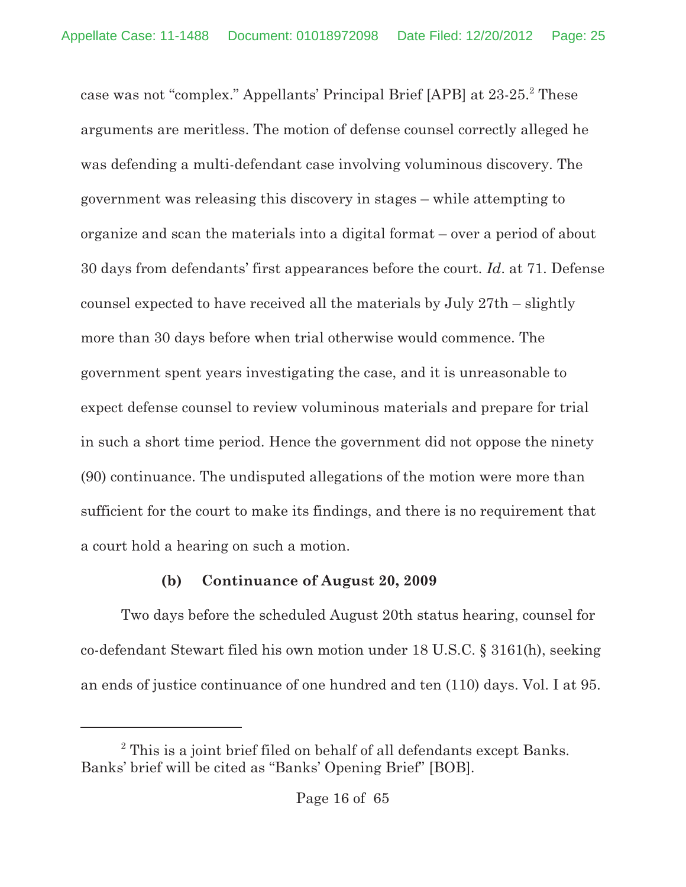case was not "complex." Appellants' Principal Brief [APB] at 23-25.[2] These arguments are meritless. The motion of defense counsel correctly alleged he was defending a multi-defendant case involving voluminous discovery. The government was releasing this discovery in stages – while attempting to organize and scan the materials into a digital format – over a period of about 30 days from defendants' first appearances before the court. *Id*. at 71. Defense counsel expected to have received all the materials by July 27th – slightly more than 30 days before when trial otherwise would commence. The government spent years investigating the case, and it is unreasonable to expect defense counsel to review voluminous materials and prepare for trial in such a short time period. Hence the government did not oppose the ninety (90) continuance. The undisputed allegations of the motion were more than sufficient for the court to make its findings, and there is no requirement that a court hold a hearing on such a motion.

**(b) Continuance of August 20, 2009**

Two days before the scheduled August 20th status hearing, counsel for co-defendant Stewart filed his own motion under 18 U.S.C. § 3161(h), seeking an ends of justice continuance of one hundred and ten (110) days. Vol. I at 95.

---

[2] This is a joint brief filed on behalf of all defendants except Banks. Banks' brief will be cited as "Banks' Opening Brief" [BOB].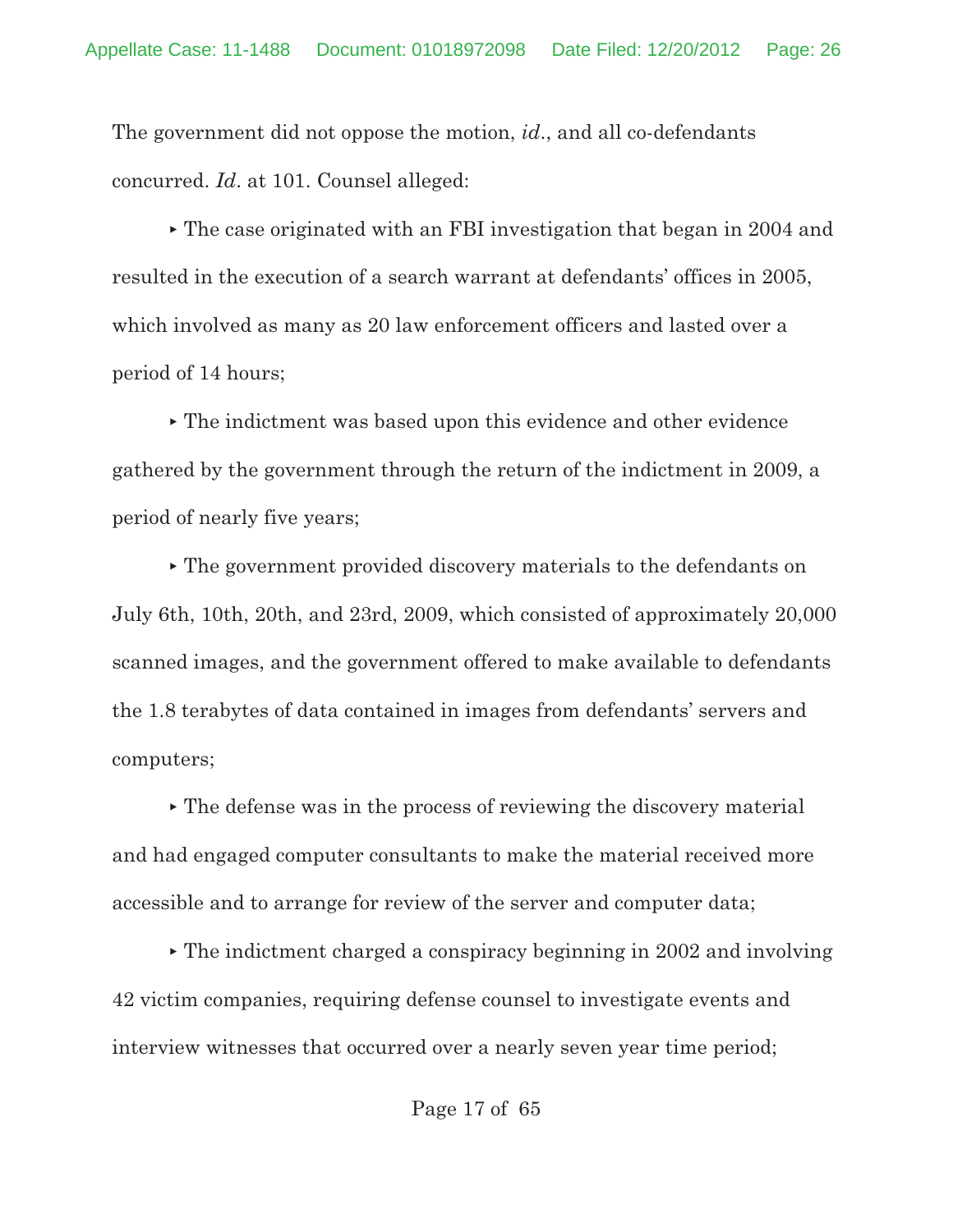The government did not oppose the motion, *id*., and all co-defendants concurred. *Id*. at 101. Counsel alleged:

‣ The case originated with an FBI investigation that began in 2004 and resulted in the execution of a search warrant at defendants' offices in 2005, which involved as many as 20 law enforcement officers and lasted over a period of 14 hours;

‣ The indictment was based upon this evidence and other evidence gathered by the government through the return of the indictment in 2009, a period of nearly five years;

‣ The government provided discovery materials to the defendants on July 6th, 10th, 20th, and 23rd, 2009, which consisted of approximately 20,000 scanned images, and the government offered to make available to defendants the 1.8 terabytes of data contained in images from defendants' servers and computers;

‣ The defense was in the process of reviewing the discovery material and had engaged computer consultants to make the material received more accessible and to arrange for review of the server and computer data;

‣ The indictment charged a conspiracy beginning in 2002 and involving 42 victim companies, requiring defense counsel to investigate events and interview witnesses that occurred over a nearly seven year time period;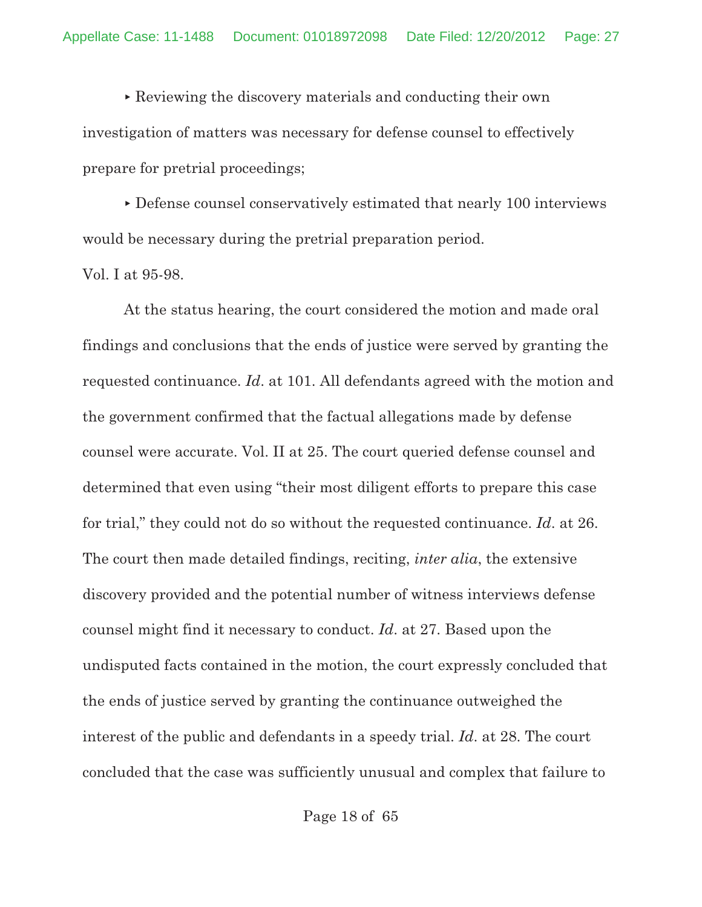▸ Reviewing the discovery materials and conducting their own investigation of matters was necessary for defense counsel to effectively prepare for pretrial proceedings;

▸ Defense counsel conservatively estimated that nearly 100 interviews would be necessary during the pretrial preparation period.

Vol. I at 95-98.

At the status hearing, the court considered the motion and made oral findings and conclusions that the ends of justice were served by granting the requested continuance. *Id*. at 101. All defendants agreed with the motion and the government confirmed that the factual allegations made by defense counsel were accurate. Vol. II at 25. The court queried defense counsel and determined that even using "their most diligent efforts to prepare this case for trial," they could not do so without the requested continuance. *Id*. at 26. The court then made detailed findings, reciting, *inter alia*, the extensive discovery provided and the potential number of witness interviews defense counsel might find it necessary to conduct. *Id*. at 27. Based upon the undisputed facts contained in the motion, the court expressly concluded that the ends of justice served by granting the continuance outweighed the interest of the public and defendants in a speedy trial. *Id*. at 28. The court concluded that the case was sufficiently unusual and complex that failure to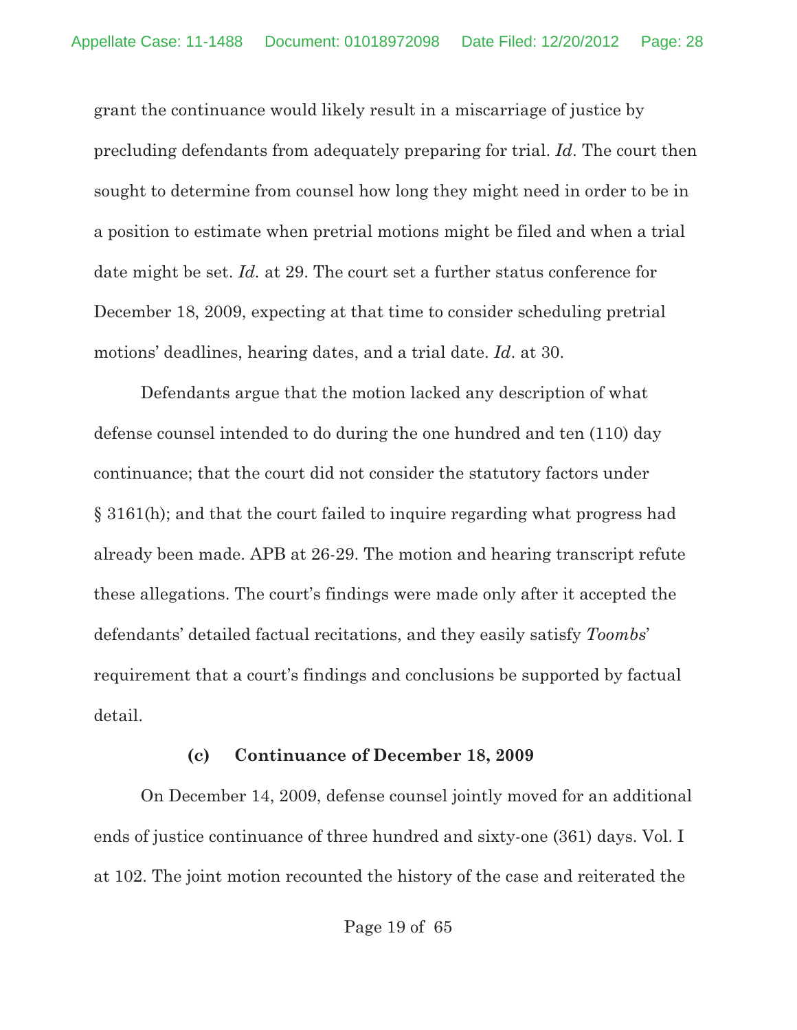grant the continuance would likely result in a miscarriage of justice by precluding defendants from adequately preparing for trial. *Id*. The court then sought to determine from counsel how long they might need in order to be in a position to estimate when pretrial motions might be filed and when a trial date might be set. *Id.* at 29. The court set a further status conference for December 18, 2009, expecting at that time to consider scheduling pretrial motions' deadlines, hearing dates, and a trial date. *Id*. at 30.

Defendants argue that the motion lacked any description of what defense counsel intended to do during the one hundred and ten (110) day continuance; that the court did not consider the statutory factors under § 3161(h); and that the court failed to inquire regarding what progress had already been made. APB at 26-29. The motion and hearing transcript refute these allegations. The court's findings were made only after it accepted the defendants' detailed factual recitations, and they easily satisfy *Toombs*' requirement that a court's findings and conclusions be supported by factual detail.

**(c) Continuance of December 18, 2009**

On December 14, 2009, defense counsel jointly moved for an additional ends of justice continuance of three hundred and sixty-one (361) days. Vol. I at 102. The joint motion recounted the history of the case and reiterated the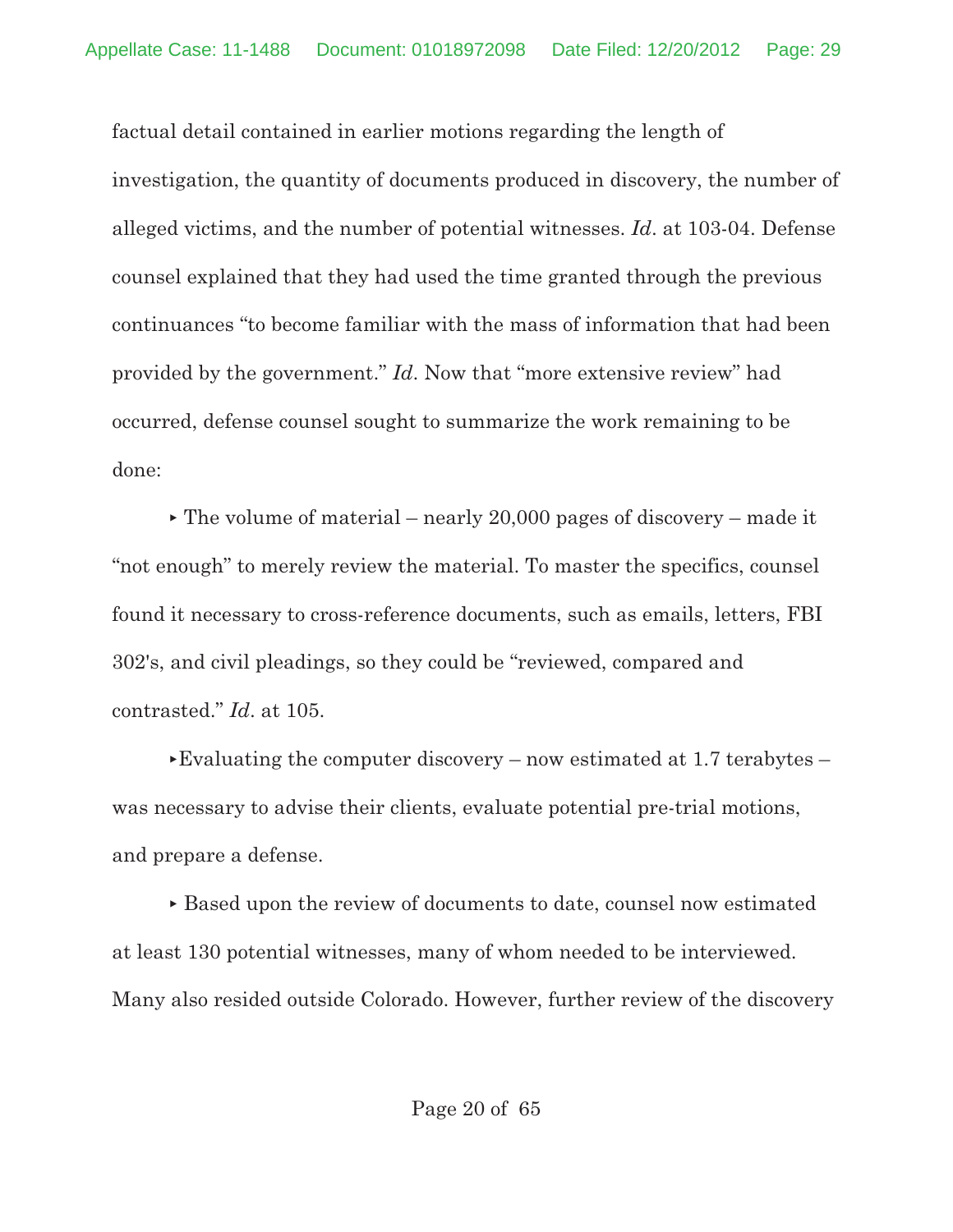factual detail contained in earlier motions regarding the length of investigation, the quantity of documents produced in discovery, the number of alleged victims, and the number of potential witnesses. *Id*. at 103-04. Defense counsel explained that they had used the time granted through the previous continuances "to become familiar with the mass of information that had been provided by the government." *Id*. Now that "more extensive review" had occurred, defense counsel sought to summarize the work remaining to be done:

‣ The volume of material – nearly 20,000 pages of discovery – made it "not enough" to merely review the material. To master the specifics, counsel found it necessary to cross-reference documents, such as emails, letters, FBI 302's, and civil pleadings, so they could be "reviewed, compared and contrasted." *Id*. at 105.

‣Evaluating the computer discovery – now estimated at 1.7 terabytes – was necessary to advise their clients, evaluate potential pre-trial motions, and prepare a defense.

‣ Based upon the review of documents to date, counsel now estimated at least 130 potential witnesses, many of whom needed to be interviewed. Many also resided outside Colorado. However, further review of the discovery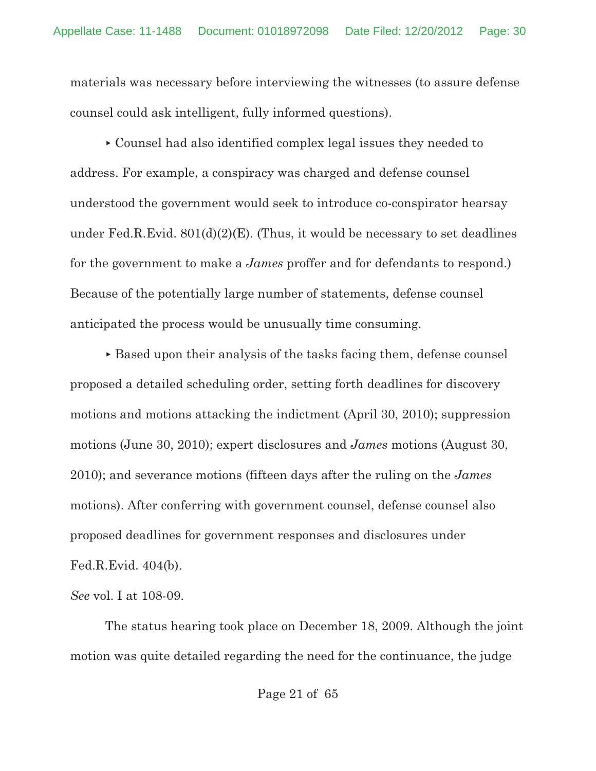materials was necessary before interviewing the witnesses (to assure defense counsel could ask intelligent, fully informed questions).

‣ Counsel had also identified complex legal issues they needed to address. For example, a conspiracy was charged and defense counsel understood the government would seek to introduce co-conspirator hearsay under Fed.R.Evid. 801(d)(2)(E). (Thus, it would be necessary to set deadlines for the government to make a *James* proffer and for defendants to respond.) Because of the potentially large number of statements, defense counsel anticipated the process would be unusually time consuming.

‣ Based upon their analysis of the tasks facing them, defense counsel proposed a detailed scheduling order, setting forth deadlines for discovery motions and motions attacking the indictment (April 30, 2010); suppression motions (June 30, 2010); expert disclosures and *James* motions (August 30, 2010); and severance motions (fifteen days after the ruling on the *James* motions). After conferring with government counsel, defense counsel also proposed deadlines for government responses and disclosures under Fed.R.Evid. 404(b).

*See* vol. I at 108-09.

The status hearing took place on December 18, 2009. Although the joint motion was quite detailed regarding the need for the continuance, the judge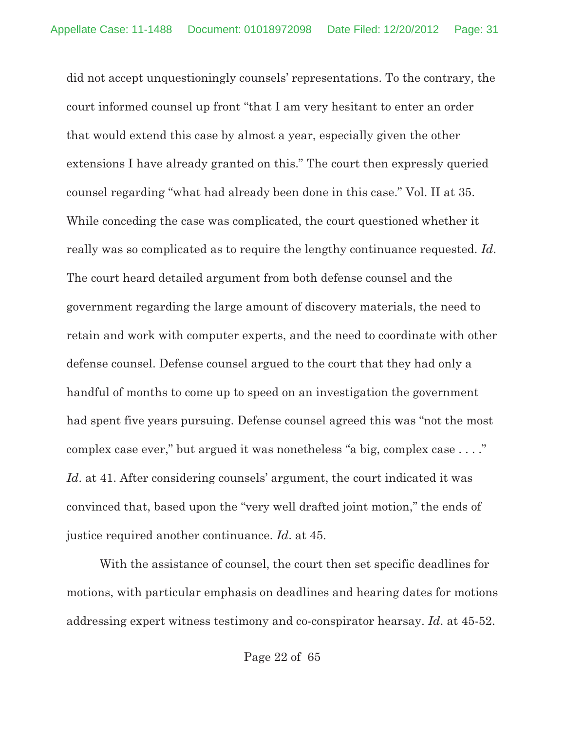did not accept unquestioningly counsels' representations. To the contrary, the court informed counsel up front "that I am very hesitant to enter an order that would extend this case by almost a year, especially given the other extensions I have already granted on this." The court then expressly queried counsel regarding "what had already been done in this case." Vol. II at 35. While conceding the case was complicated, the court questioned whether it really was so complicated as to require the lengthy continuance requested. *Id*. The court heard detailed argument from both defense counsel and the government regarding the large amount of discovery materials, the need to retain and work with computer experts, and the need to coordinate with other defense counsel. Defense counsel argued to the court that they had only a handful of months to come up to speed on an investigation the government had spent five years pursuing. Defense counsel agreed this was "not the most complex case ever," but argued it was nonetheless "a big, complex case . . . ." *Id*. at 41. After considering counsels' argument, the court indicated it was convinced that, based upon the "very well drafted joint motion," the ends of justice required another continuance. *Id*. at 45.

With the assistance of counsel, the court then set specific deadlines for motions, with particular emphasis on deadlines and hearing dates for motions addressing expert witness testimony and co-conspirator hearsay. *Id*. at 45-52.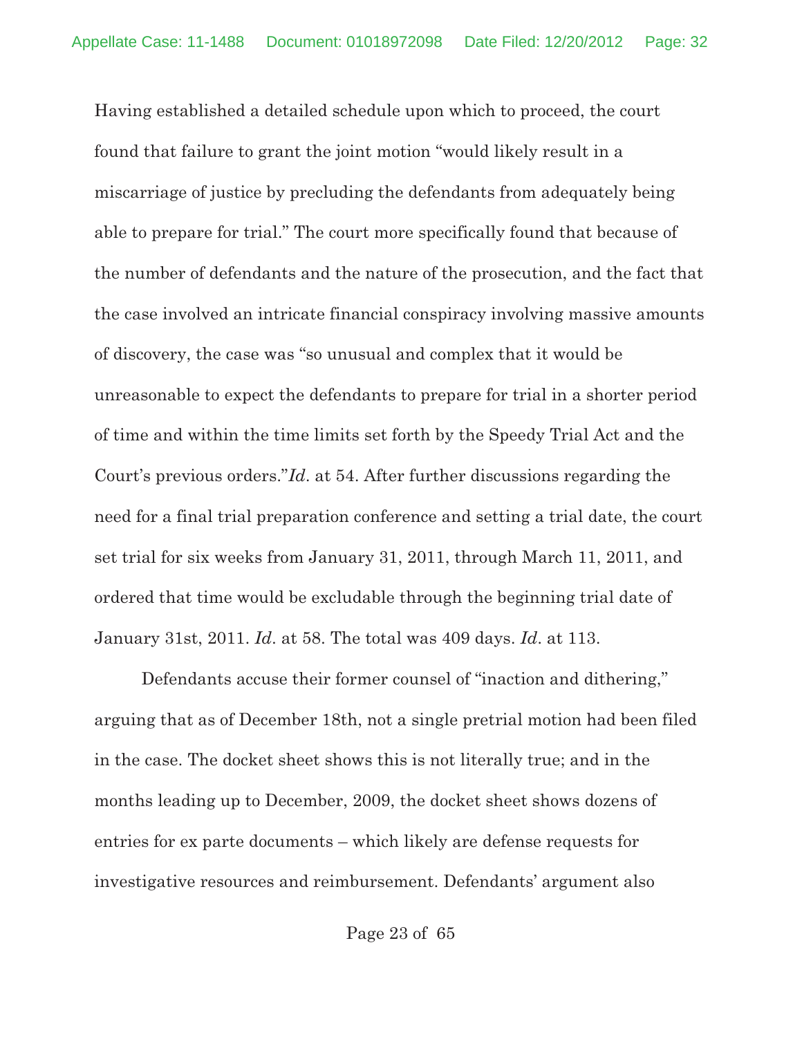Having established a detailed schedule upon which to proceed, the court found that failure to grant the joint motion "would likely result in a miscarriage of justice by precluding the defendants from adequately being able to prepare for trial." The court more specifically found that because of the number of defendants and the nature of the prosecution, and the fact that the case involved an intricate financial conspiracy involving massive amounts of discovery, the case was "so unusual and complex that it would be unreasonable to expect the defendants to prepare for trial in a shorter period of time and within the time limits set forth by the Speedy Trial Act and the Court's previous orders."*Id*. at 54. After further discussions regarding the need for a final trial preparation conference and setting a trial date, the court set trial for six weeks from January 31, 2011, through March 11, 2011, and ordered that time would be excludable through the beginning trial date of January 31st, 2011. *Id*. at 58. The total was 409 days. *Id*. at 113.

Defendants accuse their former counsel of "inaction and dithering," arguing that as of December 18th, not a single pretrial motion had been filed in the case. The docket sheet shows this is not literally true; and in the months leading up to December, 2009, the docket sheet shows dozens of entries for ex parte documents – which likely are defense requests for investigative resources and reimbursement. Defendants' argument also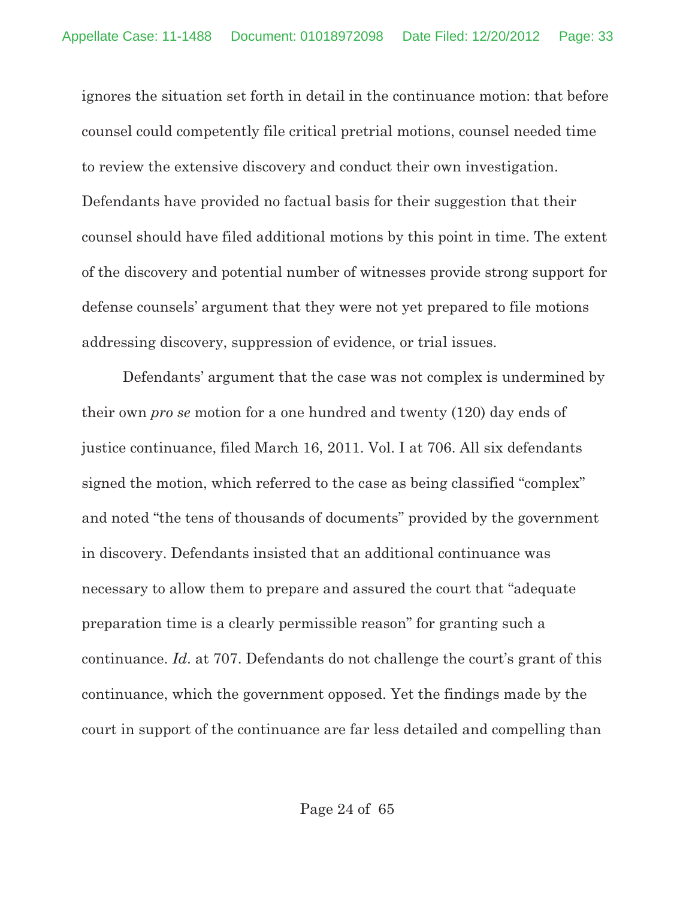ignores the situation set forth in detail in the continuance motion: that before counsel could competently file critical pretrial motions, counsel needed time to review the extensive discovery and conduct their own investigation. Defendants have provided no factual basis for their suggestion that their counsel should have filed additional motions by this point in time. The extent of the discovery and potential number of witnesses provide strong support for defense counsels' argument that they were not yet prepared to file motions addressing discovery, suppression of evidence, or trial issues.

Defendants' argument that the case was not complex is undermined by their own *pro se* motion for a one hundred and twenty (120) day ends of justice continuance, filed March 16, 2011. Vol. I at 706. All six defendants signed the motion, which referred to the case as being classified "complex" and noted "the tens of thousands of documents" provided by the government in discovery. Defendants insisted that an additional continuance was necessary to allow them to prepare and assured the court that "adequate preparation time is a clearly permissible reason" for granting such a continuance. *Id.* at 707. Defendants do not challenge the court's grant of this continuance, which the government opposed. Yet the findings made by the court in support of the continuance are far less detailed and compelling than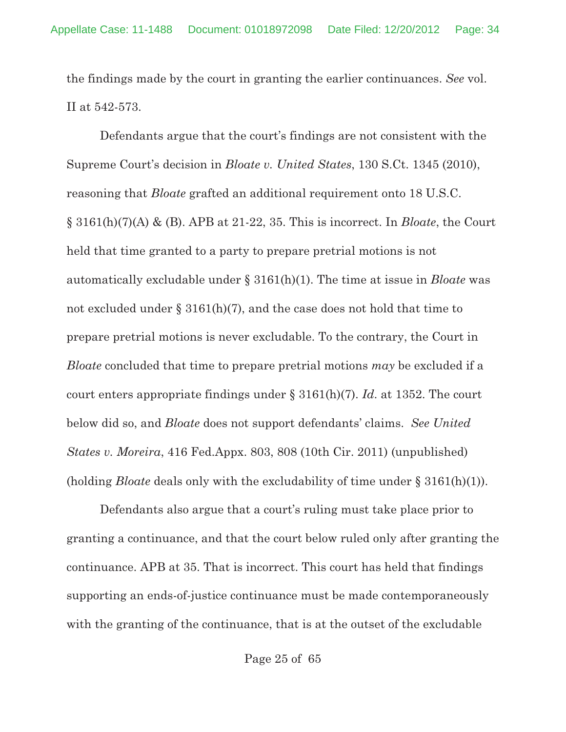the findings made by the court in granting the earlier continuances. *See* vol. II at 542-573.

Defendants argue that the court's findings are not consistent with the Supreme Court's decision in *Bloate v. United States*, 130 S.Ct. 1345 (2010), reasoning that *Bloate* grafted an additional requirement onto 18 U.S.C. § 3161(h)(7)(A) & (B). APB at 21-22, 35. This is incorrect. In *Bloate*, the Court held that time granted to a party to prepare pretrial motions is not automatically excludable under § 3161(h)(1). The time at issue in *Bloate* was not excluded under § 3161(h)(7), and the case does not hold that time to prepare pretrial motions is never excludable. To the contrary, the Court in *Bloate* concluded that time to prepare pretrial motions *may* be excluded if a court enters appropriate findings under § 3161(h)(7). *Id.* at 1352. The court below did so, and *Bloate* does not support defendants' claims. *See United States v. Moreira*, 416 Fed.Appx. 803, 808 (10th Cir. 2011) (unpublished) (holding *Bloate* deals only with the excludability of time under § 3161(h)(1)).

Defendants also argue that a court's ruling must take place prior to granting a continuance, and that the court below ruled only after granting the continuance. APB at 35. That is incorrect. This court has held that findings supporting an ends-of-justice continuance must be made contemporaneously with the granting of the continuance, that is at the outset of the excludable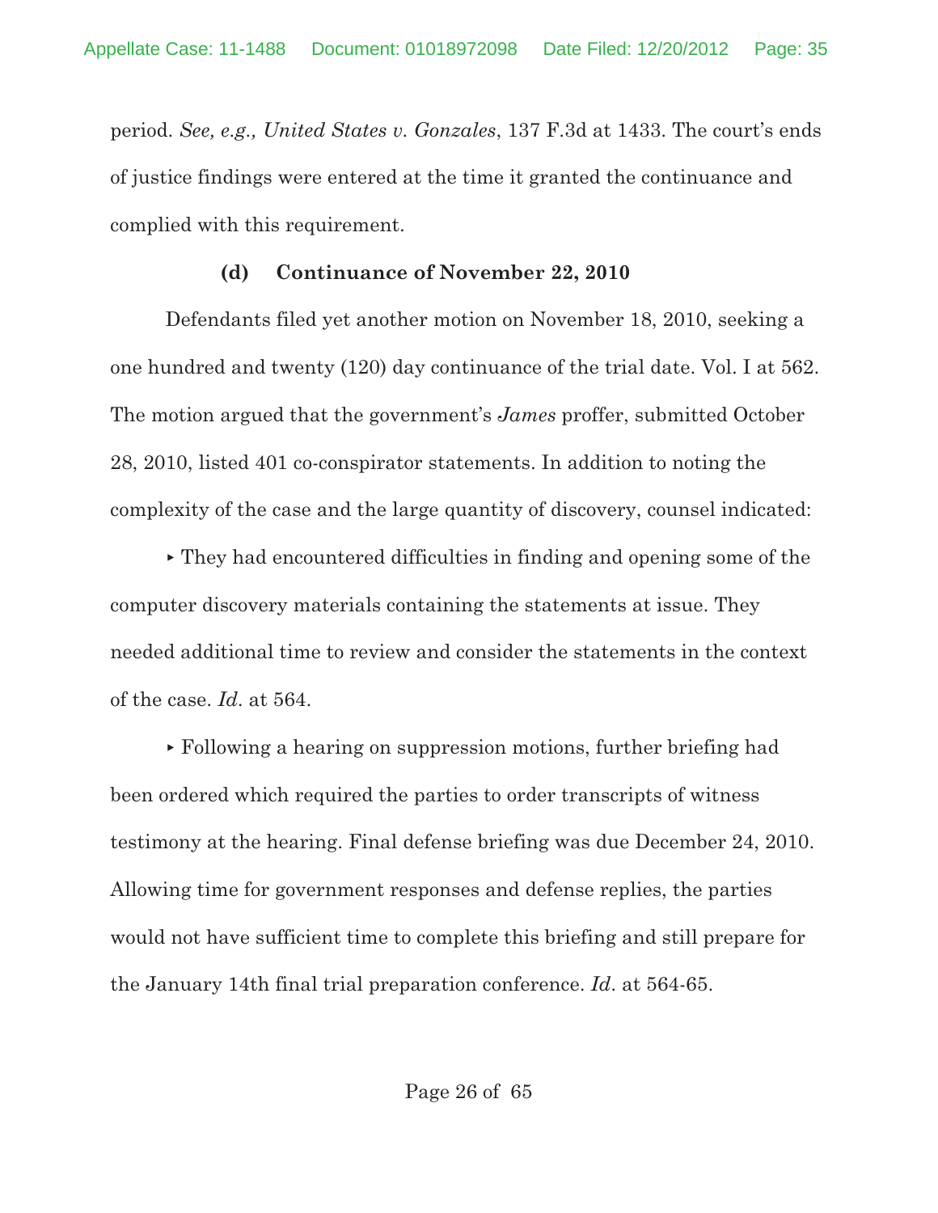period. *See, e.g., United States v. Gonzales*, 137 F.3d at 1433. The court's ends of justice findings were entered at the time it granted the continuance and complied with this requirement.

#### (d) Continuance of November 22, 2010

Defendants filed yet another motion on November 18, 2010, seeking a one hundred and twenty (120) day continuance of the trial date. Vol. I at 562. The motion argued that the government's *James* proffer, submitted October 28, 2010, listed 401 co-conspirator statements. In addition to noting the complexity of the case and the large quantity of discovery, counsel indicated:

- They had encountered difficulties in finding and opening some of the computer discovery materials containing the statements at issue. They needed additional time to review and consider the statements in the context of the case. *Id*. at 564.

- Following a hearing on suppression motions, further briefing had been ordered which required the parties to order transcripts of witness testimony at the hearing. Final defense briefing was due December 24, 2010. Allowing time for government responses and defense replies, the parties would not have sufficient time to complete this briefing and still prepare for the January 14th final trial preparation conference. *Id*. at 564-65.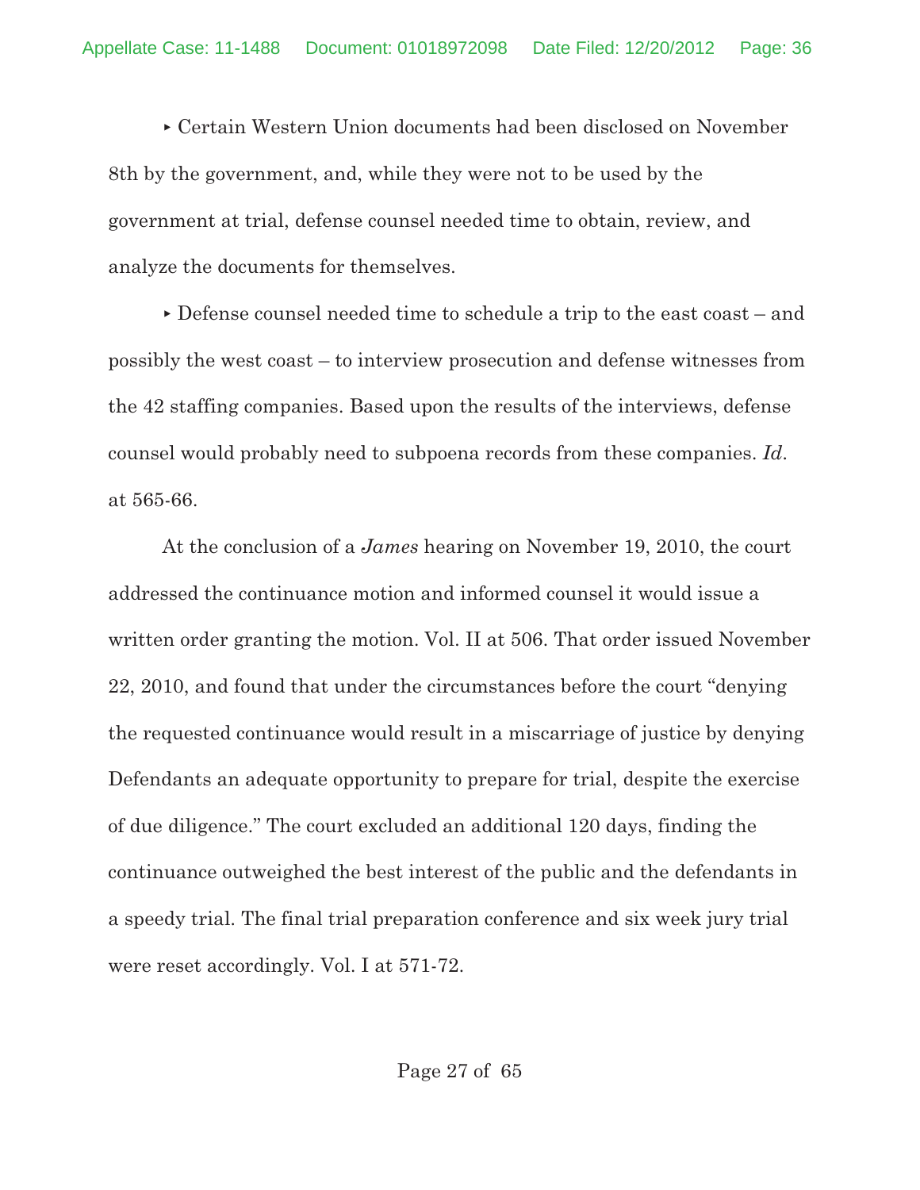▸ Certain Western Union documents had been disclosed on November 8th by the government, and, while they were not to be used by the government at trial, defense counsel needed time to obtain, review, and analyze the documents for themselves.

▸ Defense counsel needed time to schedule a trip to the east coast – and possibly the west coast – to interview prosecution and defense witnesses from the 42 staffing companies. Based upon the results of the interviews, defense counsel would probably need to subpoena records from these companies. *Id*. at 565-66.

At the conclusion of a *James* hearing on November 19, 2010, the court addressed the continuance motion and informed counsel it would issue a written order granting the motion. Vol. II at 506. That order issued November 22, 2010, and found that under the circumstances before the court "denying the requested continuance would result in a miscarriage of justice by denying Defendants an adequate opportunity to prepare for trial, despite the exercise of due diligence." The court excluded an additional 120 days, finding the continuance outweighed the best interest of the public and the defendants in a speedy trial. The final trial preparation conference and six week jury trial were reset accordingly. Vol. I at 571-72.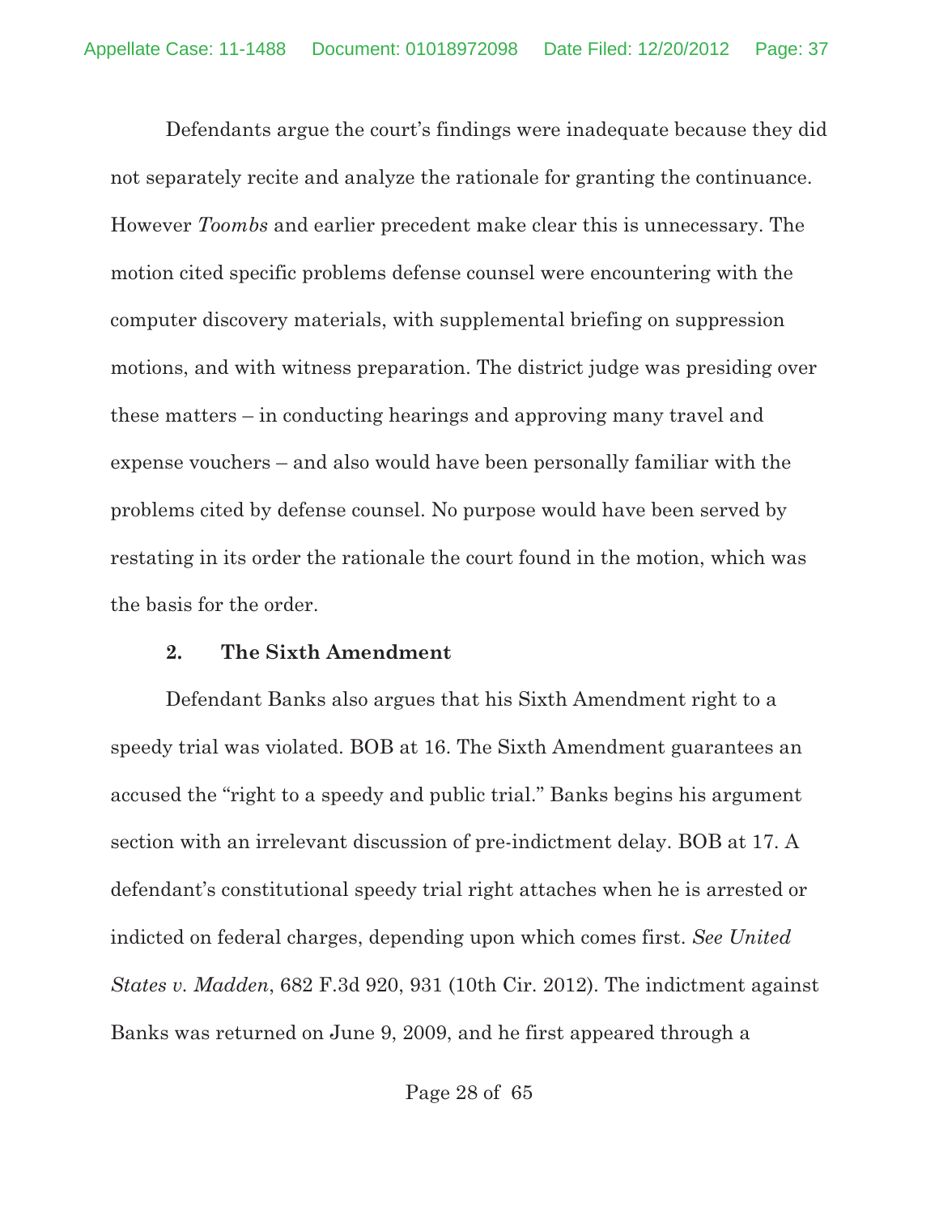Defendants argue the court's findings were inadequate because they did not separately recite and analyze the rationale for granting the continuance. However *Toombs* and earlier precedent make clear this is unnecessary. The motion cited specific problems defense counsel were encountering with the computer discovery materials, with supplemental briefing on suppression motions, and with witness preparation. The district judge was presiding over these matters – in conducting hearings and approving many travel and expense vouchers – and also would have been personally familiar with the problems cited by defense counsel. No purpose would have been served by restating in its order the rationale the court found in the motion, which was the basis for the order.

### 2. The Sixth Amendment

Defendant Banks also argues that his Sixth Amendment right to a speedy trial was violated. BOB at 16. The Sixth Amendment guarantees an accused the "right to a speedy and public trial." Banks begins his argument section with an irrelevant discussion of pre-indictment delay. BOB at 17. A defendant's constitutional speedy trial right attaches when he is arrested or indicted on federal charges, depending upon which comes first. *See United States v. Madden*, 682 F.3d 920, 931 (10th Cir. 2012). The indictment against Banks was returned on June 9, 2009, and he first appeared through a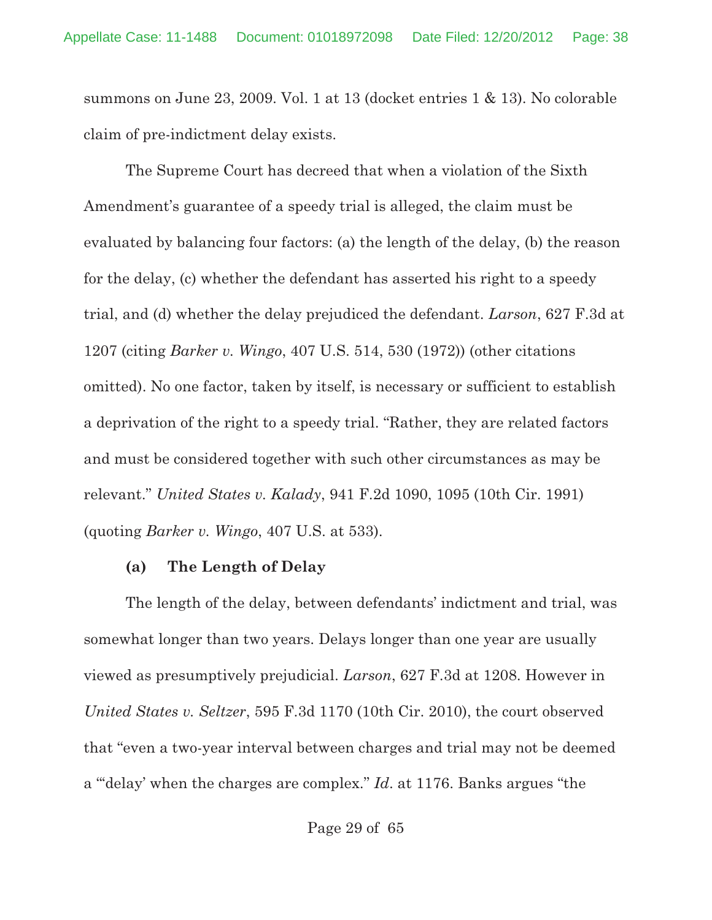summons on June 23, 2009. Vol. 1 at 13 (docket entries 1 & 13). No colorable claim of pre-indictment delay exists.

The Supreme Court has decreed that when a violation of the Sixth Amendment's guarantee of a speedy trial is alleged, the claim must be evaluated by balancing four factors: (a) the length of the delay, (b) the reason for the delay, (c) whether the defendant has asserted his right to a speedy trial, and (d) whether the delay prejudiced the defendant. *Larson*, 627 F.3d at 1207 (citing *Barker v. Wingo*, 407 U.S. 514, 530 (1972)) (other citations omitted). No one factor, taken by itself, is necessary or sufficient to establish a deprivation of the right to a speedy trial. "Rather, they are related factors and must be considered together with such other circumstances as may be relevant." *United States v. Kalady*, 941 F.2d 1090, 1095 (10th Cir. 1991) (quoting *Barker v. Wingo*, 407 U.S. at 533).

**(a) The Length of Delay**

The length of the delay, between defendants' indictment and trial, was somewhat longer than two years. Delays longer than one year are usually viewed as presumptively prejudicial. *Larson*, 627 F.3d at 1208. However in *United States v. Seltzer*, 595 F.3d 1170 (10th Cir. 2010), the court observed that "even a two-year interval between charges and trial may not be deemed a "'delay' when the charges are complex." *Id*. at 1176. Banks argues "the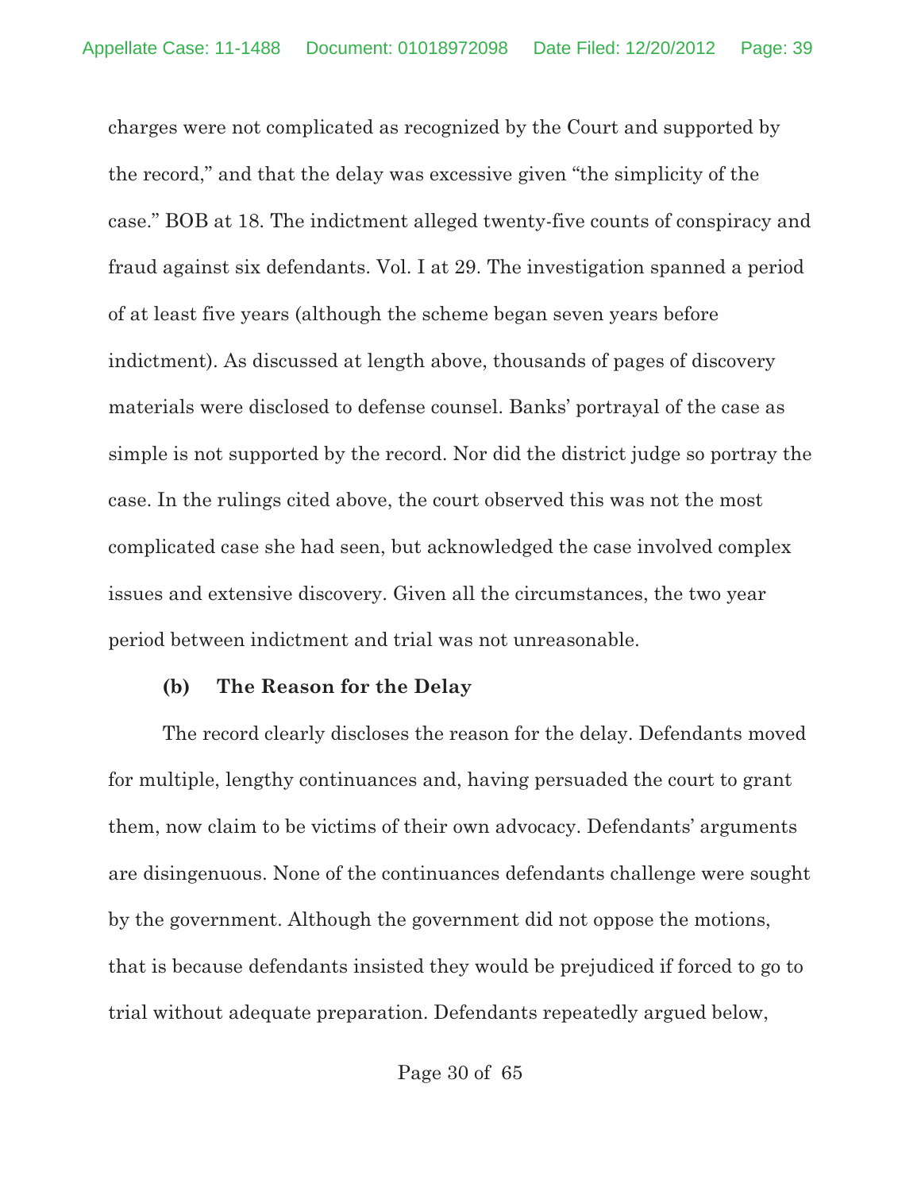charges were not complicated as recognized by the Court and supported by the record," and that the delay was excessive given "the simplicity of the case." BOB at 18. The indictment alleged twenty-five counts of conspiracy and fraud against six defendants. Vol. I at 29. The investigation spanned a period of at least five years (although the scheme began seven years before indictment). As discussed at length above, thousands of pages of discovery materials were disclosed to defense counsel. Banks' portrayal of the case as simple is not supported by the record. Nor did the district judge so portray the case. In the rulings cited above, the court observed this was not the most complicated case she had seen, but acknowledged the case involved complex issues and extensive discovery. Given all the circumstances, the two year period between indictment and trial was not unreasonable.

**(b) The Reason for the Delay**

The record clearly discloses the reason for the delay. Defendants moved for multiple, lengthy continuances and, having persuaded the court to grant them, now claim to be victims of their own advocacy. Defendants' arguments are disingenuous. None of the continuances defendants challenge were sought by the government. Although the government did not oppose the motions, that is because defendants insisted they would be prejudiced if forced to go to trial without adequate preparation. Defendants repeatedly argued below,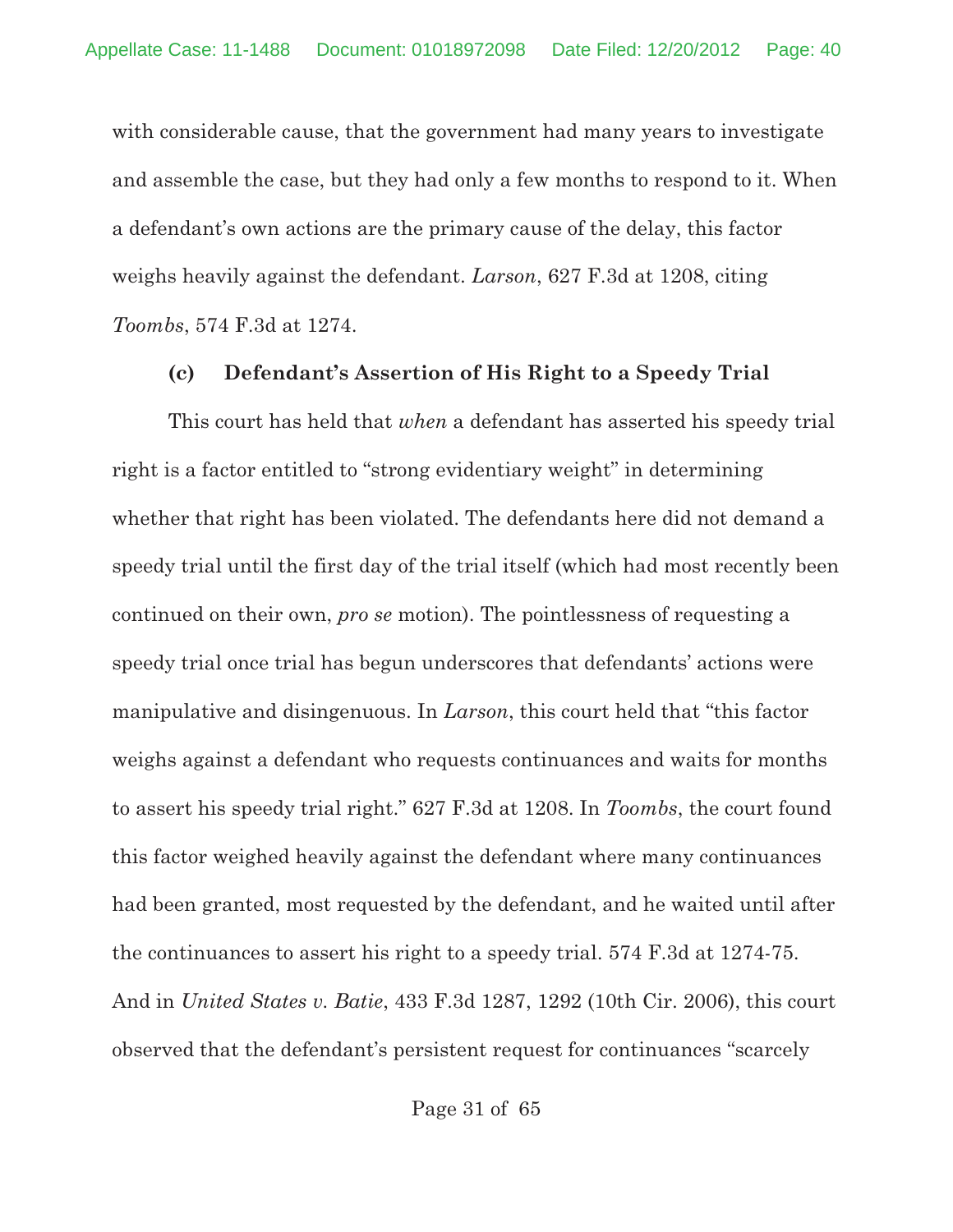with considerable cause, that the government had many years to investigate and assemble the case, but they had only a few months to respond to it. When a defendant's own actions are the primary cause of the delay, this factor weighs heavily against the defendant. *Larson*, 627 F.3d at 1208, citing *Toombs*, 574 F.3d at 1274.

### (c) Defendant's Assertion of His Right to a Speedy Trial

This court has held that *when* a defendant has asserted his speedy trial right is a factor entitled to "strong evidentiary weight" in determining whether that right has been violated. The defendants here did not demand a speedy trial until the first day of the trial itself (which had most recently been continued on their own, *pro se* motion). The pointlessness of requesting a speedy trial once trial has begun underscores that defendants' actions were manipulative and disingenuous. In *Larson*, this court held that "this factor weighs against a defendant who requests continuances and waits for months to assert his speedy trial right." 627 F.3d at 1208. In *Toombs*, the court found this factor weighed heavily against the defendant where many continuances had been granted, most requested by the defendant, and he waited until after the continuances to assert his right to a speedy trial. 574 F.3d at 1274-75. And in *United States v. Batie*, 433 F.3d 1287, 1292 (10th Cir. 2006), this court observed that the defendant's persistent request for continuances "scarcely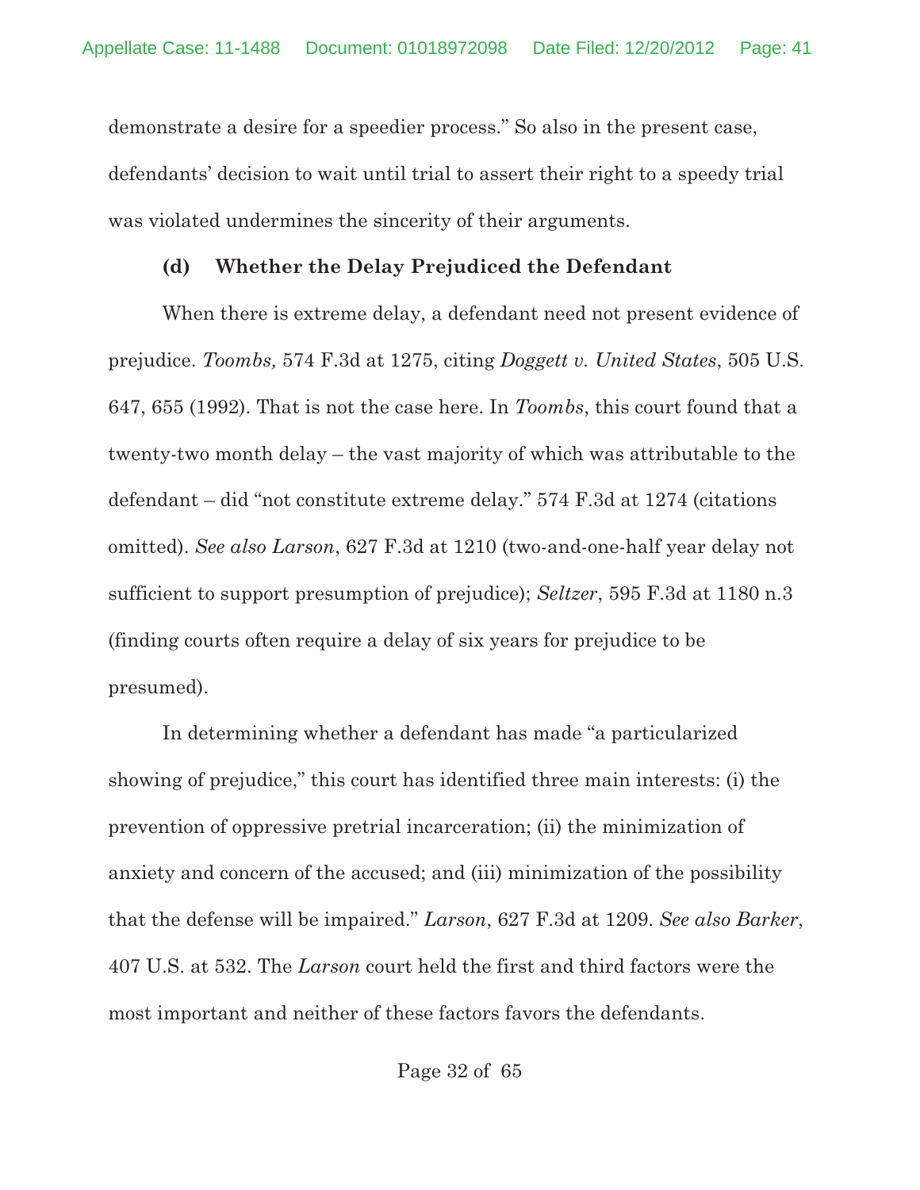demonstrate a desire for a speedier process." So also in the present case, defendants' decision to wait until trial to assert their right to a speedy trial was violated undermines the sincerity of their arguments.

#### (d) Whether the Delay Prejudiced the Defendant

When there is extreme delay, a defendant need not present evidence of prejudice. *Toombs,* 574 F.3d at 1275, citing *Doggett v. United States*, 505 U.S. 647, 655 (1992). That is not the case here. In *Toombs*, this court found that a twenty-two month delay – the vast majority of which was attributable to the defendant – did "not constitute extreme delay." 574 F.3d at 1274 (citations omitted). *See also Larson*, 627 F.3d at 1210 (two-and-one-half year delay not sufficient to support presumption of prejudice); *Seltzer*, 595 F.3d at 1180 n.3 (finding courts often require a delay of six years for prejudice to be presumed).

In determining whether a defendant has made "a particularized showing of prejudice," this court has identified three main interests: (i) the prevention of oppressive pretrial incarceration; (ii) the minimization of anxiety and concern of the accused; and (iii) minimization of the possibility that the defense will be impaired." *Larson*, 627 F.3d at 1209. *See also Barker*, 407 U.S. at 532. The *Larson* court held the first and third factors were the most important and neither of these factors favors the defendants.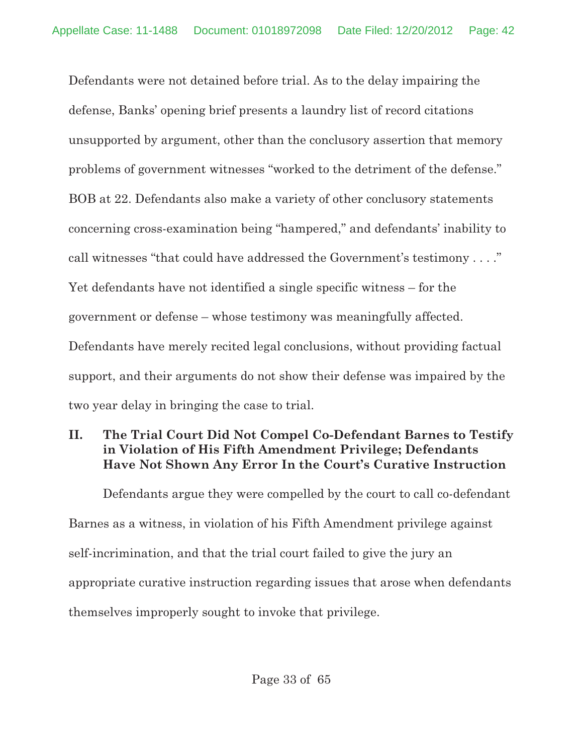Defendants were not detained before trial. As to the delay impairing the defense, Banks' opening brief presents a laundry list of record citations unsupported by argument, other than the conclusory assertion that memory problems of government witnesses "worked to the detriment of the defense." BOB at 22. Defendants also make a variety of other conclusory statements concerning cross-examination being "hampered," and defendants' inability to call witnesses "that could have addressed the Government's testimony . . . ." Yet defendants have not identified a single specific witness – for the government or defense – whose testimony was meaningfully affected. Defendants have merely recited legal conclusions, without providing factual support, and their arguments do not show their defense was impaired by the two year delay in bringing the case to trial.

## II. The Trial Court Did Not Compel Co-Defendant Barnes to Testify in Violation of His Fifth Amendment Privilege; Defendants Have Not Shown Any Error In the Court's Curative Instruction

Defendants argue they were compelled by the court to call co-defendant Barnes as a witness, in violation of his Fifth Amendment privilege against self-incrimination, and that the trial court failed to give the jury an appropriate curative instruction regarding issues that arose when defendants themselves improperly sought to invoke that privilege.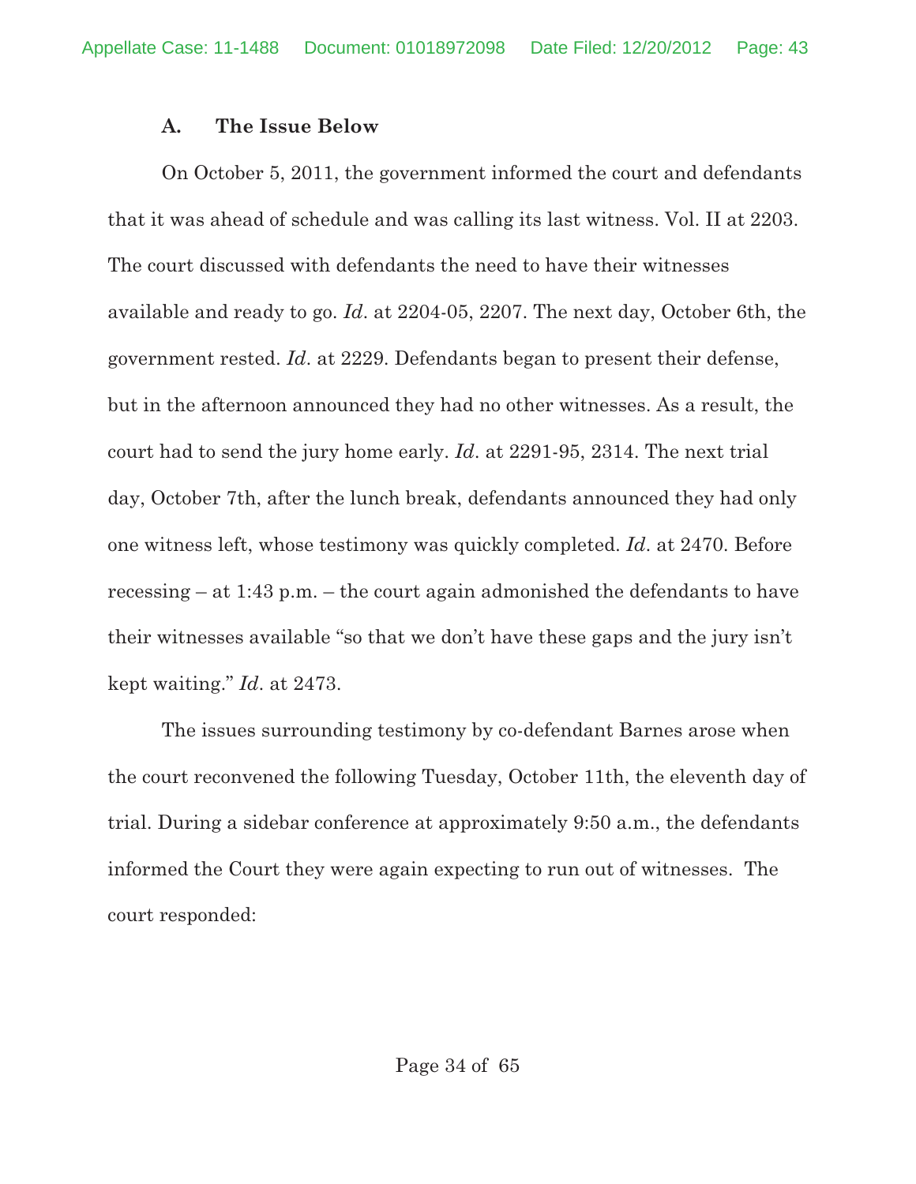### A. The Issue Below

On October 5, 2011, the government informed the court and defendants that it was ahead of schedule and was calling its last witness. Vol. II at 2203. The court discussed with defendants the need to have their witnesses available and ready to go. *Id*. at 2204-05, 2207. The next day, October 6th, the government rested. *Id*. at 2229. Defendants began to present their defense, but in the afternoon announced they had no other witnesses. As a result, the court had to send the jury home early. *Id*. at 2291-95, 2314. The next trial day, October 7th, after the lunch break, defendants announced they had only one witness left, whose testimony was quickly completed. *Id*. at 2470. Before recessing – at 1:43 p.m. – the court again admonished the defendants to have their witnesses available "so that we don't have these gaps and the jury isn't kept waiting." *Id*. at 2473.

The issues surrounding testimony by co-defendant Barnes arose when the court reconvened the following Tuesday, October 11th, the eleventh day of trial. During a sidebar conference at approximately 9:50 a.m., the defendants informed the Court they were again expecting to run out of witnesses. The court responded: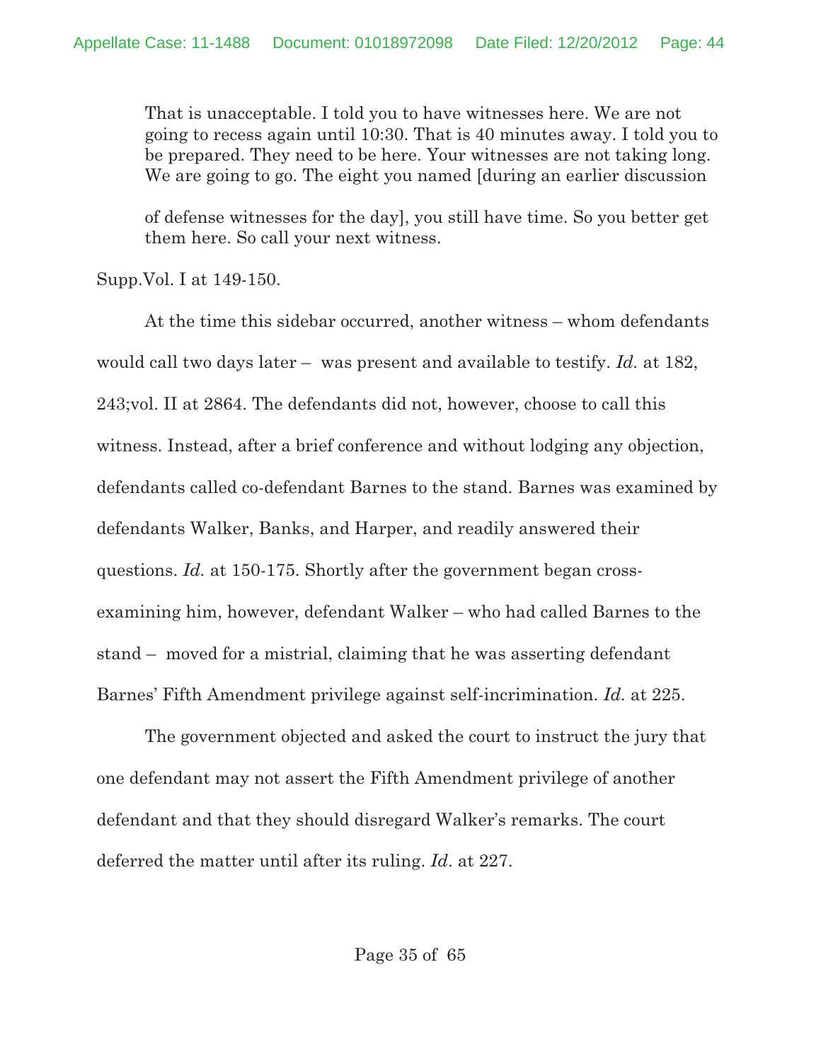> That is unacceptable. I told you to have witnesses here. We are not going to recess again until 10:30. That is 40 minutes away. I told you to be prepared. They need to be here. Your witnesses are not taking long. We are going to go. The eight you named [during an earlier discussion of defense witnesses for the day], you still have time. So you better get them here. So call your next witness.

Supp.Vol. I at 149-150.

At the time this sidebar occurred, another witness – whom defendants would call two days later – was present and available to testify. *Id.* at 182, 243;vol. II at 2864. The defendants did not, however, choose to call this witness. Instead, after a brief conference and without lodging any objection, defendants called co-defendant Barnes to the stand. Barnes was examined by defendants Walker, Banks, and Harper, and readily answered their questions. *Id.* at 150-175. Shortly after the government began cross-examining him, however, defendant Walker – who had called Barnes to the stand – moved for a mistrial, claiming that he was asserting defendant Barnes' Fifth Amendment privilege against self-incrimination. *Id.* at 225.

The government objected and asked the court to instruct the jury that one defendant may not assert the Fifth Amendment privilege of another defendant and that they should disregard Walker's remarks. The court deferred the matter until after its ruling. *Id.* at 227.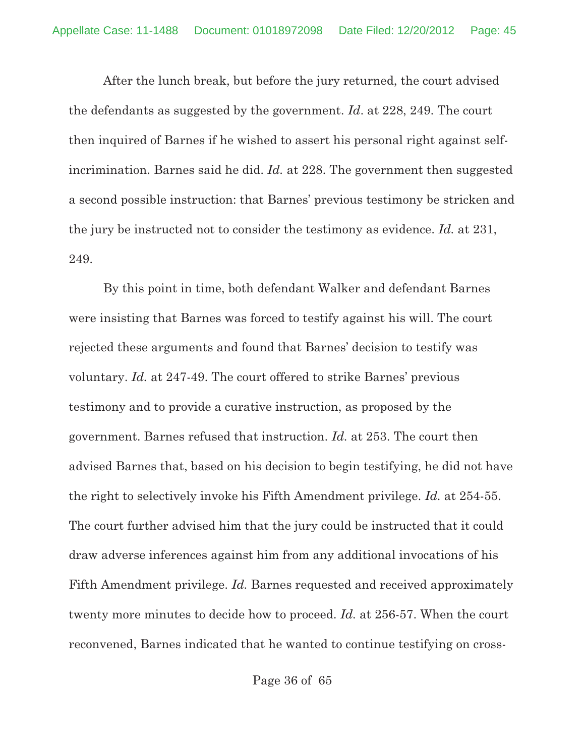After the lunch break, but before the jury returned, the court advised the defendants as suggested by the government. *Id*. at 228, 249. The court then inquired of Barnes if he wished to assert his personal right against self-incrimination. Barnes said he did. *Id.* at 228. The government then suggested a second possible instruction: that Barnes' previous testimony be stricken and the jury be instructed not to consider the testimony as evidence. *Id.* at 231, 249.

By this point in time, both defendant Walker and defendant Barnes were insisting that Barnes was forced to testify against his will. The court rejected these arguments and found that Barnes' decision to testify was voluntary. *Id.* at 247-49. The court offered to strike Barnes' previous testimony and to provide a curative instruction, as proposed by the government. Barnes refused that instruction. *Id.* at 253. The court then advised Barnes that, based on his decision to begin testifying, he did not have the right to selectively invoke his Fifth Amendment privilege. *Id.* at 254-55. The court further advised him that the jury could be instructed that it could draw adverse inferences against him from any additional invocations of his Fifth Amendment privilege. *Id.* Barnes requested and received approximately twenty more minutes to decide how to proceed. *Id.* at 256-57. When the court reconvened, Barnes indicated that he wanted to continue testifying on cross-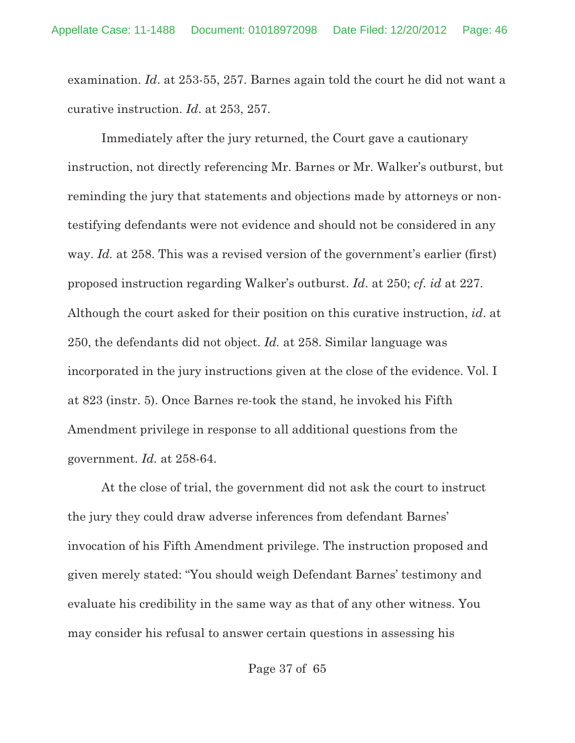examination. *Id*. at 253-55, 257. Barnes again told the court he did not want a curative instruction. *Id*. at 253, 257.

Immediately after the jury returned, the Court gave a cautionary instruction, not directly referencing Mr. Barnes or Mr. Walker's outburst, but reminding the jury that statements and objections made by attorneys or non-testifying defendants were not evidence and should not be considered in any way. *Id.* at 258. This was a revised version of the government's earlier (first) proposed instruction regarding Walker's outburst. *Id*. at 250; *cf. id* at 227. Although the court asked for their position on this curative instruction, *id*. at 250, the defendants did not object. *Id.* at 258. Similar language was incorporated in the jury instructions given at the close of the evidence. Vol. I at 823 (instr. 5). Once Barnes re-took the stand, he invoked his Fifth Amendment privilege in response to all additional questions from the government. *Id.* at 258-64.

At the close of trial, the government did not ask the court to instruct the jury they could draw adverse inferences from defendant Barnes' invocation of his Fifth Amendment privilege. The instruction proposed and given merely stated: "You should weigh Defendant Barnes' testimony and evaluate his credibility in the same way as that of any other witness. You may consider his refusal to answer certain questions in assessing his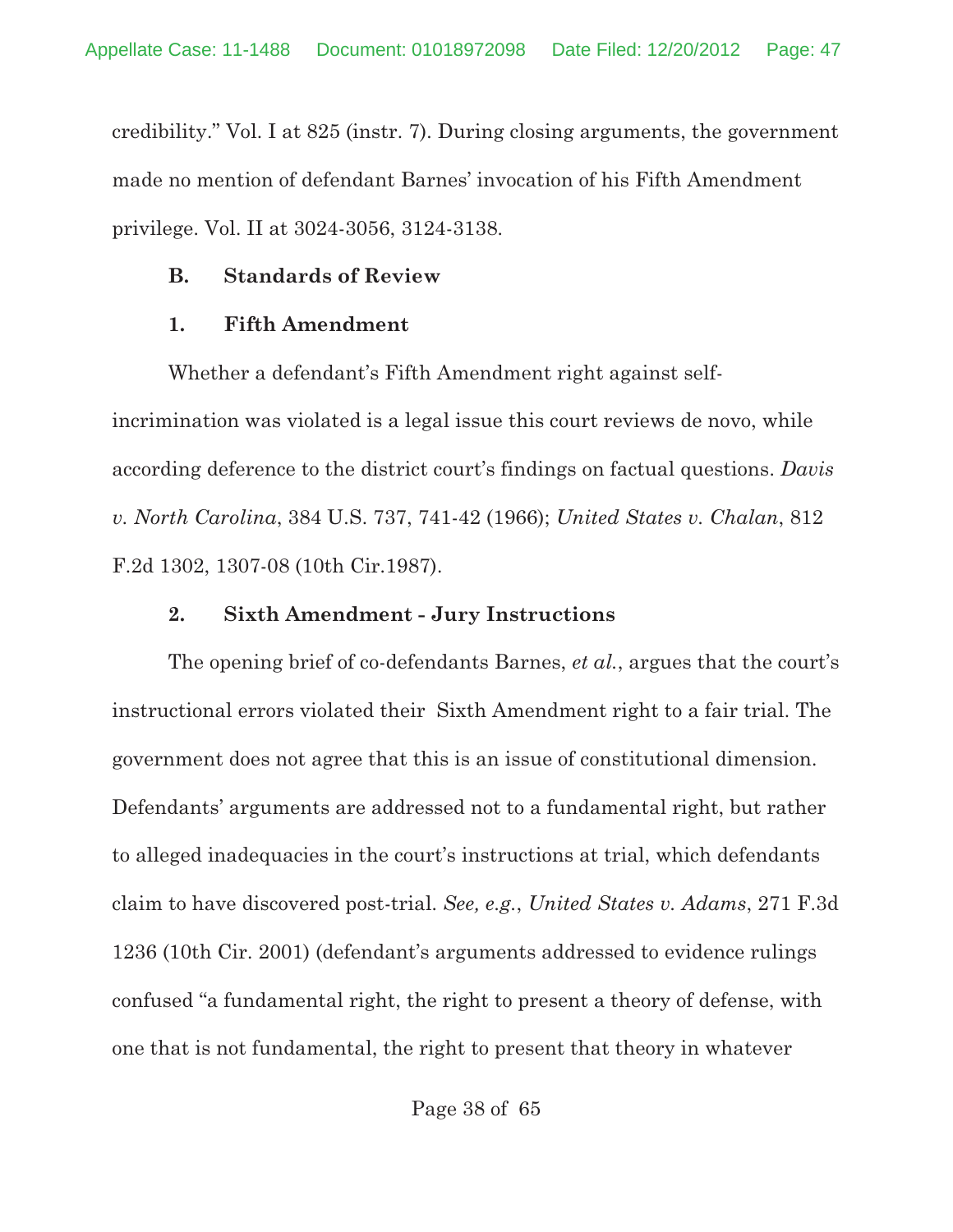credibility." Vol. I at 825 (instr. 7). During closing arguments, the government made no mention of defendant Barnes' invocation of his Fifth Amendment privilege. Vol. II at 3024-3056, 3124-3138.

### B. Standards of Review

#### 1. Fifth Amendment

Whether a defendant's Fifth Amendment right against self-incrimination was violated is a legal issue this court reviews de novo, while according deference to the district court's findings on factual questions. *Davis v. North Carolina*, 384 U.S. 737, 741-42 (1966); *United States v. Chalan*, 812 F.2d 1302, 1307-08 (10th Cir.1987).

#### 2. Sixth Amendment - Jury Instructions

The opening brief of co-defendants Barnes, *et al.*, argues that the court's instructional errors violated their Sixth Amendment right to a fair trial. The government does not agree that this is an issue of constitutional dimension. Defendants' arguments are addressed not to a fundamental right, but rather to alleged inadequacies in the court's instructions at trial, which defendants claim to have discovered post-trial. *See, e.g.*, *United States v. Adams*, 271 F.3d 1236 (10th Cir. 2001) (defendant's arguments addressed to evidence rulings confused "a fundamental right, the right to present a theory of defense, with one that is not fundamental, the right to present that theory in whatever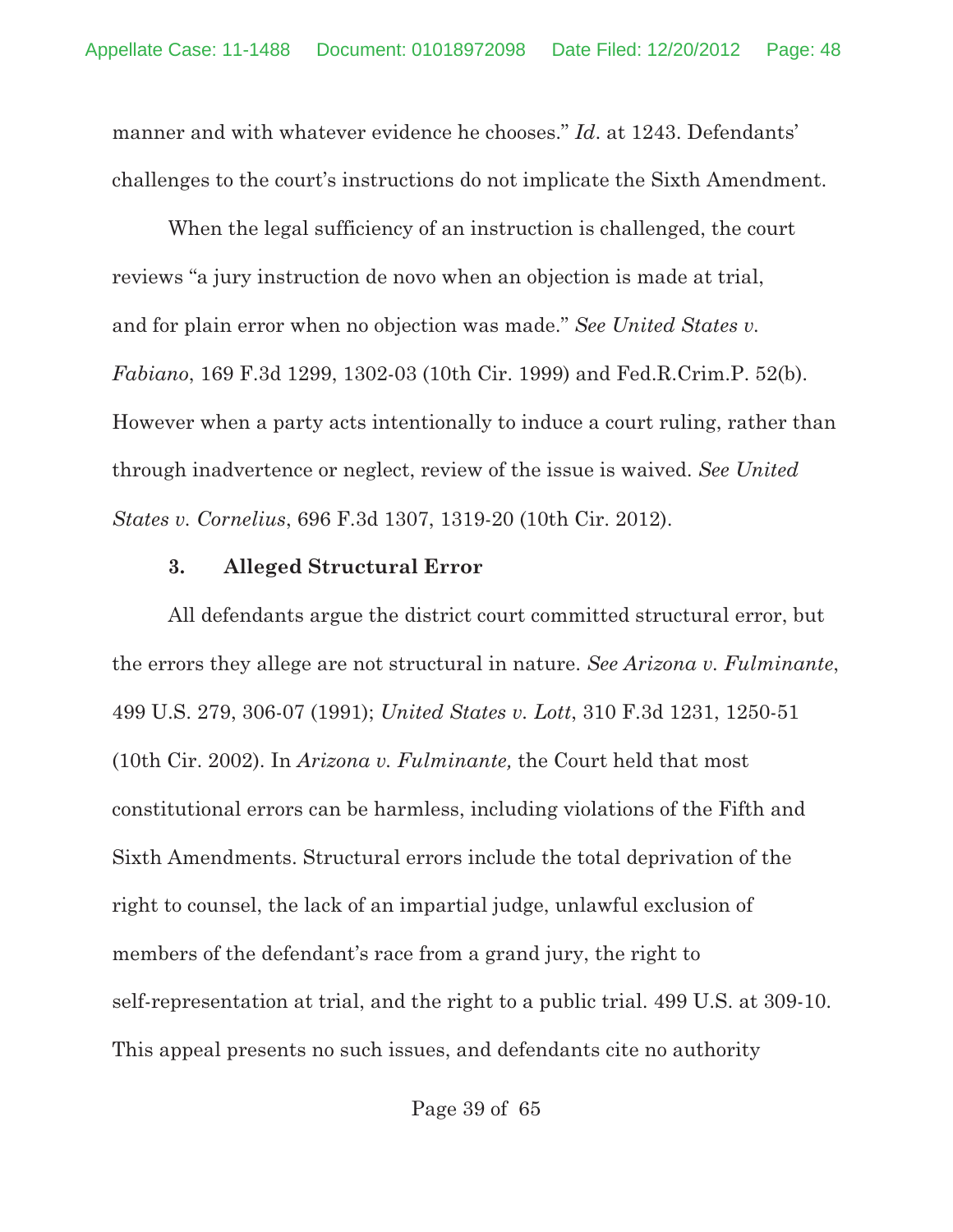manner and with whatever evidence he chooses." *Id*. at 1243. Defendants' challenges to the court's instructions do not implicate the Sixth Amendment.

When the legal sufficiency of an instruction is challenged, the court reviews "a jury instruction de novo when an objection is made at trial, and for plain error when no objection was made." *See United States v. Fabiano*, 169 F.3d 1299, 1302-03 (10th Cir. 1999) and Fed.R.Crim.P. 52(b). However when a party acts intentionally to induce a court ruling, rather than through inadvertence or neglect, review of the issue is waived. *See United States v. Cornelius*, 696 F.3d 1307, 1319-20 (10th Cir. 2012).

### 3. Alleged Structural Error

All defendants argue the district court committed structural error, but the errors they allege are not structural in nature. *See Arizona v. Fulminante*, 499 U.S. 279, 306-07 (1991); *United States v. Lott*, 310 F.3d 1231, 1250-51 (10th Cir. 2002). In *Arizona v. Fulminante,* the Court held that most constitutional errors can be harmless, including violations of the Fifth and Sixth Amendments. Structural errors include the total deprivation of the right to counsel, the lack of an impartial judge, unlawful exclusion of members of the defendant's race from a grand jury, the right to self-representation at trial, and the right to a public trial. 499 U.S. at 309-10. This appeal presents no such issues, and defendants cite no authority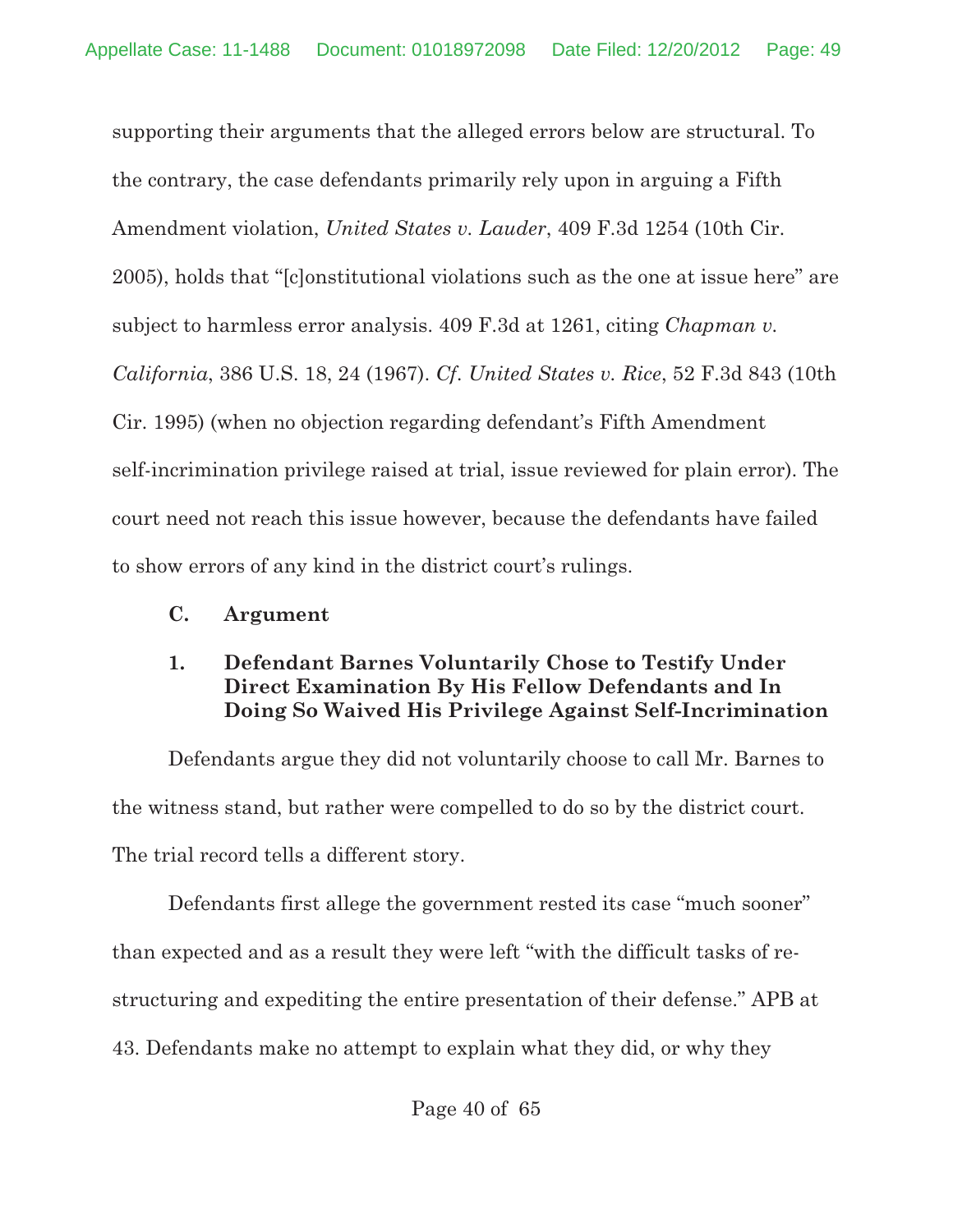supporting their arguments that the alleged errors below are structural. To the contrary, the case defendants primarily rely upon in arguing a Fifth Amendment violation, *United States v. Lauder*, 409 F.3d 1254 (10th Cir. 2005), holds that "[c]onstitutional violations such as the one at issue here" are subject to harmless error analysis. 409 F.3d at 1261, citing *Chapman v. California*, 386 U.S. 18, 24 (1967). *Cf. United States v. Rice*, 52 F.3d 843 (10th Cir. 1995) (when no objection regarding defendant's Fifth Amendment self-incrimination privilege raised at trial, issue reviewed for plain error). The court need not reach this issue however, because the defendants have failed to show errors of any kind in the district court's rulings.

### C. Argument

#### 1. Defendant Barnes Voluntarily Chose to Testify Under Direct Examination By His Fellow Defendants and In Doing So Waived His Privilege Against Self-Incrimination

Defendants argue they did not voluntarily choose to call Mr. Barnes to the witness stand, but rather were compelled to do so by the district court. The trial record tells a different story.

Defendants first allege the government rested its case "much sooner" than expected and as a result they were left "with the difficult tasks of re-structuring and expediting the entire presentation of their defense." APB at 43. Defendants make no attempt to explain what they did, or why they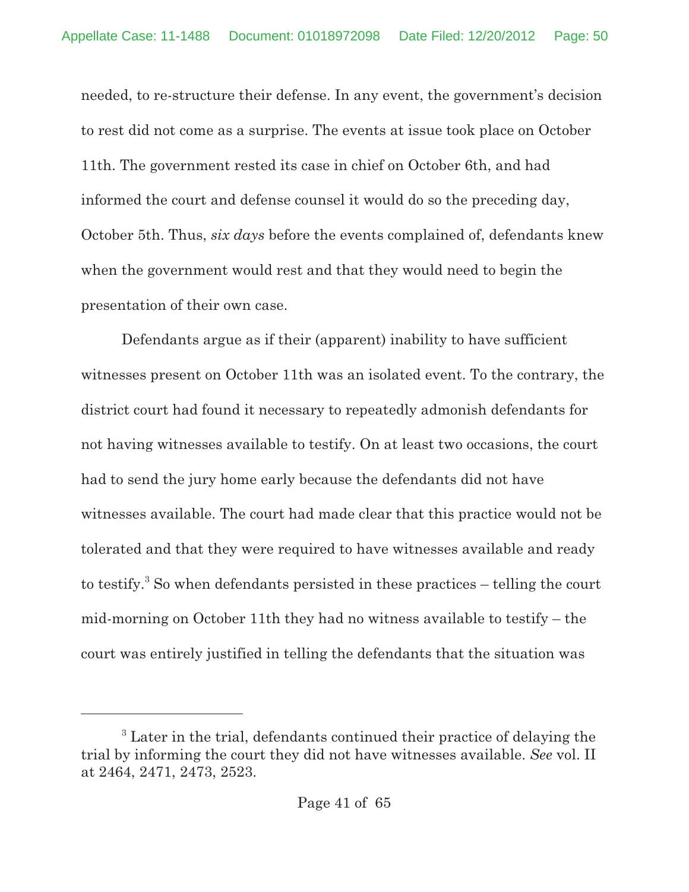needed, to re-structure their defense. In any event, the government's decision to rest did not come as a surprise. The events at issue took place on October 11th. The government rested its case in chief on October 6th, and had informed the court and defense counsel it would do so the preceding day, October 5th. Thus, *six days* before the events complained of, defendants knew when the government would rest and that they would need to begin the presentation of their own case.

Defendants argue as if their (apparent) inability to have sufficient witnesses present on October 11th was an isolated event. To the contrary, the district court had found it necessary to repeatedly admonish defendants for not having witnesses available to testify. On at least two occasions, the court had to send the jury home early because the defendants did not have witnesses available. The court had made clear that this practice would not be tolerated and that they were required to have witnesses available and ready to testify.[3] So when defendants persisted in these practices – telling the court mid-morning on October 11th they had no witness available to testify – the court was entirely justified in telling the defendants that the situation was

---

[3] Later in the trial, defendants continued their practice of delaying the trial by informing the court they did not have witnesses available. *See* vol. II at 2464, 2471, 2473, 2523.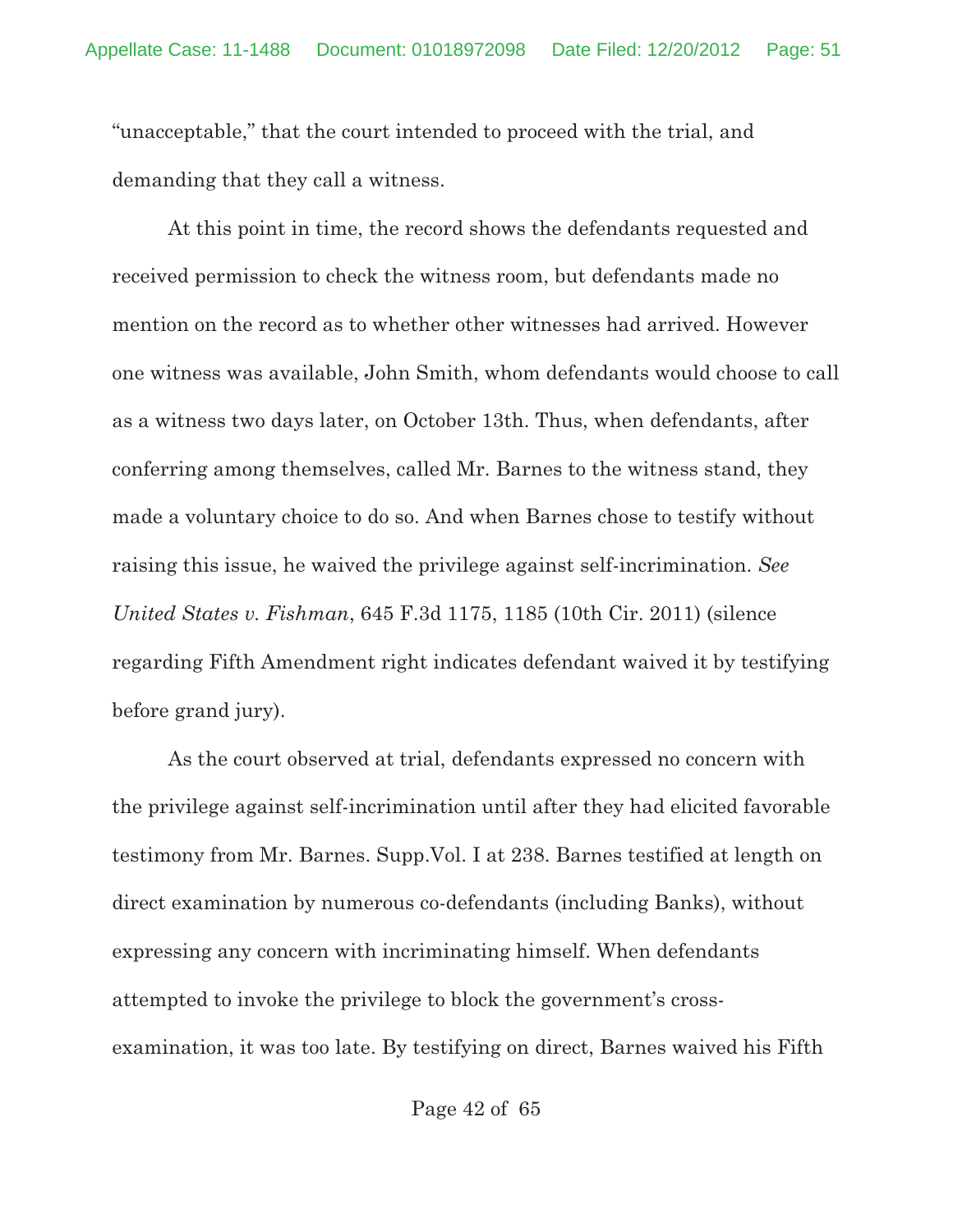"unacceptable," that the court intended to proceed with the trial, and demanding that they call a witness.

At this point in time, the record shows the defendants requested and received permission to check the witness room, but defendants made no mention on the record as to whether other witnesses had arrived. However one witness was available, John Smith, whom defendants would choose to call as a witness two days later, on October 13th. Thus, when defendants, after conferring among themselves, called Mr. Barnes to the witness stand, they made a voluntary choice to do so. And when Barnes chose to testify without raising this issue, he waived the privilege against self-incrimination. *See United States v. Fishman*, 645 F.3d 1175, 1185 (10th Cir. 2011) (silence regarding Fifth Amendment right indicates defendant waived it by testifying before grand jury).

As the court observed at trial, defendants expressed no concern with the privilege against self-incrimination until after they had elicited favorable testimony from Mr. Barnes. Supp.Vol. I at 238. Barnes testified at length on direct examination by numerous co-defendants (including Banks), without expressing any concern with incriminating himself. When defendants attempted to invoke the privilege to block the government's cross-examination, it was too late. By testifying on direct, Barnes waived his Fifth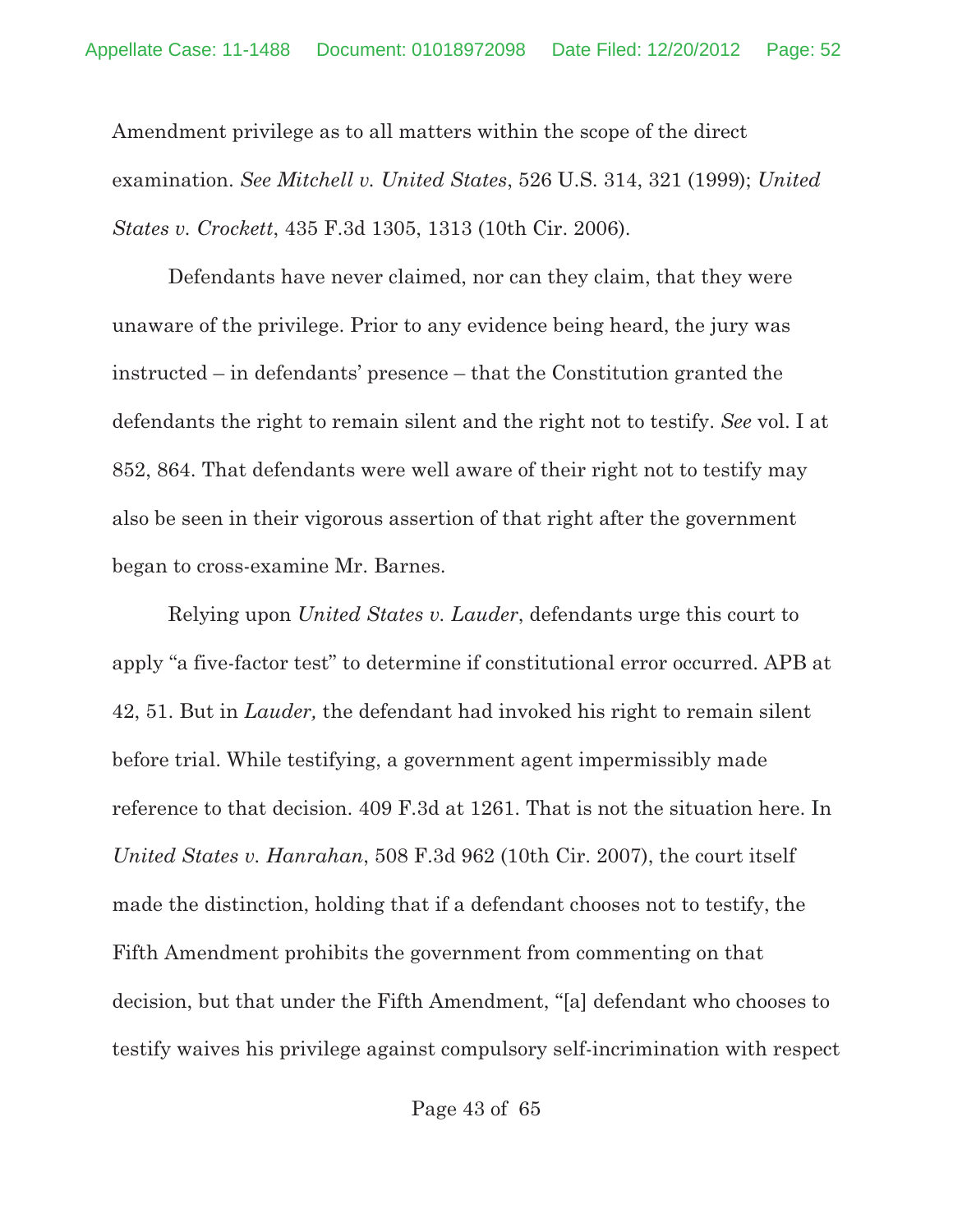Amendment privilege as to all matters within the scope of the direct examination. *See Mitchell v. United States*, 526 U.S. 314, 321 (1999); *United States v. Crockett*, 435 F.3d 1305, 1313 (10th Cir. 2006).

Defendants have never claimed, nor can they claim, that they were unaware of the privilege. Prior to any evidence being heard, the jury was instructed – in defendants' presence – that the Constitution granted the defendants the right to remain silent and the right not to testify. *See* vol. I at 852, 864. That defendants were well aware of their right not to testify may also be seen in their vigorous assertion of that right after the government began to cross-examine Mr. Barnes.

Relying upon *United States v. Lauder*, defendants urge this court to apply "a five-factor test" to determine if constitutional error occurred. APB at 42, 51. But in *Lauder,* the defendant had invoked his right to remain silent before trial. While testifying, a government agent impermissibly made reference to that decision. 409 F.3d at 1261. That is not the situation here. In *United States v. Hanrahan*, 508 F.3d 962 (10th Cir. 2007), the court itself made the distinction, holding that if a defendant chooses not to testify, the Fifth Amendment prohibits the government from commenting on that decision, but that under the Fifth Amendment, "[a] defendant who chooses to testify waives his privilege against compulsory self-incrimination with respect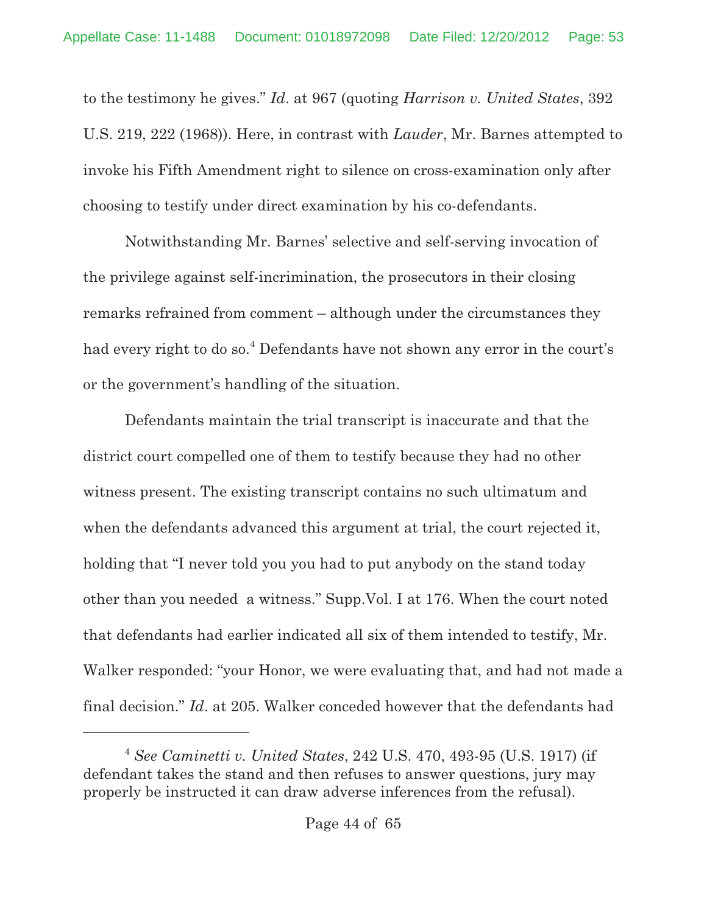to the testimony he gives." *Id*. at 967 (quoting *Harrison v. United States*, 392 U.S. 219, 222 (1968)). Here, in contrast with *Lauder*, Mr. Barnes attempted to invoke his Fifth Amendment right to silence on cross-examination only after choosing to testify under direct examination by his co-defendants.

Notwithstanding Mr. Barnes' selective and self-serving invocation of the privilege against self-incrimination, the prosecutors in their closing remarks refrained from comment – although under the circumstances they had every right to do so.[4] Defendants have not shown any error in the court's or the government's handling of the situation.

Defendants maintain the trial transcript is inaccurate and that the district court compelled one of them to testify because they had no other witness present. The existing transcript contains no such ultimatum and when the defendants advanced this argument at trial, the court rejected it, holding that "I never told you you had to put anybody on the stand today other than you needed a witness." Supp.Vol. I at 176. When the court noted that defendants had earlier indicated all six of them intended to testify, Mr. Walker responded: "your Honor, we were evaluating that, and had not made a final decision." *Id*. at 205. Walker conceded however that the defendants had

---

[4] *See Caminetti v. United States*, 242 U.S. 470, 493-95 (U.S. 1917) (if defendant takes the stand and then refuses to answer questions, jury may properly be instructed it can draw adverse inferences from the refusal).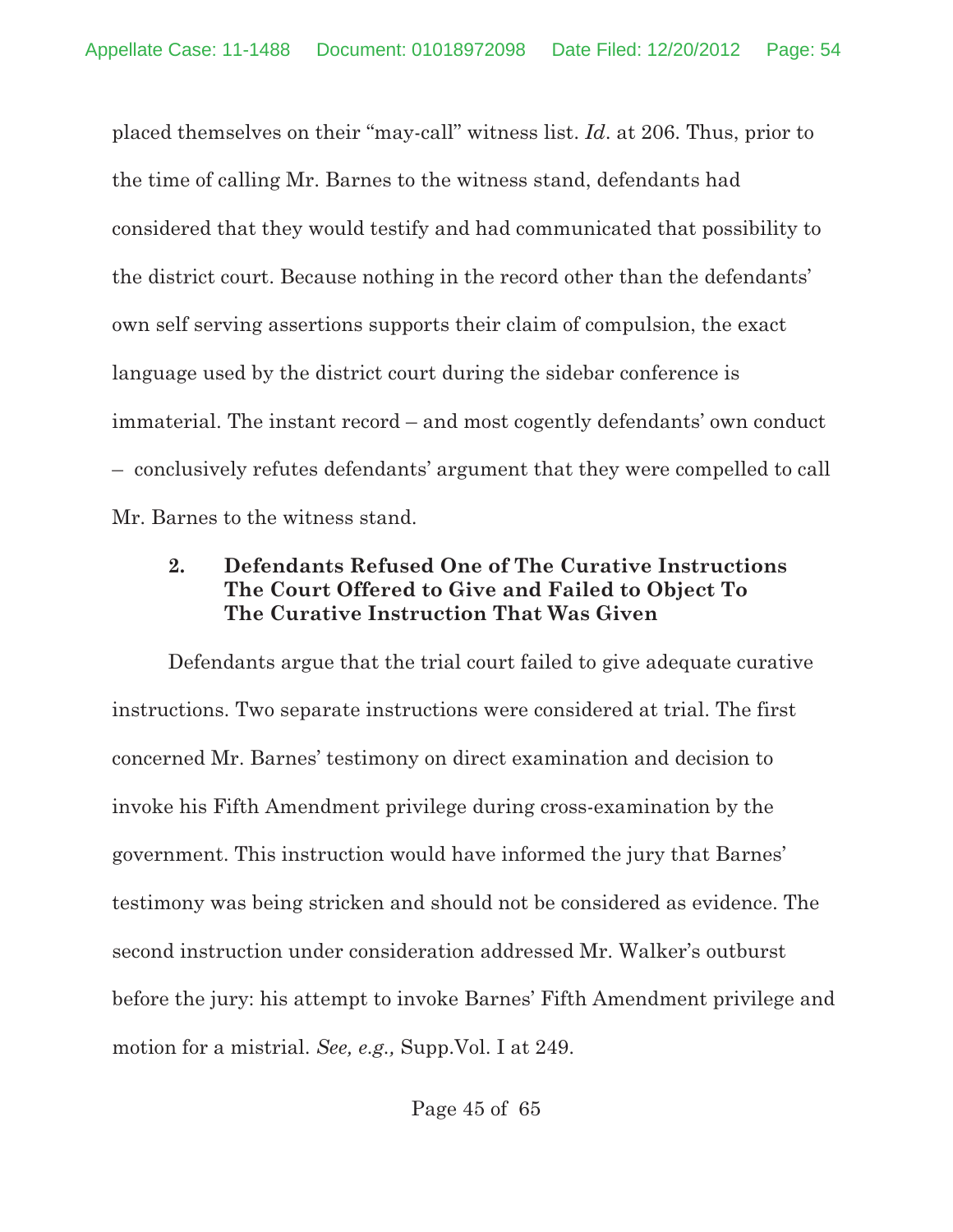placed themselves on their "may-call" witness list. *Id*. at 206. Thus, prior to the time of calling Mr. Barnes to the witness stand, defendants had considered that they would testify and had communicated that possibility to the district court. Because nothing in the record other than the defendants' own self serving assertions supports their claim of compulsion, the exact language used by the district court during the sidebar conference is immaterial. The instant record – and most cogently defendants' own conduct – conclusively refutes defendants' argument that they were compelled to call Mr. Barnes to the witness stand.

### 2. Defendants Refused One of The Curative Instructions The Court Offered to Give and Failed to Object To The Curative Instruction That Was Given

Defendants argue that the trial court failed to give adequate curative instructions. Two separate instructions were considered at trial. The first concerned Mr. Barnes' testimony on direct examination and decision to invoke his Fifth Amendment privilege during cross-examination by the government. This instruction would have informed the jury that Barnes' testimony was being stricken and should not be considered as evidence. The second instruction under consideration addressed Mr. Walker's outburst before the jury: his attempt to invoke Barnes' Fifth Amendment privilege and motion for a mistrial. *See, e.g.,* Supp.Vol. I at 249.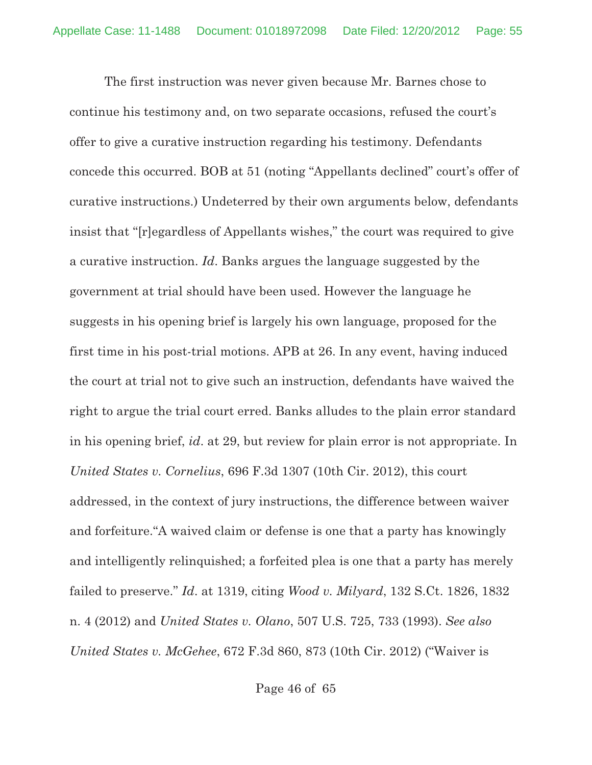The first instruction was never given because Mr. Barnes chose to continue his testimony and, on two separate occasions, refused the court's offer to give a curative instruction regarding his testimony. Defendants concede this occurred. BOB at 51 (noting "Appellants declined" court's offer of curative instructions.) Undeterred by their own arguments below, defendants insist that "[r]egardless of Appellants wishes," the court was required to give a curative instruction. *Id*. Banks argues the language suggested by the government at trial should have been used. However the language he suggests in his opening brief is largely his own language, proposed for the first time in his post-trial motions. APB at 26. In any event, having induced the court at trial not to give such an instruction, defendants have waived the right to argue the trial court erred. Banks alludes to the plain error standard in his opening brief, *id*. at 29, but review for plain error is not appropriate. In *United States v. Cornelius*, 696 F.3d 1307 (10th Cir. 2012), this court addressed, in the context of jury instructions, the difference between waiver and forfeiture."A waived claim or defense is one that a party has knowingly and intelligently relinquished; a forfeited plea is one that a party has merely failed to preserve." *Id*. at 1319, citing *Wood v. Milyard*, 132 S.Ct. 1826, 1832 n. 4 (2012) and *United States v. Olano*, 507 U.S. 725, 733 (1993). *See also United States v. McGehee*, 672 F.3d 860, 873 (10th Cir. 2012) ("Waiver is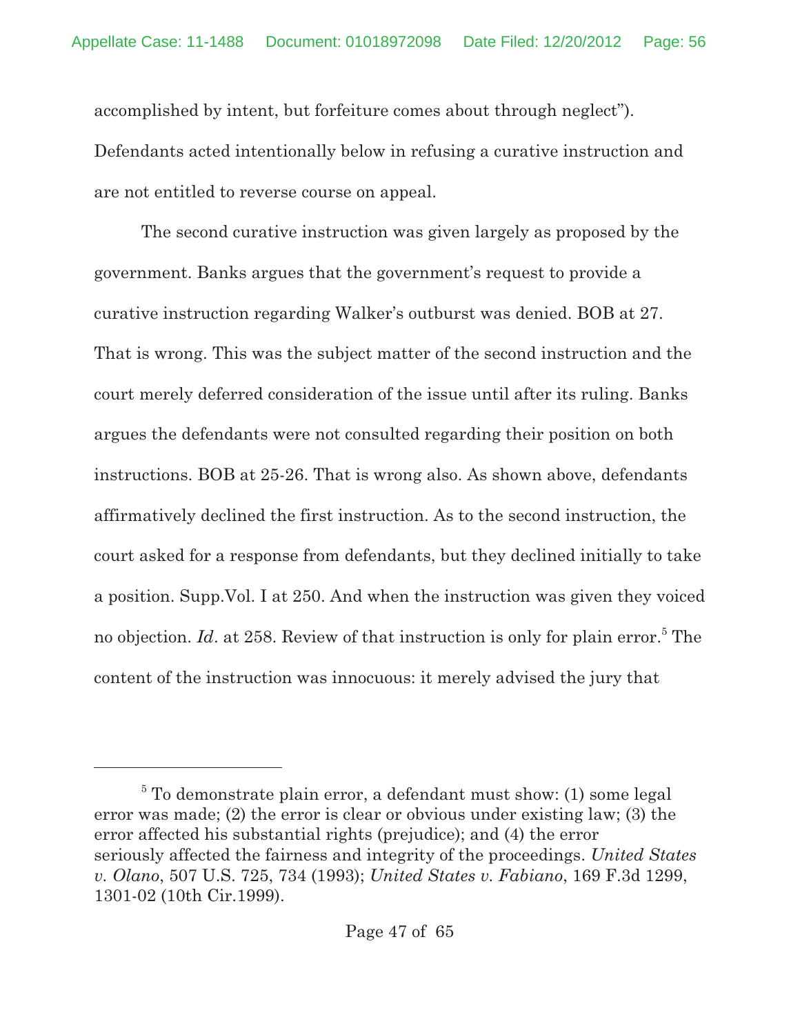accomplished by intent, but forfeiture comes about through neglect"). Defendants acted intentionally below in refusing a curative instruction and are not entitled to reverse course on appeal.

The second curative instruction was given largely as proposed by the government. Banks argues that the government's request to provide a curative instruction regarding Walker's outburst was denied. BOB at 27. That is wrong. This was the subject matter of the second instruction and the court merely deferred consideration of the issue until after its ruling. Banks argues the defendants were not consulted regarding their position on both instructions. BOB at 25-26. That is wrong also. As shown above, defendants affirmatively declined the first instruction. As to the second instruction, the court asked for a response from defendants, but they declined initially to take a position. Supp.Vol. I at 250. And when the instruction was given they voiced no objection. *Id*. at 258. Review of that instruction is only for plain error.[5] The content of the instruction was innocuous: it merely advised the jury that

---

[5] To demonstrate plain error, a defendant must show: (1) some legal error was made; (2) the error is clear or obvious under existing law; (3) the error affected his substantial rights (prejudice); and (4) the error seriously affected the fairness and integrity of the proceedings. *United States v. Olano*, 507 U.S. 725, 734 (1993); *United States v. Fabiano*, 169 F.3d 1299, 1301-02 (10th Cir.1999).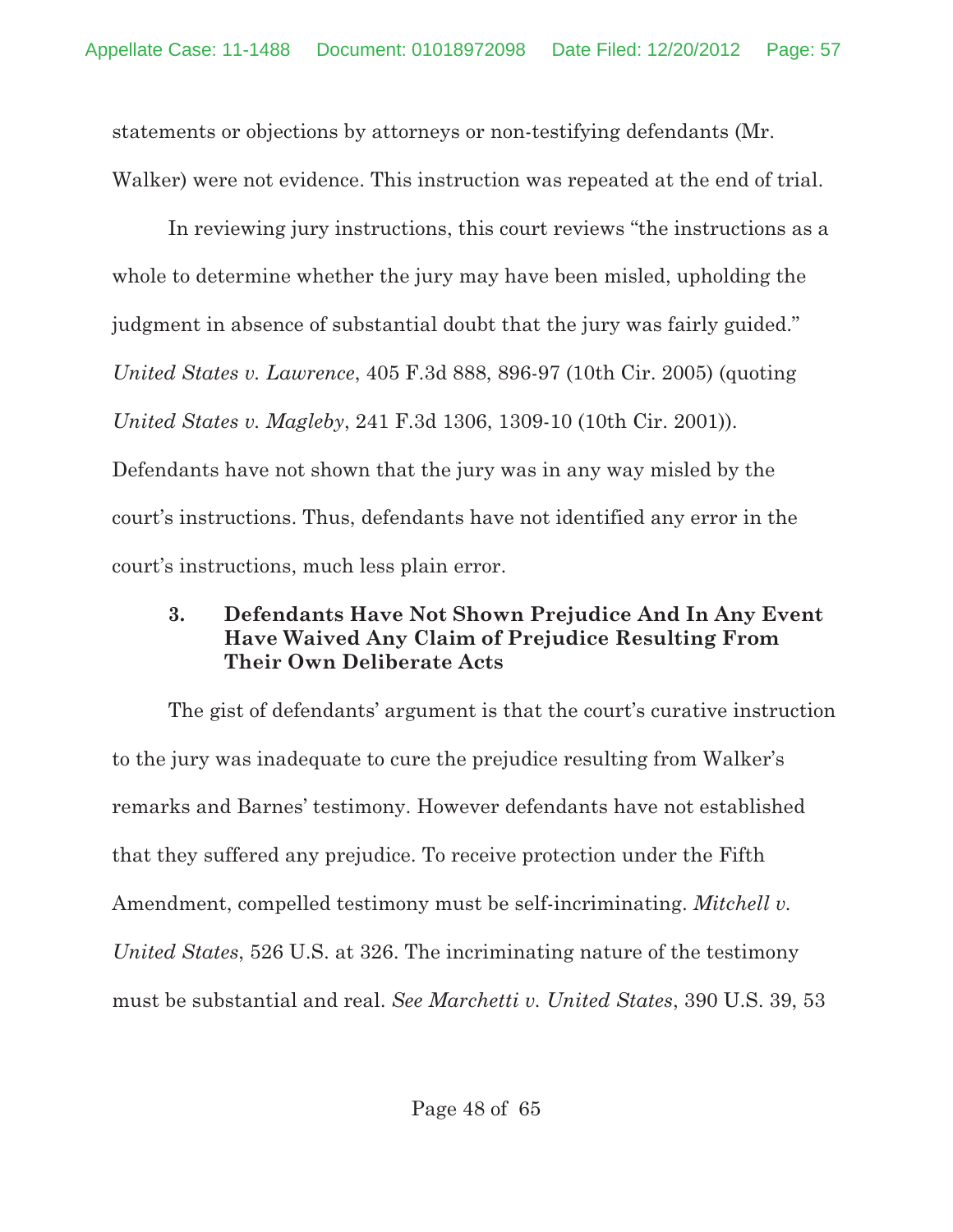statements or objections by attorneys or non-testifying defendants (Mr. Walker) were not evidence. This instruction was repeated at the end of trial.

In reviewing jury instructions, this court reviews "the instructions as a whole to determine whether the jury may have been misled, upholding the judgment in absence of substantial doubt that the jury was fairly guided." *United States v. Lawrence*, 405 F.3d 888, 896-97 (10th Cir. 2005) (quoting *United States v. Magleby*, 241 F.3d 1306, 1309-10 (10th Cir. 2001)). Defendants have not shown that the jury was in any way misled by the court's instructions. Thus, defendants have not identified any error in the court's instructions, much less plain error.

### 3. Defendants Have Not Shown Prejudice And In Any Event Have Waived Any Claim of Prejudice Resulting From Their Own Deliberate Acts

The gist of defendants' argument is that the court's curative instruction to the jury was inadequate to cure the prejudice resulting from Walker's remarks and Barnes' testimony. However defendants have not established that they suffered any prejudice. To receive protection under the Fifth Amendment, compelled testimony must be self-incriminating. *Mitchell v. United States*, 526 U.S. at 326. The incriminating nature of the testimony must be substantial and real. *See Marchetti v. United States*, 390 U.S. 39, 53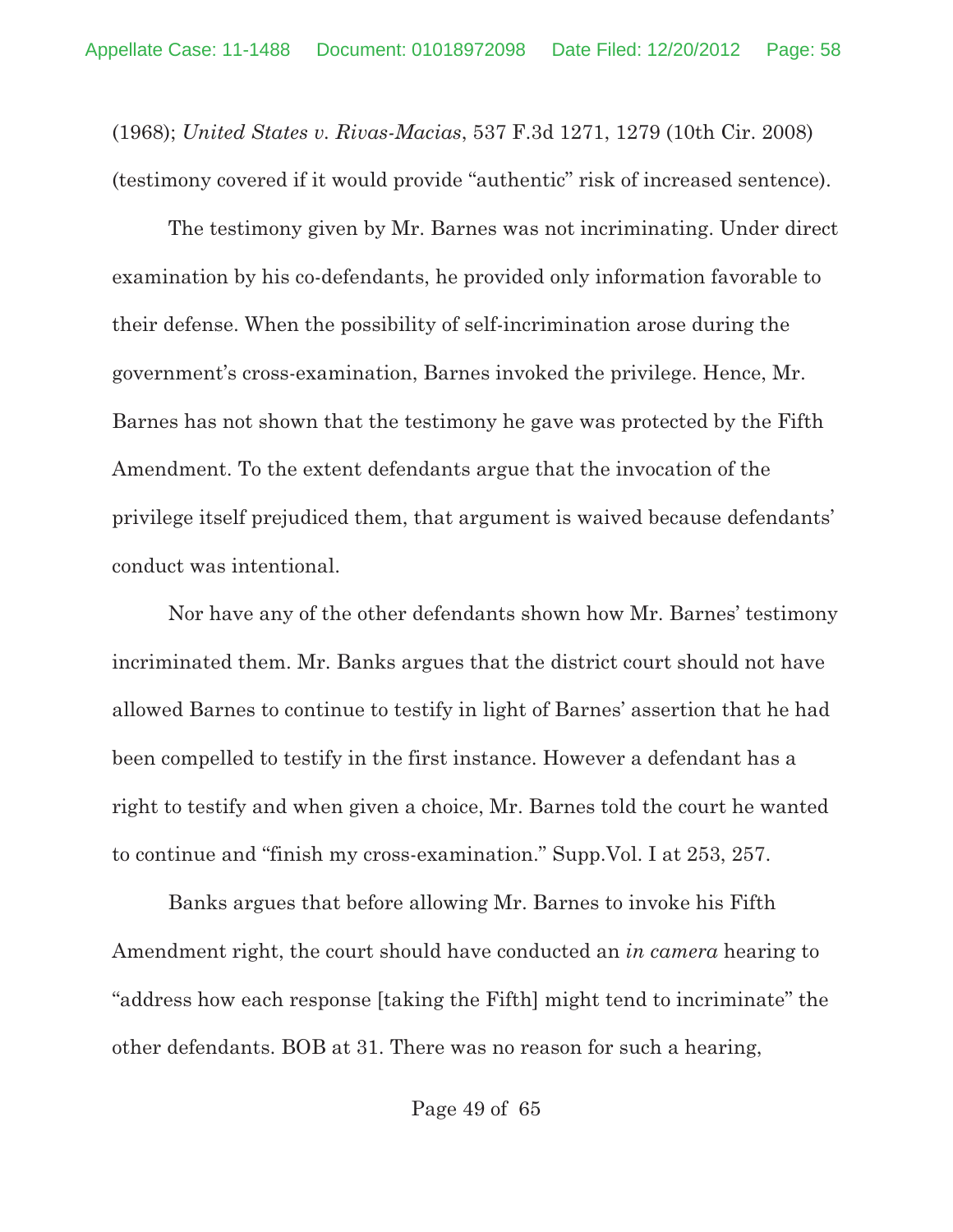(1968); *United States v. Rivas-Macias*, 537 F.3d 1271, 1279 (10th Cir. 2008) (testimony covered if it would provide "authentic" risk of increased sentence).

The testimony given by Mr. Barnes was not incriminating. Under direct examination by his co-defendants, he provided only information favorable to their defense. When the possibility of self-incrimination arose during the government's cross-examination, Barnes invoked the privilege. Hence, Mr. Barnes has not shown that the testimony he gave was protected by the Fifth Amendment. To the extent defendants argue that the invocation of the privilege itself prejudiced them, that argument is waived because defendants' conduct was intentional.

Nor have any of the other defendants shown how Mr. Barnes' testimony incriminated them. Mr. Banks argues that the district court should not have allowed Barnes to continue to testify in light of Barnes' assertion that he had been compelled to testify in the first instance. However a defendant has a right to testify and when given a choice, Mr. Barnes told the court he wanted to continue and "finish my cross-examination." Supp.Vol. I at 253, 257.

Banks argues that before allowing Mr. Barnes to invoke his Fifth Amendment right, the court should have conducted an *in camera* hearing to "address how each response [taking the Fifth] might tend to incriminate" the other defendants. BOB at 31. There was no reason for such a hearing,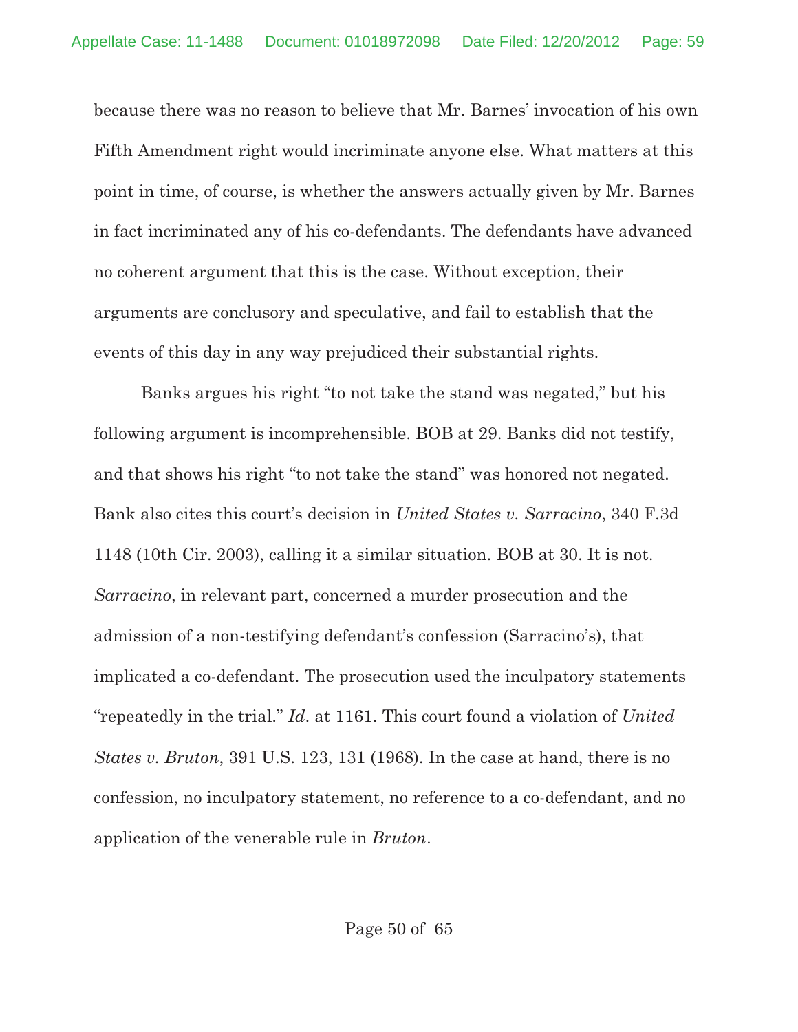because there was no reason to believe that Mr. Barnes' invocation of his own Fifth Amendment right would incriminate anyone else. What matters at this point in time, of course, is whether the answers actually given by Mr. Barnes in fact incriminated any of his co-defendants. The defendants have advanced no coherent argument that this is the case. Without exception, their arguments are conclusory and speculative, and fail to establish that the events of this day in any way prejudiced their substantial rights.

Banks argues his right "to not take the stand was negated," but his following argument is incomprehensible. BOB at 29. Banks did not testify, and that shows his right "to not take the stand" was honored not negated. Bank also cites this court's decision in *United States v. Sarracino*, 340 F.3d 1148 (10th Cir. 2003), calling it a similar situation. BOB at 30. It is not. *Sarracino*, in relevant part, concerned a murder prosecution and the admission of a non-testifying defendant's confession (Sarracino's), that implicated a co-defendant. The prosecution used the inculpatory statements "repeatedly in the trial." *Id*. at 1161. This court found a violation of *United States v. Bruton*, 391 U.S. 123, 131 (1968). In the case at hand, there is no confession, no inculpatory statement, no reference to a co-defendant, and no application of the venerable rule in *Bruton*.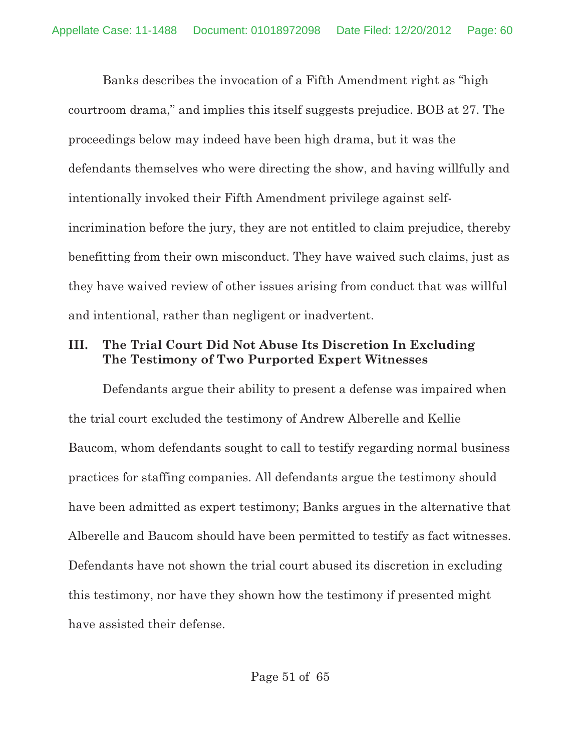Banks describes the invocation of a Fifth Amendment right as "high courtroom drama," and implies this itself suggests prejudice. BOB at 27. The proceedings below may indeed have been high drama, but it was the defendants themselves who were directing the show, and having willfully and intentionally invoked their Fifth Amendment privilege against self-incrimination before the jury, they are not entitled to claim prejudice, thereby benefitting from their own misconduct. They have waived such claims, just as they have waived review of other issues arising from conduct that was willful and intentional, rather than negligent or inadvertent.

## III. The Trial Court Did Not Abuse Its Discretion In Excluding The Testimony of Two Purported Expert Witnesses

Defendants argue their ability to present a defense was impaired when the trial court excluded the testimony of Andrew Alberelle and Kellie Baucom, whom defendants sought to call to testify regarding normal business practices for staffing companies. All defendants argue the testimony should have been admitted as expert testimony; Banks argues in the alternative that Alberelle and Baucom should have been permitted to testify as fact witnesses. Defendants have not shown the trial court abused its discretion in excluding this testimony, nor have they shown how the testimony if presented might have assisted their defense.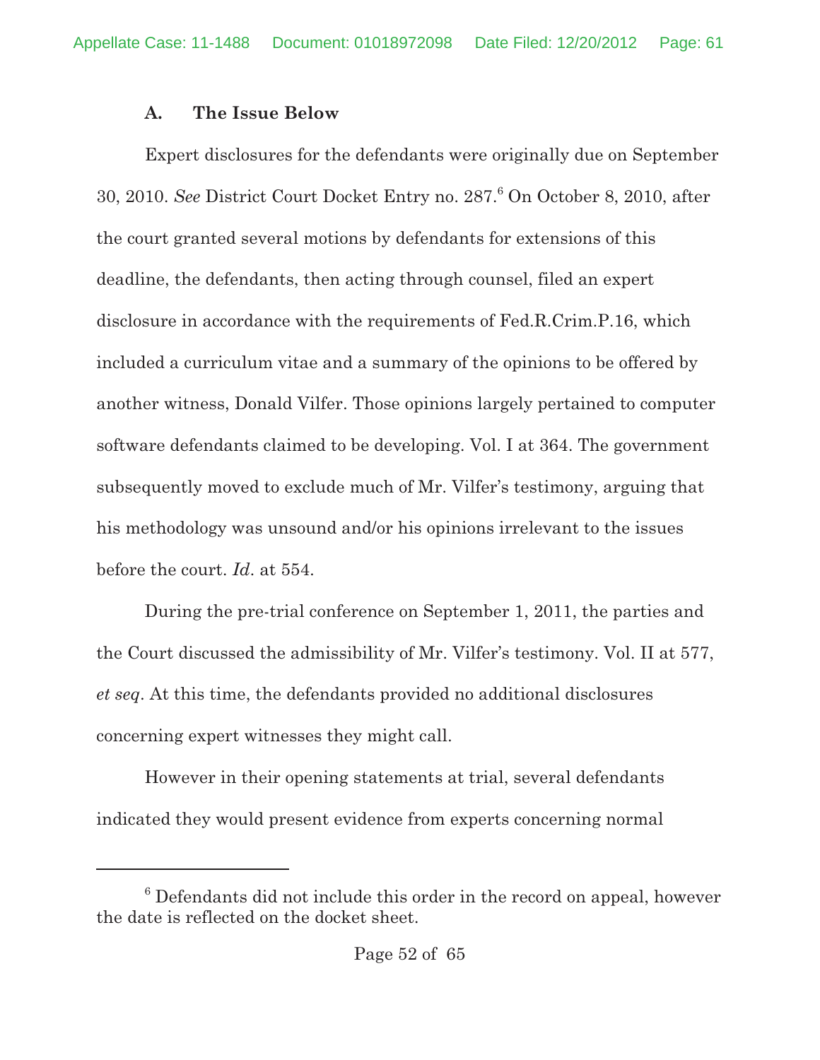### A. The Issue Below

Expert disclosures for the defendants were originally due on September 30, 2010. *See* District Court Docket Entry no. 287.[6] On October 8, 2010, after the court granted several motions by defendants for extensions of this deadline, the defendants, then acting through counsel, filed an expert disclosure in accordance with the requirements of Fed.R.Crim.P.16, which included a curriculum vitae and a summary of the opinions to be offered by another witness, Donald Vilfer. Those opinions largely pertained to computer software defendants claimed to be developing. Vol. I at 364. The government subsequently moved to exclude much of Mr. Vilfer's testimony, arguing that his methodology was unsound and/or his opinions irrelevant to the issues before the court. *Id*. at 554.

During the pre-trial conference on September 1, 2011, the parties and the Court discussed the admissibility of Mr. Vilfer's testimony. Vol. II at 577, *et seq*. At this time, the defendants provided no additional disclosures concerning expert witnesses they might call.

However in their opening statements at trial, several defendants indicated they would present evidence from experts concerning normal

---

[6] Defendants did not include this order in the record on appeal, however the date is reflected on the docket sheet.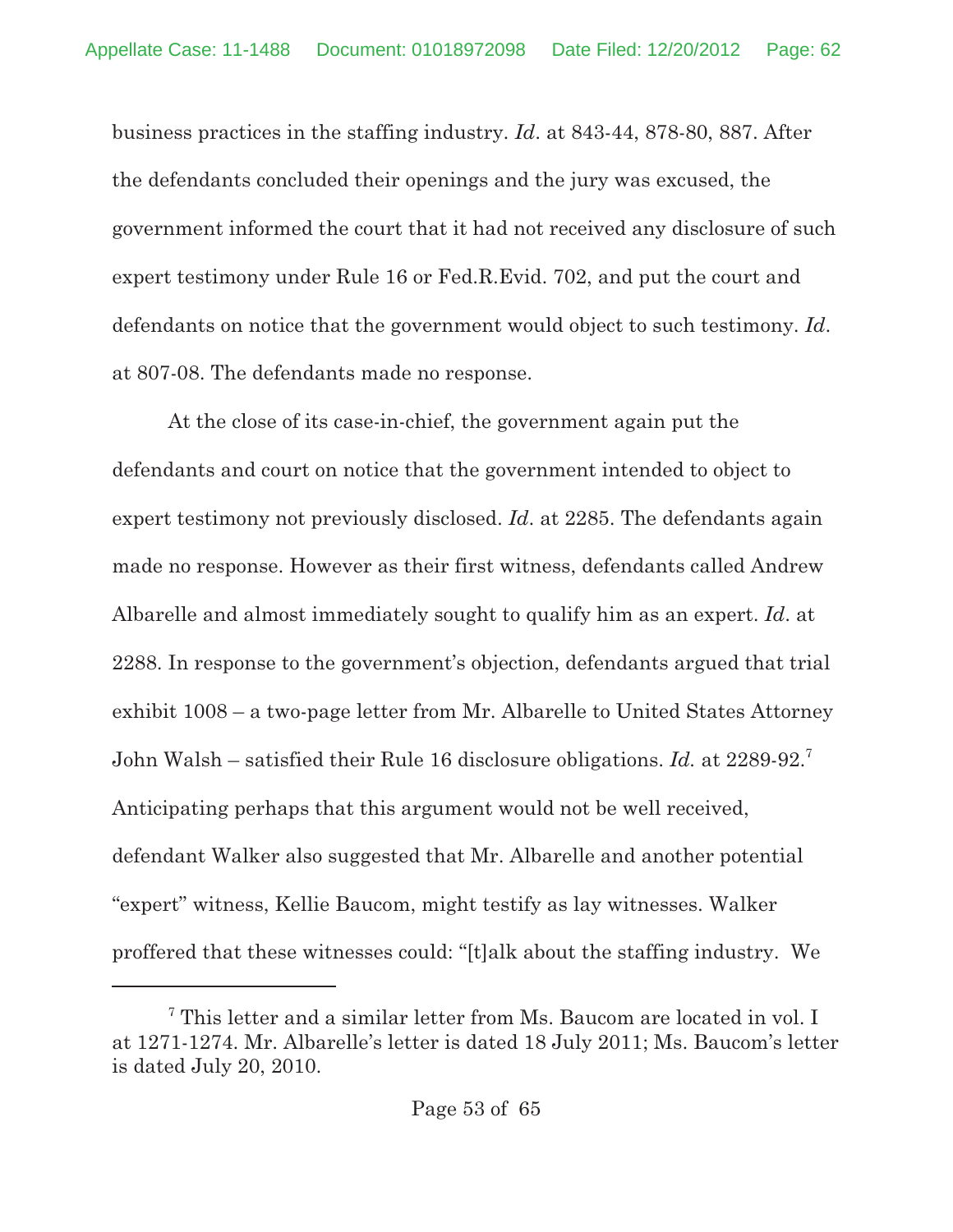business practices in the staffing industry. *Id*. at 843-44, 878-80, 887. After the defendants concluded their openings and the jury was excused, the government informed the court that it had not received any disclosure of such expert testimony under Rule 16 or Fed.R.Evid. 702, and put the court and defendants on notice that the government would object to such testimony. *Id*. at 807-08. The defendants made no response.

At the close of its case-in-chief, the government again put the defendants and court on notice that the government intended to object to expert testimony not previously disclosed. *Id*. at 2285. The defendants again made no response. However as their first witness, defendants called Andrew Albarelle and almost immediately sought to qualify him as an expert. *Id*. at 2288. In response to the government's objection, defendants argued that trial exhibit 1008 – a two-page letter from Mr. Albarelle to United States Attorney John Walsh – satisfied their Rule 16 disclosure obligations. *Id.* at 2289-92.[7] Anticipating perhaps that this argument would not be well received, defendant Walker also suggested that Mr. Albarelle and another potential "expert" witness, Kellie Baucom, might testify as lay witnesses. Walker proffered that these witnesses could: "[t]alk about the staffing industry. We

---

[7] This letter and a similar letter from Ms. Baucom are located in vol. I at 1271-1274. Mr. Albarelle's letter is dated 18 July 2011; Ms. Baucom's letter is dated July 20, 2010.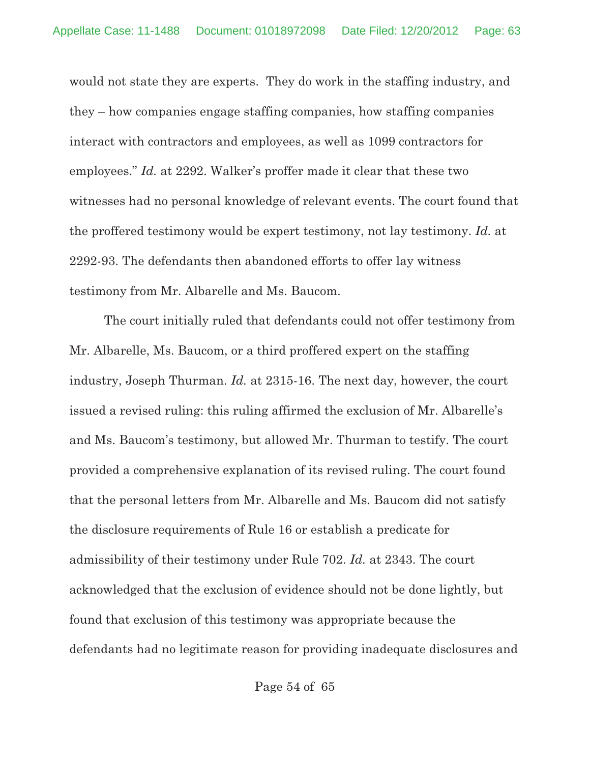would not state they are experts. They do work in the staffing industry, and they – how companies engage staffing companies, how staffing companies interact with contractors and employees, as well as 1099 contractors for employees." *Id.* at 2292. Walker's proffer made it clear that these two witnesses had no personal knowledge of relevant events. The court found that the proffered testimony would be expert testimony, not lay testimony. *Id.* at 2292-93. The defendants then abandoned efforts to offer lay witness testimony from Mr. Albarelle and Ms. Baucom.

The court initially ruled that defendants could not offer testimony from Mr. Albarelle, Ms. Baucom, or a third proffered expert on the staffing industry, Joseph Thurman. *Id.* at 2315-16. The next day, however, the court issued a revised ruling: this ruling affirmed the exclusion of Mr. Albarelle's and Ms. Baucom's testimony, but allowed Mr. Thurman to testify. The court provided a comprehensive explanation of its revised ruling. The court found that the personal letters from Mr. Albarelle and Ms. Baucom did not satisfy the disclosure requirements of Rule 16 or establish a predicate for admissibility of their testimony under Rule 702. *Id.* at 2343. The court acknowledged that the exclusion of evidence should not be done lightly, but found that exclusion of this testimony was appropriate because the defendants had no legitimate reason for providing inadequate disclosures and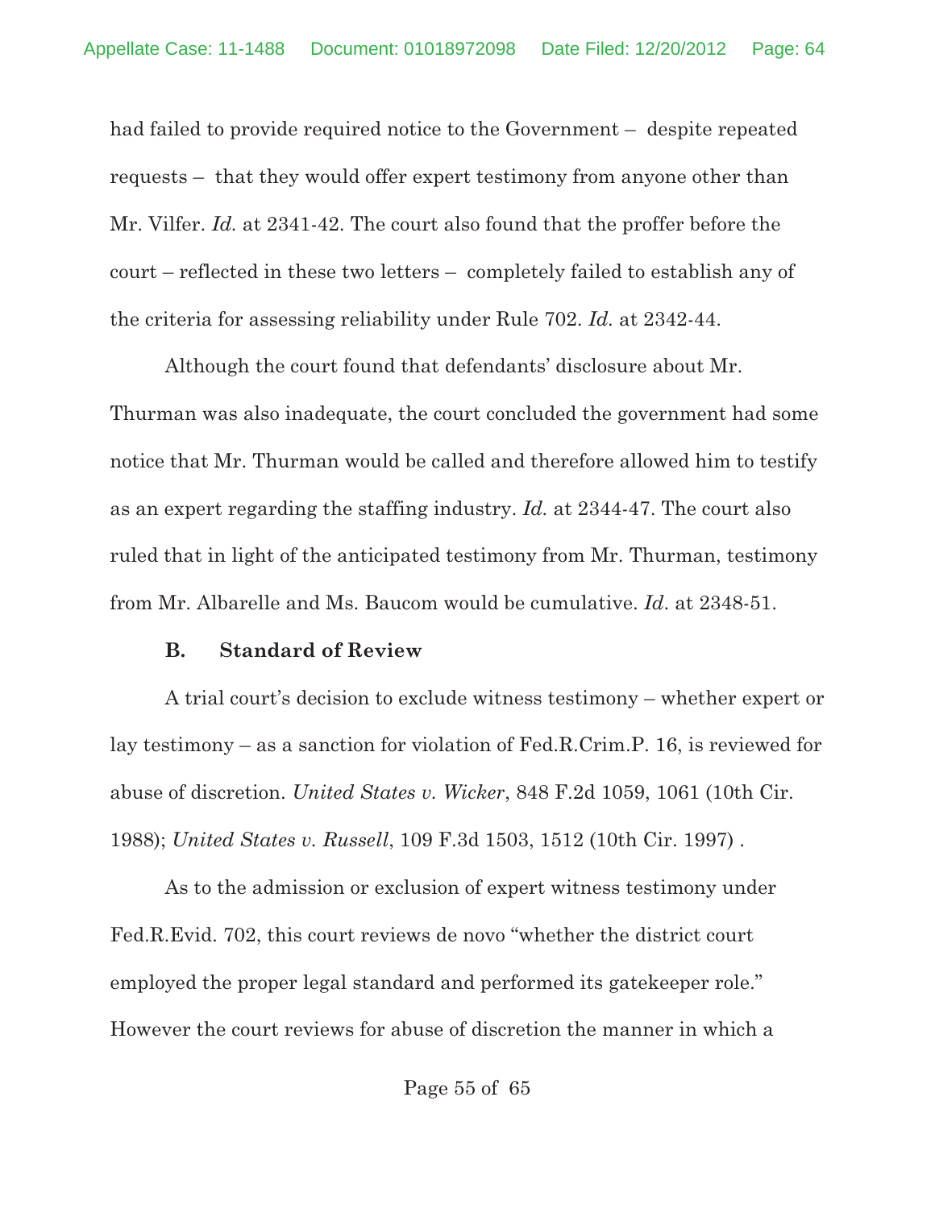had failed to provide required notice to the Government – despite repeated requests – that they would offer expert testimony from anyone other than Mr. Vilfer. *Id.* at 2341-42. The court also found that the proffer before the court – reflected in these two letters – completely failed to establish any of the criteria for assessing reliability under Rule 702. *Id.* at 2342-44.

Although the court found that defendants' disclosure about Mr. Thurman was also inadequate, the court concluded the government had some notice that Mr. Thurman would be called and therefore allowed him to testify as an expert regarding the staffing industry. *Id.* at 2344-47. The court also ruled that in light of the anticipated testimony from Mr. Thurman, testimony from Mr. Albarelle and Ms. Baucom would be cumulative. *Id*. at 2348-51.

### B. Standard of Review

A trial court's decision to exclude witness testimony – whether expert or lay testimony – as a sanction for violation of Fed.R.Crim.P. 16, is reviewed for abuse of discretion. *United States v. Wicker*, 848 F.2d 1059, 1061 (10th Cir. 1988); *United States v. Russell*, 109 F.3d 1503, 1512 (10th Cir. 1997) .

As to the admission or exclusion of expert witness testimony under Fed.R.Evid. 702, this court reviews de novo "whether the district court employed the proper legal standard and performed its gatekeeper role." However the court reviews for abuse of discretion the manner in which a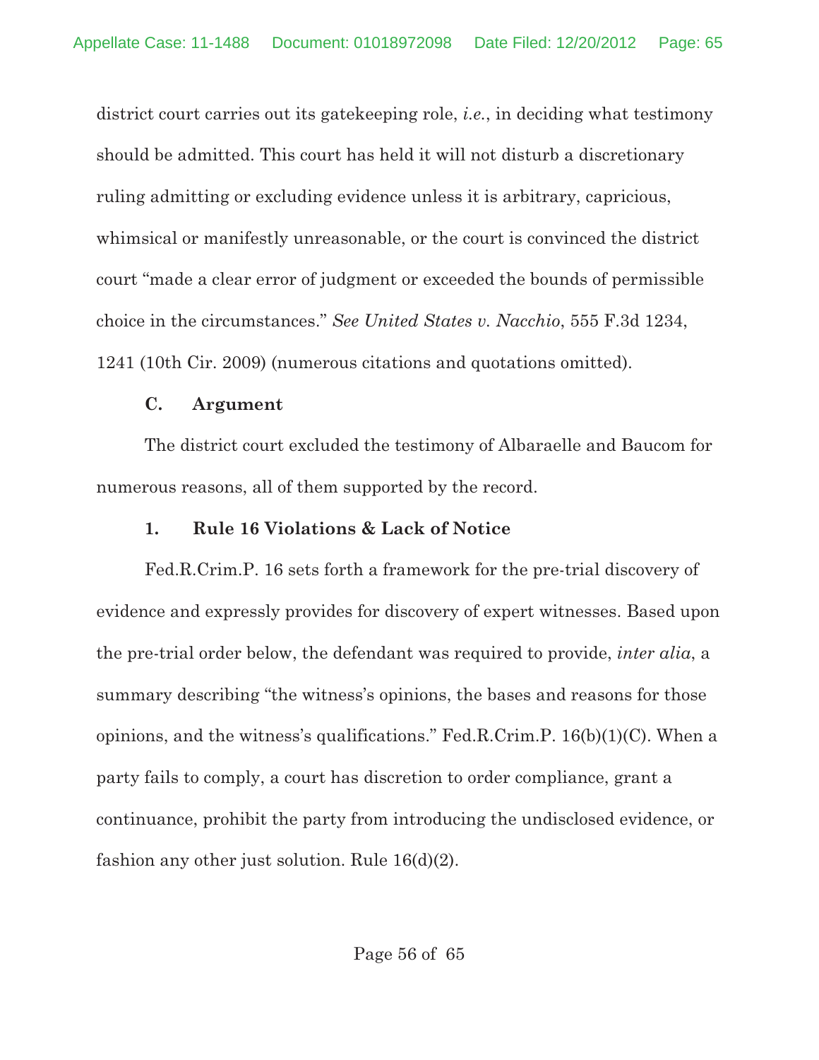district court carries out its gatekeeping role, *i.e.*, in deciding what testimony should be admitted. This court has held it will not disturb a discretionary ruling admitting or excluding evidence unless it is arbitrary, capricious, whimsical or manifestly unreasonable, or the court is convinced the district court "made a clear error of judgment or exceeded the bounds of permissible choice in the circumstances." *See United States v. Nacchio*, 555 F.3d 1234, 1241 (10th Cir. 2009) (numerous citations and quotations omitted).

### C. Argument

The district court excluded the testimony of Albaraelle and Baucom for numerous reasons, all of them supported by the record.

#### 1. Rule 16 Violations & Lack of Notice

Fed.R.Crim.P. 16 sets forth a framework for the pre-trial discovery of evidence and expressly provides for discovery of expert witnesses. Based upon the pre-trial order below, the defendant was required to provide, *inter alia*, a summary describing "the witness's opinions, the bases and reasons for those opinions, and the witness's qualifications." Fed.R.Crim.P. 16(b)(1)(C). When a party fails to comply, a court has discretion to order compliance, grant a continuance, prohibit the party from introducing the undisclosed evidence, or fashion any other just solution. Rule 16(d)(2).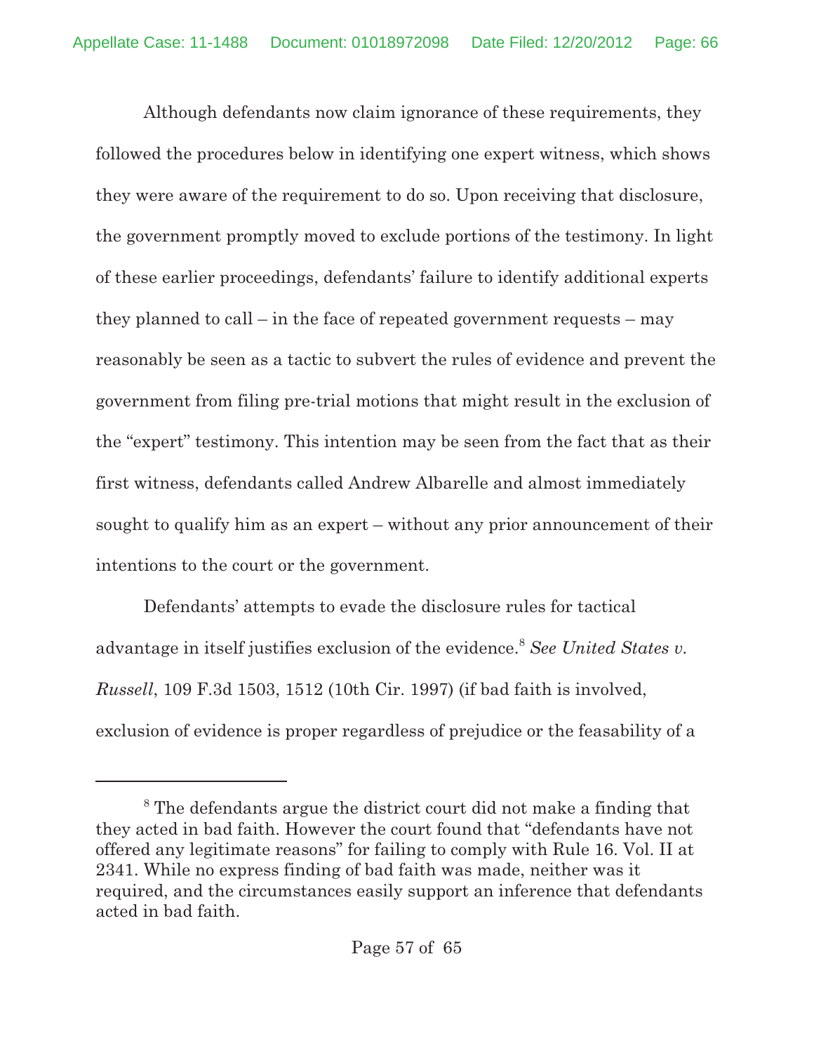Although defendants now claim ignorance of these requirements, they followed the procedures below in identifying one expert witness, which shows they were aware of the requirement to do so. Upon receiving that disclosure, the government promptly moved to exclude portions of the testimony. In light of these earlier proceedings, defendants' failure to identify additional experts they planned to call – in the face of repeated government requests – may reasonably be seen as a tactic to subvert the rules of evidence and prevent the government from filing pre-trial motions that might result in the exclusion of the "expert" testimony. This intention may be seen from the fact that as their first witness, defendants called Andrew Albarelle and almost immediately sought to qualify him as an expert – without any prior announcement of their intentions to the court or the government.

Defendants' attempts to evade the disclosure rules for tactical advantage in itself justifies exclusion of the evidence.[8] *See United States v. Russell*, 109 F.3d 1503, 1512 (10th Cir. 1997) (if bad faith is involved, exclusion of evidence is proper regardless of prejudice or the feasability of a

---

[8] The defendants argue the district court did not make a finding that they acted in bad faith. However the court found that "defendants have not offered any legitimate reasons" for failing to comply with Rule 16. Vol. II at 2341. While no express finding of bad faith was made, neither was it required, and the circumstances easily support an inference that defendants acted in bad faith.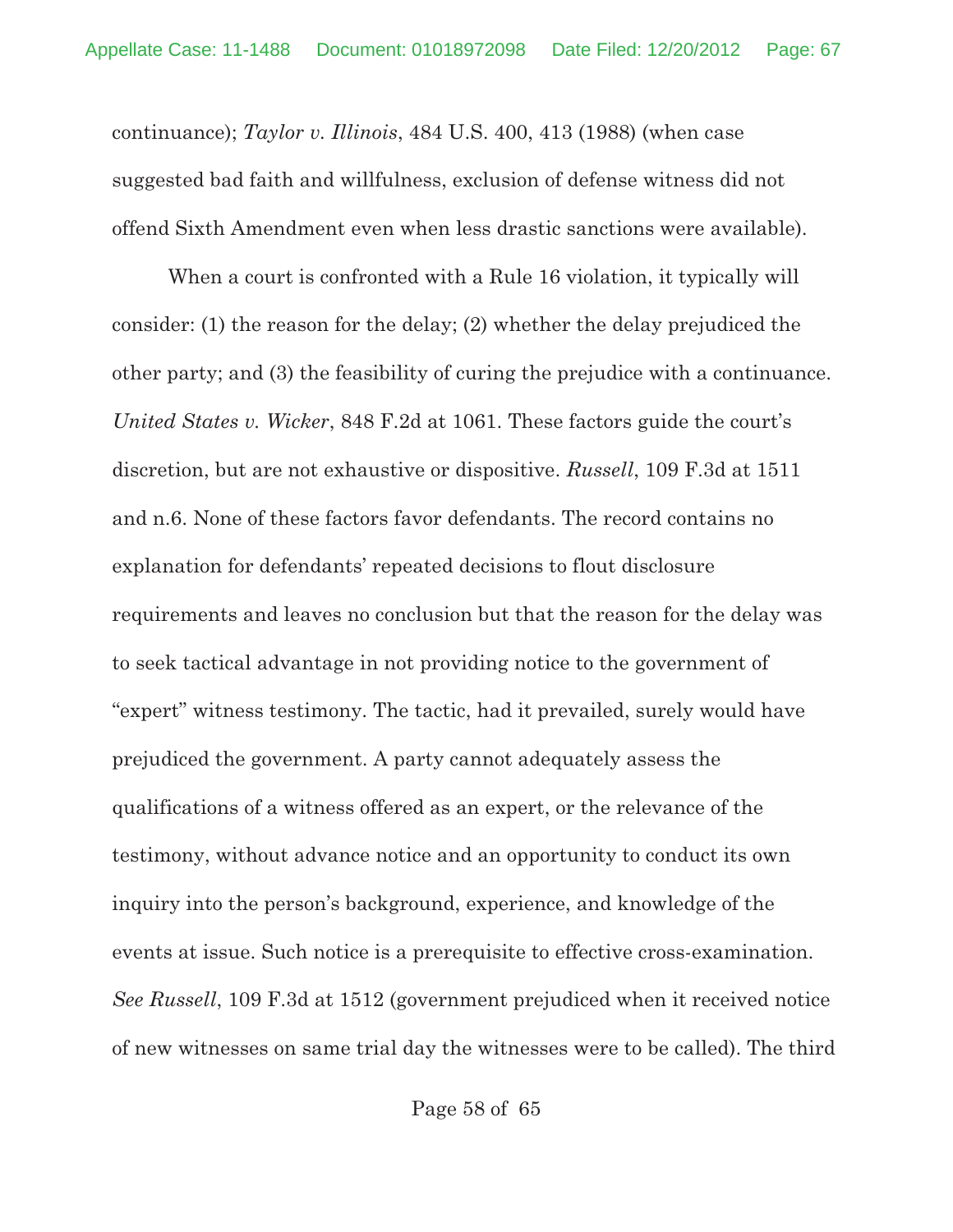continuance); *Taylor v. Illinois*, 484 U.S. 400, 413 (1988) (when case suggested bad faith and willfulness, exclusion of defense witness did not offend Sixth Amendment even when less drastic sanctions were available).

When a court is confronted with a Rule 16 violation, it typically will consider: (1) the reason for the delay; (2) whether the delay prejudiced the other party; and (3) the feasibility of curing the prejudice with a continuance. *United States v. Wicker*, 848 F.2d at 1061. These factors guide the court's discretion, but are not exhaustive or dispositive. *Russell*, 109 F.3d at 1511 and n.6. None of these factors favor defendants. The record contains no explanation for defendants' repeated decisions to flout disclosure requirements and leaves no conclusion but that the reason for the delay was to seek tactical advantage in not providing notice to the government of "expert" witness testimony. The tactic, had it prevailed, surely would have prejudiced the government. A party cannot adequately assess the qualifications of a witness offered as an expert, or the relevance of the testimony, without advance notice and an opportunity to conduct its own inquiry into the person's background, experience, and knowledge of the events at issue. Such notice is a prerequisite to effective cross-examination. *See Russell*, 109 F.3d at 1512 (government prejudiced when it received notice of new witnesses on same trial day the witnesses were to be called). The third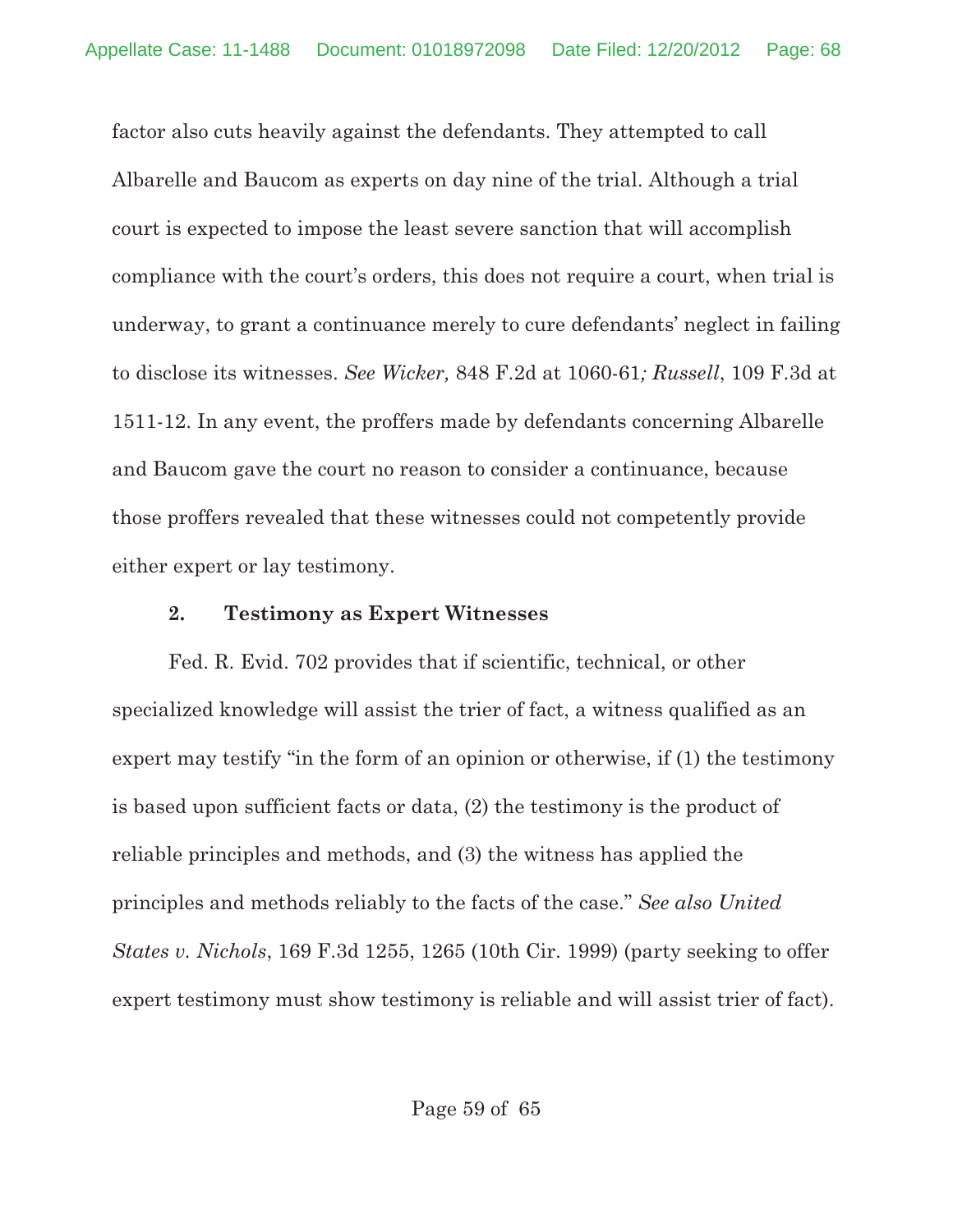factor also cuts heavily against the defendants. They attempted to call Albarelle and Baucom as experts on day nine of the trial. Although a trial court is expected to impose the least severe sanction that will accomplish compliance with the court's orders, this does not require a court, when trial is underway, to grant a continuance merely to cure defendants' neglect in failing to disclose its witnesses. *See Wicker,* 848 F.2d at 1060-61*; Russell*, 109 F.3d at 1511-12. In any event, the proffers made by defendants concerning Albarelle and Baucom gave the court no reason to consider a continuance, because those proffers revealed that these witnesses could not competently provide either expert or lay testimony.

**2. Testimony as Expert Witnesses**

Fed. R. Evid. 702 provides that if scientific, technical, or other specialized knowledge will assist the trier of fact, a witness qualified as an expert may testify "in the form of an opinion or otherwise, if (1) the testimony is based upon sufficient facts or data, (2) the testimony is the product of reliable principles and methods, and (3) the witness has applied the principles and methods reliably to the facts of the case." *See also United States v. Nichols*, 169 F.3d 1255, 1265 (10th Cir. 1999) (party seeking to offer expert testimony must show testimony is reliable and will assist trier of fact).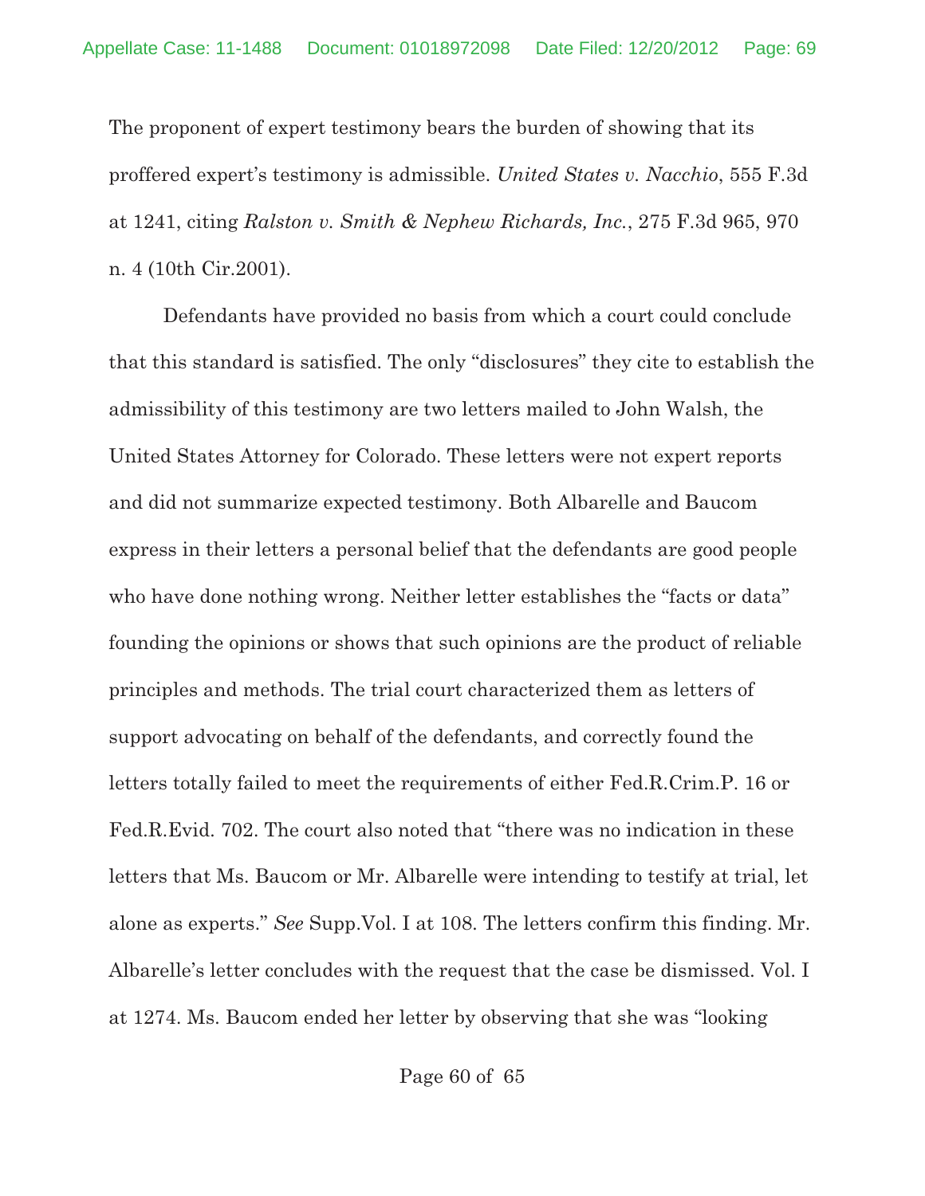The proponent of expert testimony bears the burden of showing that its proffered expert's testimony is admissible. *United States v. Nacchio*, 555 F.3d at 1241, citing *Ralston v. Smith & Nephew Richards, Inc.*, 275 F.3d 965, 970 n. 4 (10th Cir.2001).

Defendants have provided no basis from which a court could conclude that this standard is satisfied. The only "disclosures" they cite to establish the admissibility of this testimony are two letters mailed to John Walsh, the United States Attorney for Colorado. These letters were not expert reports and did not summarize expected testimony. Both Albarelle and Baucom express in their letters a personal belief that the defendants are good people who have done nothing wrong. Neither letter establishes the "facts or data" founding the opinions or shows that such opinions are the product of reliable principles and methods. The trial court characterized them as letters of support advocating on behalf of the defendants, and correctly found the letters totally failed to meet the requirements of either Fed.R.Crim.P. 16 or Fed.R.Evid. 702. The court also noted that "there was no indication in these letters that Ms. Baucom or Mr. Albarelle were intending to testify at trial, let alone as experts." *See* Supp.Vol. I at 108. The letters confirm this finding. Mr. Albarelle's letter concludes with the request that the case be dismissed. Vol. I at 1274. Ms. Baucom ended her letter by observing that she was "looking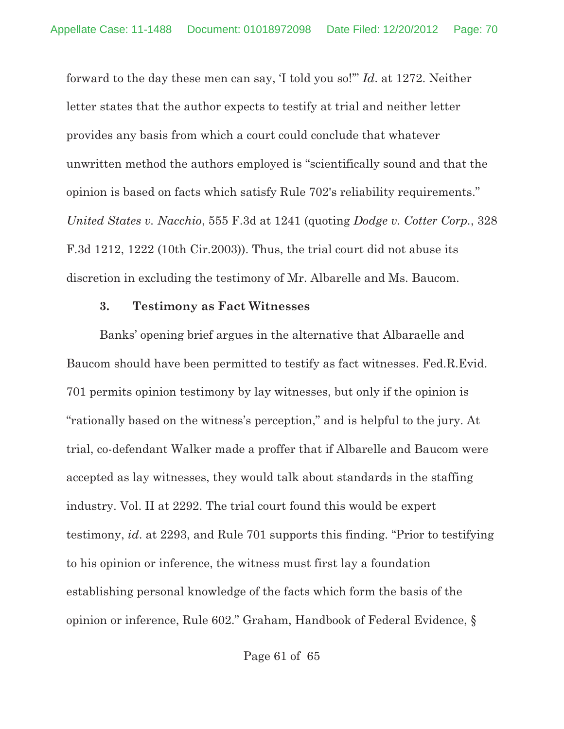forward to the day these men can say, 'I told you so!'" *Id*. at 1272. Neither letter states that the author expects to testify at trial and neither letter provides any basis from which a court could conclude that whatever unwritten method the authors employed is "scientifically sound and that the opinion is based on facts which satisfy Rule 702's reliability requirements." *United States v. Nacchio*, 555 F.3d at 1241 (quoting *Dodge v. Cotter Corp.*, 328 F.3d 1212, 1222 (10th Cir.2003)). Thus, the trial court did not abuse its discretion in excluding the testimony of Mr. Albarelle and Ms. Baucom.

### 3. Testimony as Fact Witnesses

Banks' opening brief argues in the alternative that Albaraelle and Baucom should have been permitted to testify as fact witnesses. Fed.R.Evid. 701 permits opinion testimony by lay witnesses, but only if the opinion is "rationally based on the witness's perception," and is helpful to the jury. At trial, co-defendant Walker made a proffer that if Albarelle and Baucom were accepted as lay witnesses, they would talk about standards in the staffing industry. Vol. II at 2292. The trial court found this would be expert testimony, *id*. at 2293, and Rule 701 supports this finding. "Prior to testifying to his opinion or inference, the witness must first lay a foundation establishing personal knowledge of the facts which form the basis of the opinion or inference, Rule 602." Graham, Handbook of Federal Evidence, §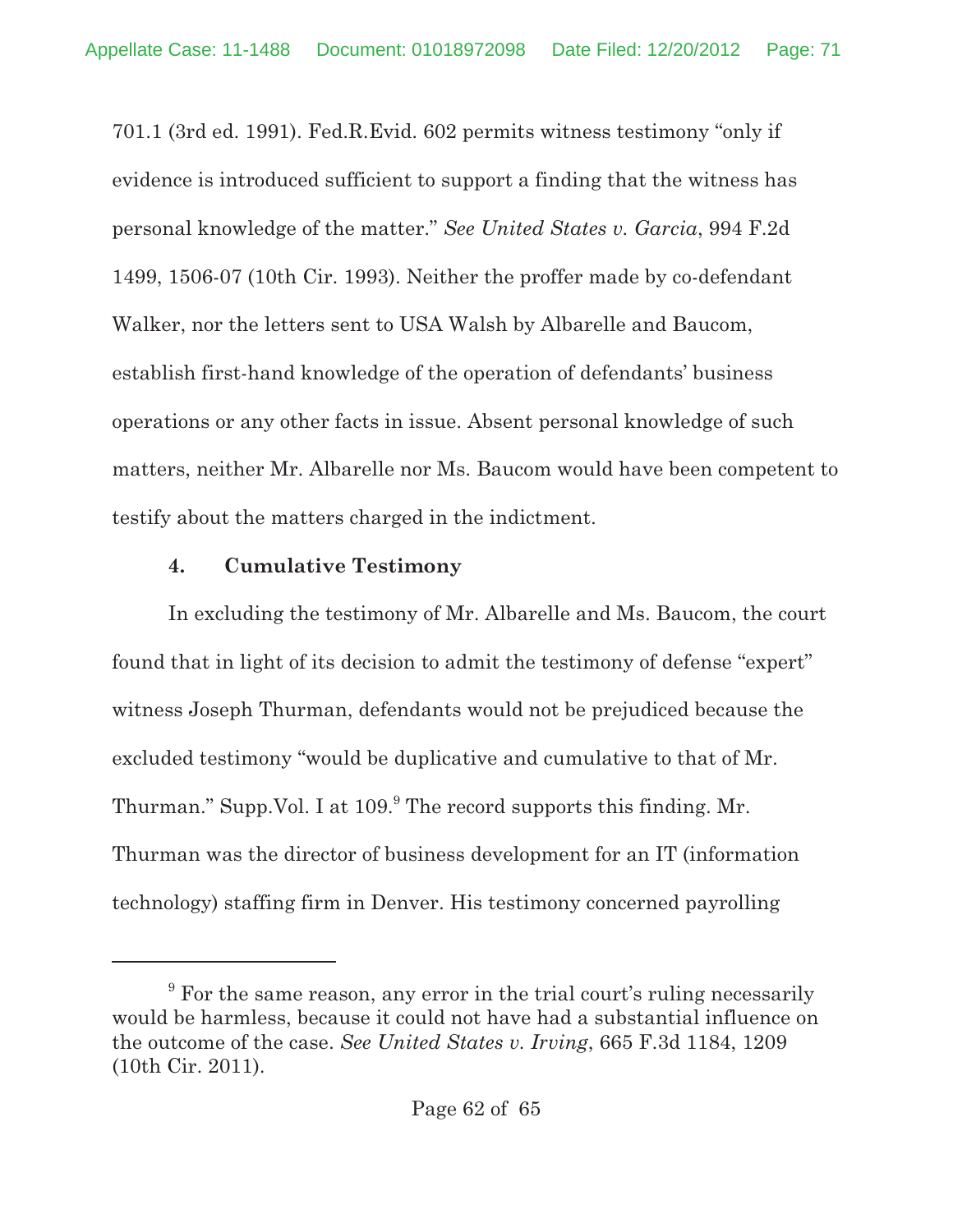701.1 (3rd ed. 1991). Fed.R.Evid. 602 permits witness testimony "only if evidence is introduced sufficient to support a finding that the witness has personal knowledge of the matter." *See United States v. Garcia*, 994 F.2d 1499, 1506-07 (10th Cir. 1993). Neither the proffer made by co-defendant Walker, nor the letters sent to USA Walsh by Albarelle and Baucom, establish first-hand knowledge of the operation of defendants' business operations or any other facts in issue. Absent personal knowledge of such matters, neither Mr. Albarelle nor Ms. Baucom would have been competent to testify about the matters charged in the indictment.

**4. Cumulative Testimony**

In excluding the testimony of Mr. Albarelle and Ms. Baucom, the court found that in light of its decision to admit the testimony of defense "expert" witness Joseph Thurman, defendants would not be prejudiced because the excluded testimony "would be duplicative and cumulative to that of Mr. Thurman." Supp.Vol. I at 109.[9] The record supports this finding. Mr. Thurman was the director of business development for an IT (information technology) staffing firm in Denver. His testimony concerned payrolling

[9] For the same reason, any error in the trial court's ruling necessarily would be harmless, because it could not have had a substantial influence on the outcome of the case. *See United States v. Irving*, 665 F.3d 1184, 1209 (10th Cir. 2011).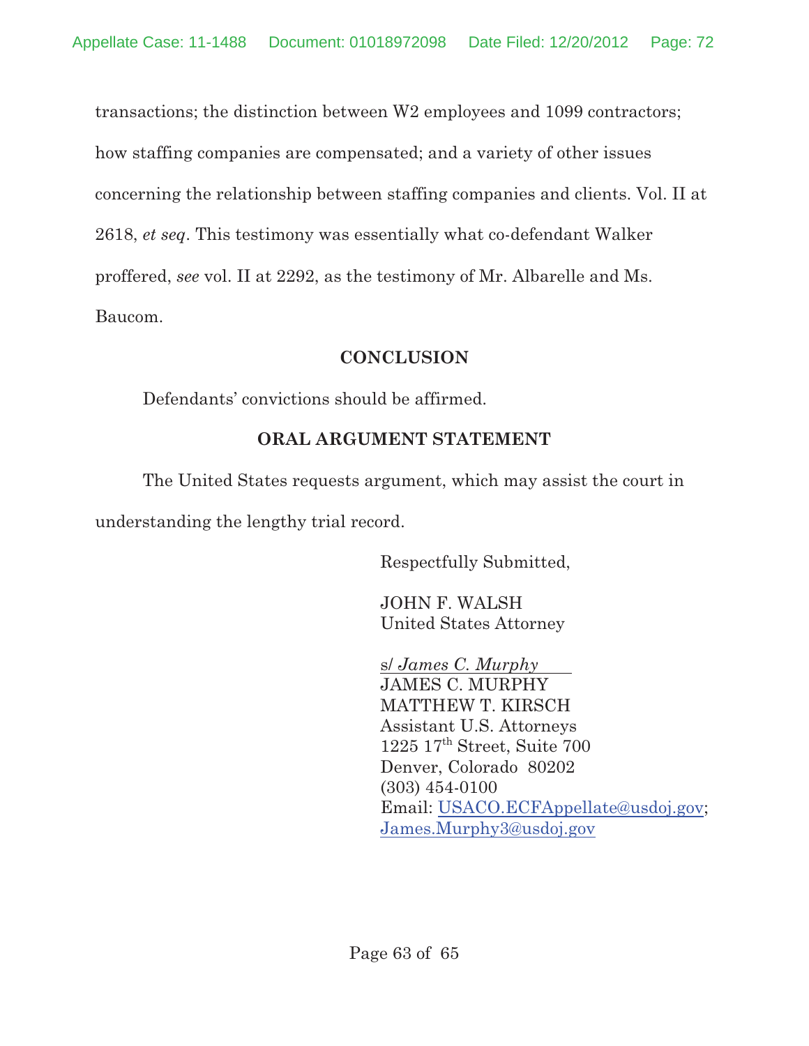transactions; the distinction between W2 employees and 1099 contractors; how staffing companies are compensated; and a variety of other issues concerning the relationship between staffing companies and clients. Vol. II at 2618, *et seq*. This testimony was essentially what co-defendant Walker proffered, *see* vol. II at 2292, as the testimony of Mr. Albarelle and Ms. Baucom.

## CONCLUSION

Defendants' convictions should be affirmed.

## ORAL ARGUMENT STATEMENT

The United States requests argument, which may assist the court in understanding the lengthy trial record.

Respectfully Submitted,

JOHN F. WALSH
United States Attorney

s/ *James C. Murphy*
JAMES C. MURPHY
MATTHEW T. KIRSCH
Assistant U.S. Attorneys
1225 17th Street, Suite 700
Denver, Colorado 80202
(303) 454-0100
Email: USACO.ECFAppellate@usdoj.gov;
James.Murphy3@usdoj.gov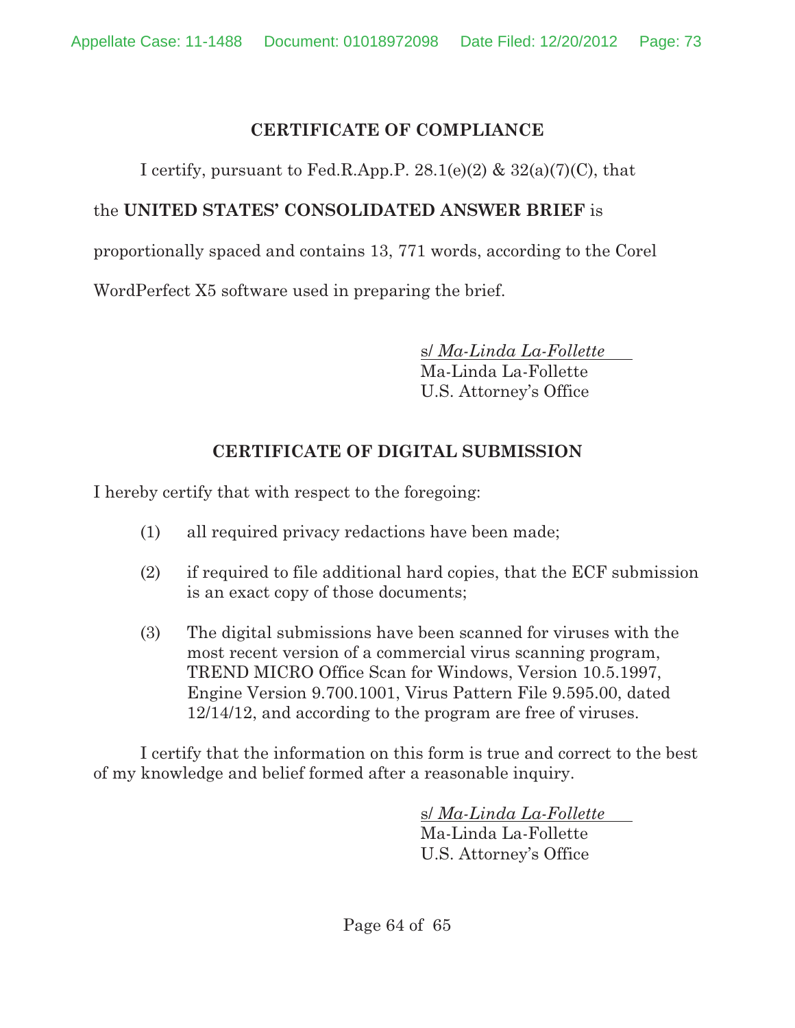## CERTIFICATE OF COMPLIANCE

I certify, pursuant to Fed.R.App.P. 28.1(e)(2) & 32(a)(7)(C), that the **UNITED STATES' CONSOLIDATED ANSWER BRIEF** is proportionally spaced and contains 13, 771 words, according to the Corel WordPerfect X5 software used in preparing the brief.

s/ *Ma-Linda La-Follette*
Ma-Linda La-Follette
U.S. Attorney's Office

## CERTIFICATE OF DIGITAL SUBMISSION

I hereby certify that with respect to the foregoing:

(1) all required privacy redactions have been made;

(2) if required to file additional hard copies, that the ECF submission is an exact copy of those documents;

(3) The digital submissions have been scanned for viruses with the most recent version of a commercial virus scanning program, TREND MICRO Office Scan for Windows, Version 10.5.1997, Engine Version 9.700.1001, Virus Pattern File 9.595.00, dated 12/14/12, and according to the program are free of viruses.

I certify that the information on this form is true and correct to the best of my knowledge and belief formed after a reasonable inquiry.

s/ *Ma-Linda La-Follette*
Ma-Linda La-Follette
U.S. Attorney's Office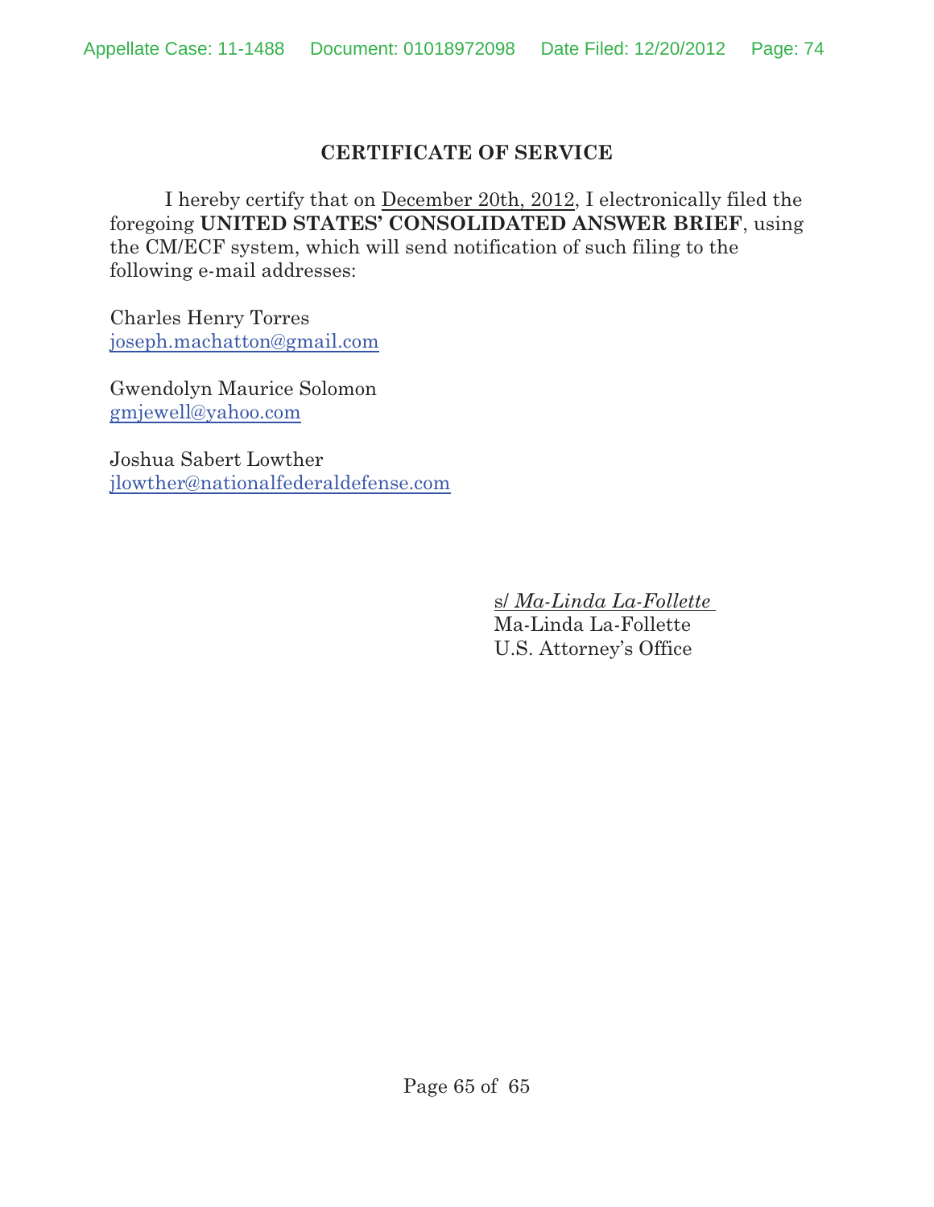## CERTIFICATE OF SERVICE

I hereby certify that on December 20th, 2012, I electronically filed the foregoing **UNITED STATES' CONSOLIDATED ANSWER BRIEF**, using the CM/ECF system, which will send notification of such filing to the following e-mail addresses:

Charles Henry Torres
joseph.machatton@gmail.com

Gwendolyn Maurice Solomon
gmjewell@yahoo.com

Joshua Sabert Lowther
jlowther@nationalfederaldefense.com

s/ *Ma-Linda La-Follette*
Ma-Linda La-Follette
U.S. Attorney's Office